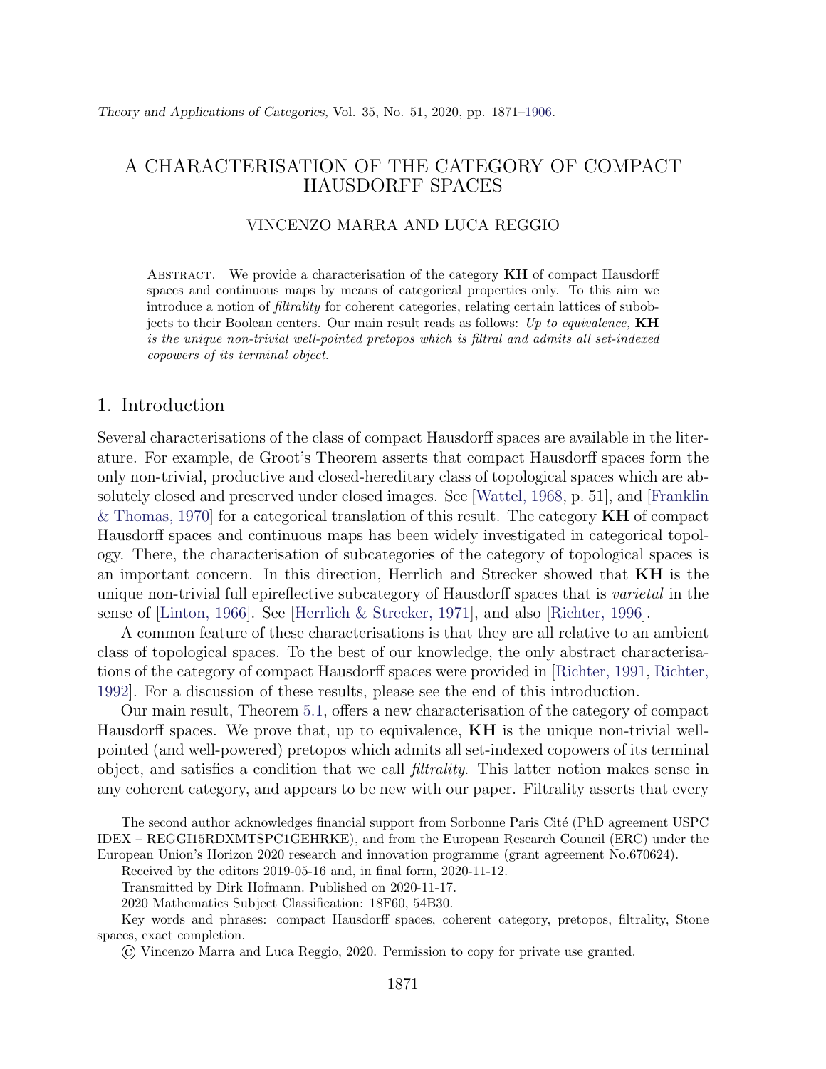# A CHARACTERISATION OF THE CATEGORY OF COMPACT HAUSDORFF SPACES

VINCENZO MARRA AND LUCA REGGIO

Abstract. We provide a characterisation of the category **KH** of compact Hausdorff spaces and continuous maps by means of categorical properties only. To this aim we introduce a notion of *filtrality* for coherent categories, relating certain lattices of subobjects to their Boolean centers. Our main result reads as follows: *Up to equivalence,* **KH** *is the unique non-trivial well-pointed pretopos which is filtral and admits all set-indexed copowers of its terminal object.*

## 1. Introduction

Several characterisations of the class of compact Hausdorff spaces are available in the literature. For example, de Groot's Theorem asserts that compact Hausdorff spaces form the only non-trivial, productive and closed-hereditary class of topological spaces which are absolutely closed and preserved under closed images. See [Wattel, 1968, p. 51], and [Franklin & Thomas, 1970] for a categorical translation of this result. The category **KH** of compact Hausdorff spaces and continuous maps has been widely investigated in categorical topology. There, the characterisation of subcategories of the category of topological spaces is an important concern. In this direction, Herrlich and Strecker showed that **KH** is the unique non-trivial full epireflective subcategory of Hausdorff spaces that is *varietal* in the sense of [Linton, 1966]. See [Herrlich & Strecker, 1971], and also [Richter, 1996].

A common feature of these characterisations is that they are all relative to an ambient class of topological spaces. To the best of our knowledge, the only abstract characterisations of the category of compact Hausdorff spaces were provided in [Richter, 1991, Richter, 1992]. For a discussion of these results, please see the end of this introduction.

Our main result, Theorem 5.1, offers a new characterisation of the category of compact Hausdorff spaces. We prove that, up to equivalence, **KH** is the unique non-trivial well-pointed (and well-powered) pretopos which admits all set-indexed copowers of its terminal object, and satisfies a condition that we call *filtrality*. This latter notion makes sense in any coherent category, and appears to be new with our paper. Filtrality asserts that every

---

The second author acknowledges financial support from Sorbonne Paris Cité (PhD agreement USPC IDEX – REGGI15RDXMTSPC1GEHRKE), and from the European Research Council (ERC) under the European Union's Horizon 2020 research and innovation programme (grant agreement No.670624).

Received by the editors 2019-05-16 and, in final form, 2020-11-12.

Transmitted by Dirk Hofmann. Published on 2020-11-17.

2020 Mathematics Subject Classification: 18F60, 54B30.

Key words and phrases: compact Hausdorff spaces, coherent category, pretopos, filtrality, Stone spaces, exact completion.

© Vincenzo Marra and Luca Reggio, 2020. Permission to copy for private use granted.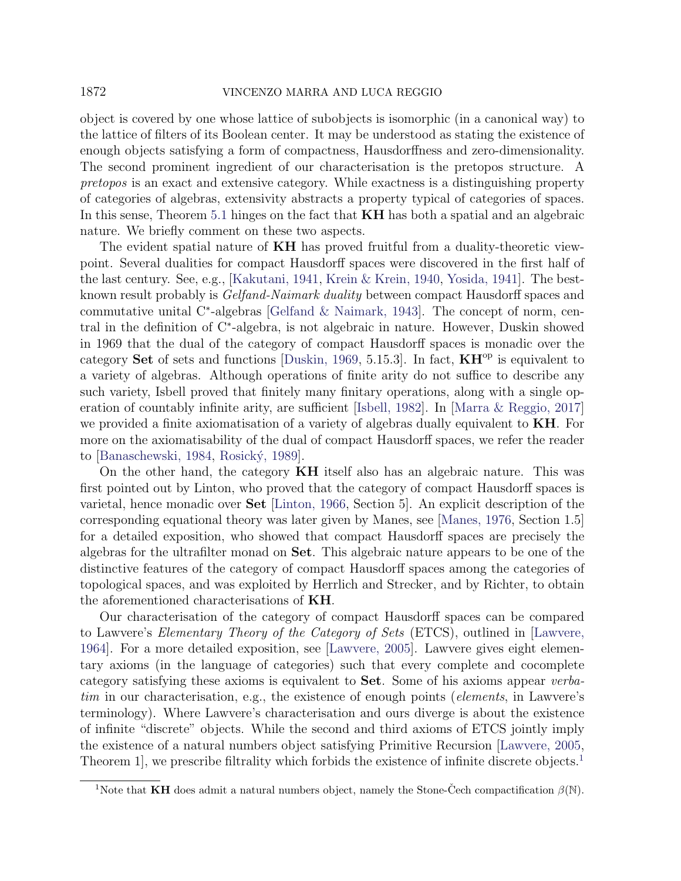object is covered by one whose lattice of subobjects is isomorphic (in a canonical way) to the lattice of filters of its Boolean center. It may be understood as stating the existence of enough objects satisfying a form of compactness, Hausdorffness and zero-dimensionality. The second prominent ingredient of our characterisation is the pretopos structure. A *pretopos* is an exact and extensive category. While exactness is a distinguishing property of categories of algebras, extensivity abstracts a property typical of categories of spaces. In this sense, Theorem 5.1 hinges on the fact that **KH** has both a spatial and an algebraic nature. We briefly comment on these two aspects.

The evident spatial nature of **KH** has proved fruitful from a duality-theoretic viewpoint. Several dualities for compact Hausdorff spaces were discovered in the first half of the last century. See, e.g., [Kakutani, 1941, Krein & Krein, 1940, Yosida, 1941]. The best-known result probably is *Gelfand-Naimark duality* between compact Hausdorff spaces and commutative unital C$^*$-algebras [Gelfand & Naimark, 1943]. The concept of norm, central in the definition of C$^*$-algebra, is not algebraic in nature. However, Duskin showed in 1969 that the dual of the category of compact Hausdorff spaces is monadic over the category **Set** of sets and functions [Duskin, 1969, 5.15.3]. In fact, $\mathbf{KH}^{\mathrm{op}}$ is equivalent to a variety of algebras. Although operations of finite arity do not suffice to describe any such variety, Isbell proved that finitely many finitary operations, along with a single operation of countably infinite arity, are sufficient [Isbell, 1982]. In [Marra & Reggio, 2017] we provided a finite axiomatisation of a variety of algebras dually equivalent to **KH**. For more on the axiomatisability of the dual of compact Hausdorff spaces, we refer the reader to [Banaschewski, 1984, Rosický, 1989].

On the other hand, the category **KH** itself also has an algebraic nature. This was first pointed out by Linton, who proved that the category of compact Hausdorff spaces is varietal, hence monadic over **Set** [Linton, 1966, Section 5]. An explicit description of the corresponding equational theory was later given by Manes, see [Manes, 1976, Section 1.5] for a detailed exposition, who showed that compact Hausdorff spaces are precisely the algebras for the ultrafilter monad on **Set**. This algebraic nature appears to be one of the distinctive features of the category of compact Hausdorff spaces among the categories of topological spaces, and was exploited by Herrlich and Strecker, and by Richter, to obtain the aforementioned characterisations of **KH**.

Our characterisation of the category of compact Hausdorff spaces can be compared to Lawvere's *Elementary Theory of the Category of Sets* (ETCS), outlined in [Lawvere, 1964]. For a more detailed exposition, see [Lawvere, 2005]. Lawvere gives eight elementary axioms (in the language of categories) such that every complete and cocomplete category satisfying these axioms is equivalent to **Set**. Some of his axioms appear *verbatim* in our characterisation, e.g., the existence of enough points (*elements*, in Lawvere's terminology). Where Lawvere's characterisation and ours diverge is about the existence of infinite "discrete" objects. While the second and third axioms of ETCS jointly imply the existence of a natural numbers object satisfying Primitive Recursion [Lawvere, 2005, Theorem 1], we prescribe filtrality which forbids the existence of infinite discrete objects.[1]

[1] Note that **KH** does admit a natural numbers object, namely the Stone-Čech compactification $\beta(\mathbb{N})$.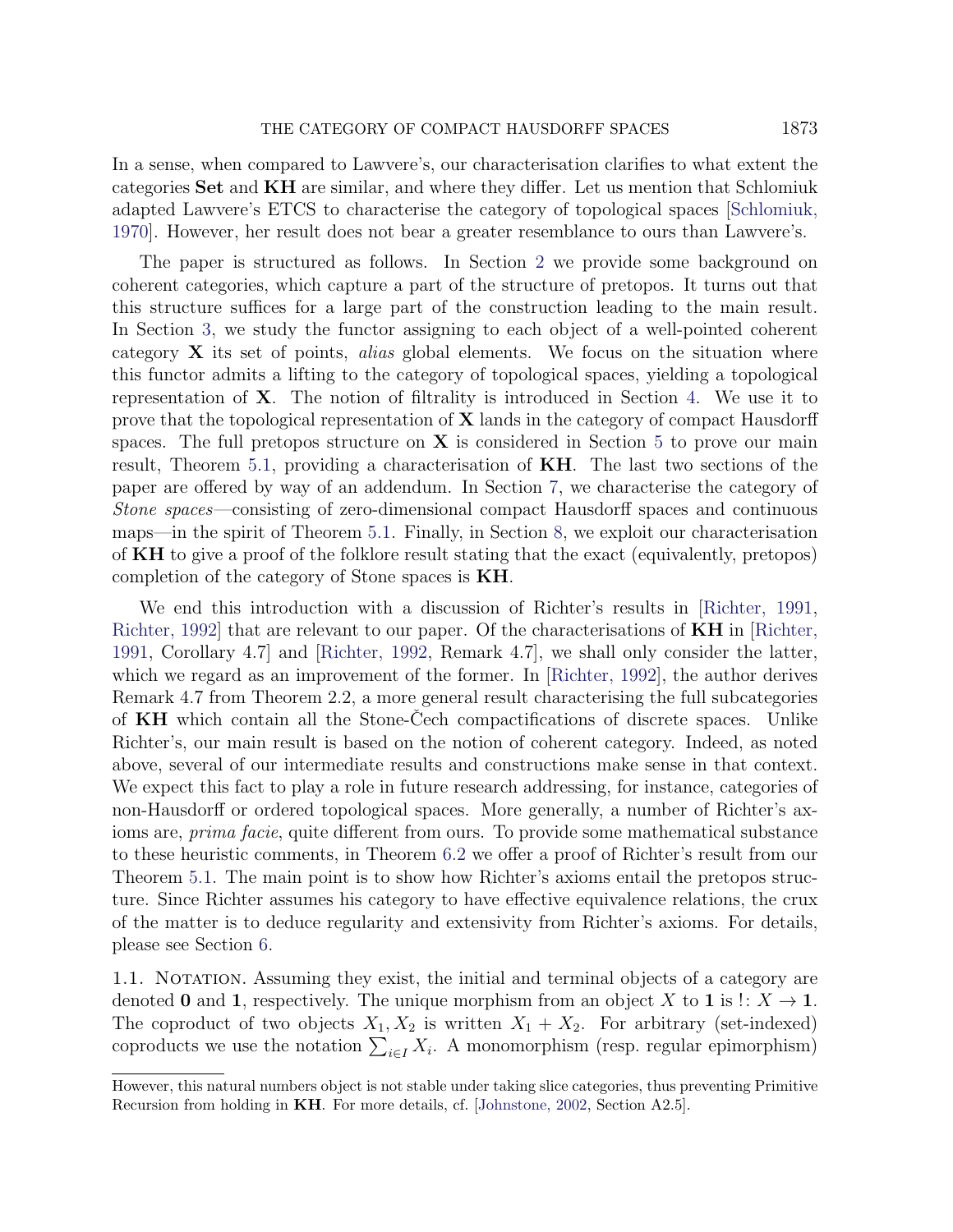In a sense, when compared to Lawvere's, our characterisation clarifies to what extent the categories **Set** and **KH** are similar, and where they differ. Let us mention that Schlomiuk adapted Lawvere's ETCS to characterise the category of topological spaces [Schlomiuk, 1970]. However, her result does not bear a greater resemblance to ours than Lawvere's.

The paper is structured as follows. In Section 2 we provide some background on coherent categories, which capture a part of the structure of pretopos. It turns out that this structure suffices for a large part of the construction leading to the main result. In Section 3, we study the functor assigning to each object of a well-pointed coherent category $\mathbf{X}$ its set of points, *alias* global elements. We focus on the situation where this functor admits a lifting to the category of topological spaces, yielding a topological representation of $\mathbf{X}$. The notion of filtrality is introduced in Section 4. We use it to prove that the topological representation of $\mathbf{X}$ lands in the category of compact Hausdorff spaces. The full pretopos structure on $\mathbf{X}$ is considered in Section 5 to prove our main result, Theorem 5.1, providing a characterisation of **KH**. The last two sections of the paper are offered by way of an addendum. In Section 7, we characterise the category of *Stone spaces*—consisting of zero-dimensional compact Hausdorff spaces and continuous maps—in the spirit of Theorem 5.1. Finally, in Section 8, we exploit our characterisation of **KH** to give a proof of the folklore result stating that the exact (equivalently, pretopos) completion of the category of Stone spaces is **KH**.

We end this introduction with a discussion of Richter's results in [Richter, 1991, Richter, 1992] that are relevant to our paper. Of the characterisations of **KH** in [Richter, 1991, Corollary 4.7] and [Richter, 1992, Remark 4.7], we shall only consider the latter, which we regard as an improvement of the former. In [Richter, 1992], the author derives Remark 4.7 from Theorem 2.2, a more general result characterising the full subcategories of **KH** which contain all the Stone-Čech compactifications of discrete spaces. Unlike Richter's, our main result is based on the notion of coherent category. Indeed, as noted above, several of our intermediate results and constructions make sense in that context. We expect this fact to play a role in future research addressing, for instance, categories of non-Hausdorff or ordered topological spaces. More generally, a number of Richter's axioms are, *prima facie*, quite different from ours. To provide some mathematical substance to these heuristic comments, in Theorem 6.2 we offer a proof of Richter's result from our Theorem 5.1. The main point is to show how Richter's axioms entail the pretopos structure. Since Richter assumes his category to have effective equivalence relations, the crux of the matter is to deduce regularity and extensivity from Richter's axioms. For details, please see Section 6.

1.1. Notation. Assuming they exist, the initial and terminal objects of a category are denoted $\mathbf{0}$ and $\mathbf{1}$, respectively. The unique morphism from an object $X$ to $\mathbf{1}$ is $!\colon X \to \mathbf{1}$. The coproduct of two objects $X_1, X_2$ is written $X_1 + X_2$. For arbitrary (set-indexed) coproducts we use the notation $\sum_{i\in I} X_i$. A monomorphism (resp. regular epimorphism)

However, this natural numbers object is not stable under taking slice categories, thus preventing Primitive Recursion from holding in **KH**. For more details, cf. [Johnstone, 2002, Section A2.5].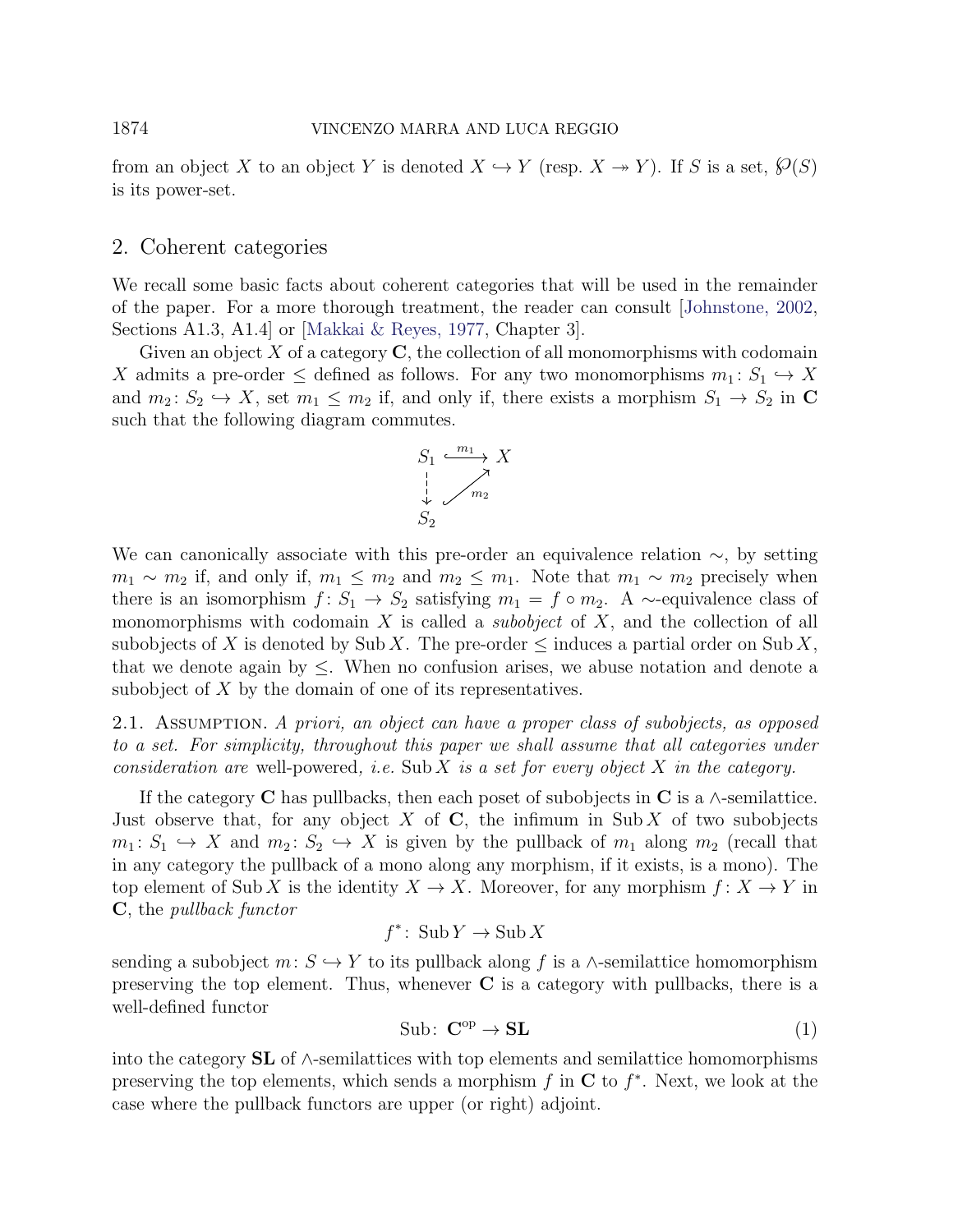from an object $X$ to an object $Y$ is denoted $X \hookrightarrow Y$ (resp. $X \twoheadrightarrow Y$). If $S$ is a set, $\wp(S)$ is its power-set.

## 2. Coherent categories

We recall some basic facts about coherent categories that will be used in the remainder of the paper. For a more thorough treatment, the reader can consult [Johnstone, 2002, Sections A1.3, A1.4] or [Makkai & Reyes, 1977, Chapter 3].

Given an object $X$ of a category $\mathbf{C}$, the collection of all monomorphisms with codomain $X$ admits a pre-order $\leq$ defined as follows. For any two monomorphisms $m_1 \colon S_1 \hookrightarrow X$ and $m_2 \colon S_2 \hookrightarrow X$, set $m_1 \leq m_2$ if, and only if, there exists a morphism $S_1 \to S_2$ in $\mathbf{C}$ such that the following diagram commutes.

$$\begin{array}{ccc} S_1 & \xhookrightarrow{m_1} & X \\ \downarrow & \nearrow_{m_2} & \\ S_2 & & \end{array}$$

We can canonically associate with this pre-order an equivalence relation $\sim$, by setting $m_1 \sim m_2$ if, and only if, $m_1 \leq m_2$ and $m_2 \leq m_1$. Note that $m_1 \sim m_2$ precisely when there is an isomorphism $f \colon S_1 \to S_2$ satisfying $m_1 = f \circ m_2$. A $\sim$-equivalence class of monomorphisms with codomain $X$ is called a *subobject* of $X$, and the collection of all subobjects of $X$ is denoted by $\operatorname{Sub} X$. The pre-order $\leq$ induces a partial order on $\operatorname{Sub} X$, that we denote again by $\leq$. When no confusion arises, we abuse notation and denote a subobject of $X$ by the domain of one of its representatives.

2.1. Assumption. *A priori, an object can have a proper class of subobjects, as opposed to a set. For simplicity, throughout this paper we shall assume that all categories under consideration are* well-powered, *i.e.* $\operatorname{Sub} X$ *is a set for every object* $X$ *in the category.*

If the category $\mathbf{C}$ has pullbacks, then each poset of subobjects in $\mathbf{C}$ is a $\wedge$-semilattice. Just observe that, for any object $X$ of $\mathbf{C}$, the infimum in $\operatorname{Sub} X$ of two subobjects $m_1 \colon S_1 \hookrightarrow X$ and $m_2 \colon S_2 \hookrightarrow X$ is given by the pullback of $m_1$ along $m_2$ (recall that in any category the pullback of a mono along any morphism, if it exists, is a mono). The top element of $\operatorname{Sub} X$ is the identity $X \to X$. Moreover, for any morphism $f \colon X \to Y$ in $\mathbf{C}$, the *pullback functor*

$$f^* \colon \operatorname{Sub} Y \to \operatorname{Sub} X$$

sending a subobject $m \colon S \hookrightarrow Y$ to its pullback along $f$ is a $\wedge$-semilattice homomorphism preserving the top element. Thus, whenever $\mathbf{C}$ is a category with pullbacks, there is a well-defined functor

$$\operatorname{Sub} \colon \mathbf{C}^{\mathrm{op}} \to \mathbf{SL} \tag{1}$$

into the category $\mathbf{SL}$ of $\wedge$-semilattices with top elements and semilattice homomorphisms preserving the top elements, which sends a morphism $f$ in $\mathbf{C}$ to $f^*$. Next, we look at the case where the pullback functors are upper (or right) adjoint.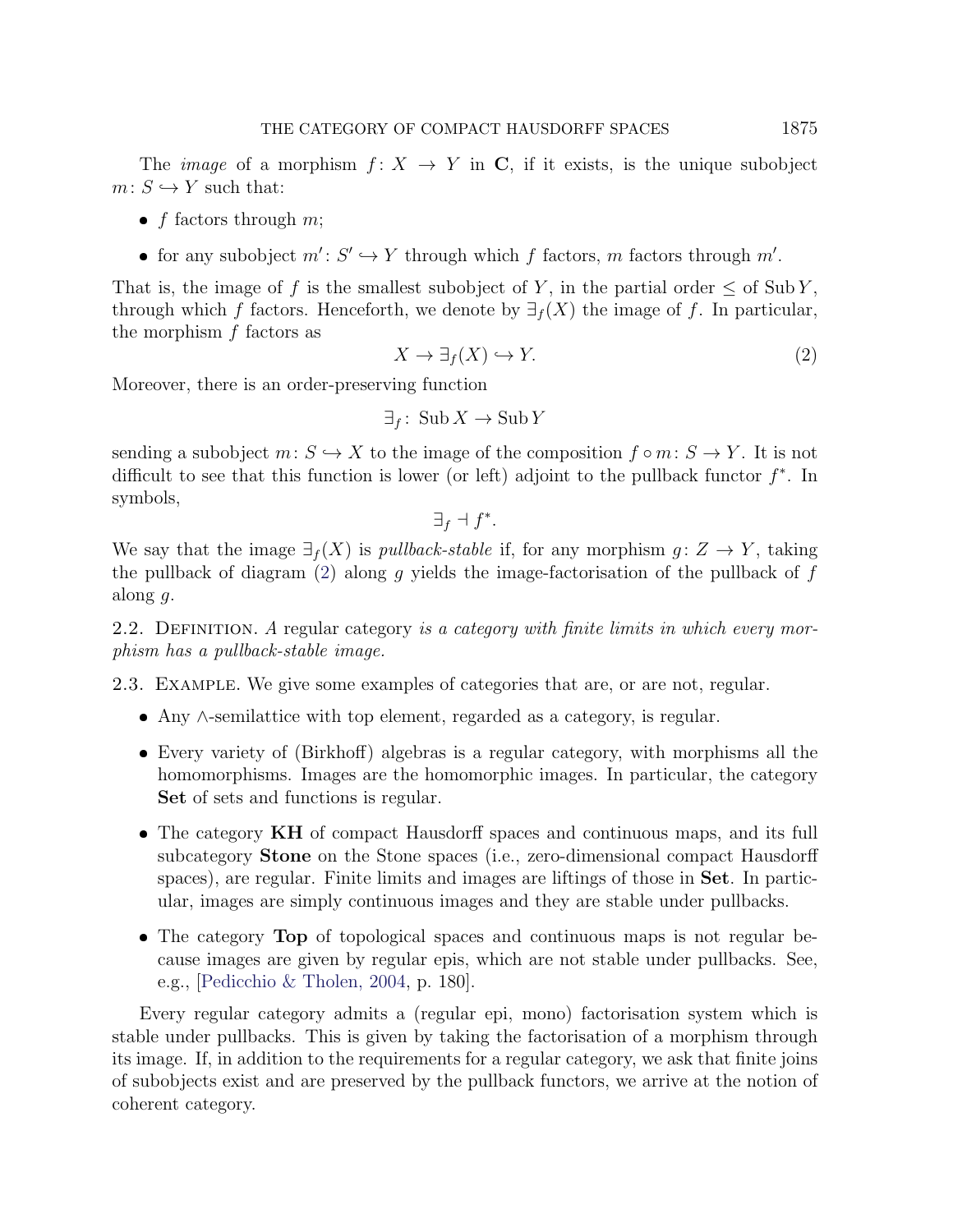The *image* of a morphism $f\colon X \to Y$ in $\mathbf{C}$, if it exists, is the unique subobject $m\colon S \hookrightarrow Y$ such that:

- $f$ factors through $m$;
- for any subobject $m'\colon S' \hookrightarrow Y$ through which $f$ factors, $m$ factors through $m'$.

That is, the image of $f$ is the smallest subobject of $Y$, in the partial order $\leq$ of $\operatorname{Sub} Y$, through which $f$ factors. Henceforth, we denote by $\exists_f(X)$ the image of $f$. In particular, the morphism $f$ factors as

$$X \to \exists_f(X) \hookrightarrow Y. \tag{2}$$

Moreover, there is an order-preserving function

$$\exists_f\colon \operatorname{Sub} X \to \operatorname{Sub} Y$$

sending a subobject $m\colon S \hookrightarrow X$ to the image of the composition $f \circ m\colon S \to Y$. It is not difficult to see that this function is lower (or left) adjoint to the pullback functor $f^*$. In symbols,

$$\exists_f \dashv f^*.$$

We say that the image $\exists_f(X)$ is *pullback-stable* if, for any morphism $g\colon Z \to Y$, taking the pullback of diagram (2) along $g$ yields the image-factorisation of the pullback of $f$ along $g$.

2.2. Definition. *A* regular category *is a category with finite limits in which every morphism has a pullback-stable image.*

2.3. Example. We give some examples of categories that are, or are not, regular.

- Any $\wedge$-semilattice with top element, regarded as a category, is regular.
- Every variety of (Birkhoff) algebras is a regular category, with morphisms all the homomorphisms. Images are the homomorphic images. In particular, the category **Set** of sets and functions is regular.
- The category **KH** of compact Hausdorff spaces and continuous maps, and its full subcategory **Stone** on the Stone spaces (i.e., zero-dimensional compact Hausdorff spaces), are regular. Finite limits and images are liftings of those in **Set**. In particular, images are simply continuous images and they are stable under pullbacks.
- The category **Top** of topological spaces and continuous maps is not regular because images are given by regular epis, which are not stable under pullbacks. See, e.g., [Pedicchio & Tholen, 2004, p. 180].

Every regular category admits a (regular epi, mono) factorisation system which is stable under pullbacks. This is given by taking the factorisation of a morphism through its image. If, in addition to the requirements for a regular category, we ask that finite joins of subobjects exist and are preserved by the pullback functors, we arrive at the notion of coherent category.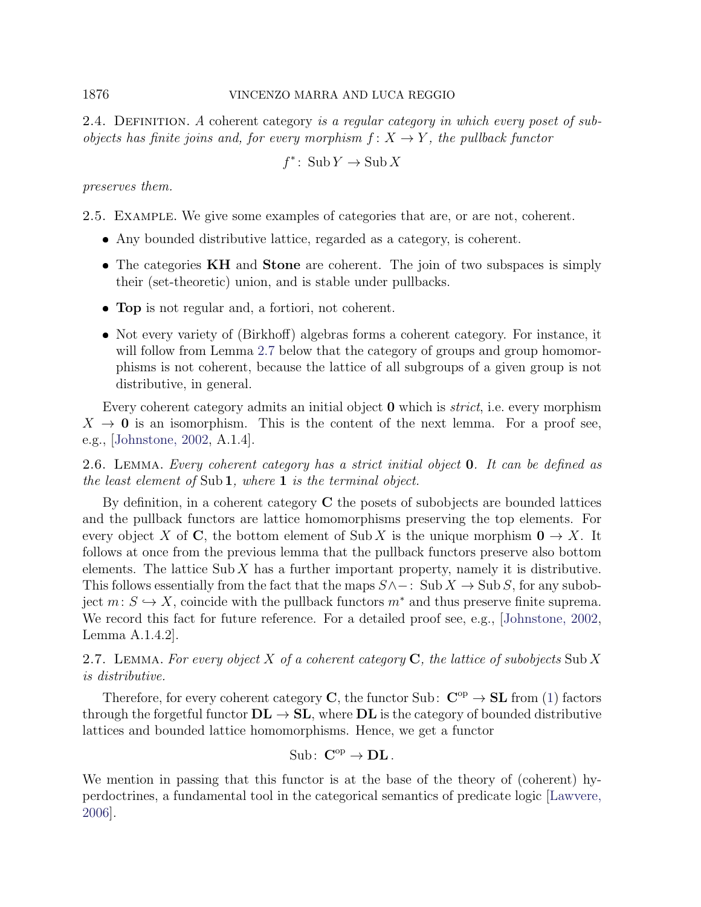2.4. Definition. *A* coherent category *is a regular category in which every poset of subobjects has finite joins and, for every morphism $f\colon X \to Y$, the pullback functor*

$$f^*\colon \operatorname{Sub} Y \to \operatorname{Sub} X$$

*preserves them.*

2.5. Example. We give some examples of categories that are, or are not, coherent.

- Any bounded distributive lattice, regarded as a category, is coherent.
- The categories **KH** and **Stone** are coherent. The join of two subspaces is simply their (set-theoretic) union, and is stable under pullbacks.
- **Top** is not regular and, a fortiori, not coherent.
- Not every variety of (Birkhoff) algebras forms a coherent category. For instance, it will follow from Lemma 2.7 below that the category of groups and group homomorphisms is not coherent, because the lattice of all subgroups of a given group is not distributive, in general.

Every coherent category admits an initial object $\mathbf{0}$ which is *strict*, i.e. every morphism $X \to \mathbf{0}$ is an isomorphism. This is the content of the next lemma. For a proof see, e.g., [Johnstone, 2002, A.1.4].

2.6. Lemma. *Every coherent category has a strict initial object $\mathbf{0}$. It can be defined as the least element of $\operatorname{Sub}\mathbf{1}$, where $\mathbf{1}$ is the terminal object.*

By definition, in a coherent category $\mathbf{C}$ the posets of subobjects are bounded lattices and the pullback functors are lattice homomorphisms preserving the top elements. For every object $X$ of $\mathbf{C}$, the bottom element of $\operatorname{Sub} X$ is the unique morphism $\mathbf{0} \to X$. It follows at once from the previous lemma that the pullback functors preserve also bottom elements. The lattice $\operatorname{Sub} X$ has a further important property, namely it is distributive. This follows essentially from the fact that the maps $S\wedge -\colon \operatorname{Sub} X \to \operatorname{Sub} S$, for any subobject $m\colon S \hookrightarrow X$, coincide with the pullback functors $m^*$ and thus preserve finite suprema. We record this fact for future reference. For a detailed proof see, e.g., [Johnstone, 2002, Lemma A.1.4.2].

2.7. Lemma. *For every object $X$ of a coherent category $\mathbf{C}$, the lattice of subobjects $\operatorname{Sub} X$ is distributive.*

Therefore, for every coherent category $\mathbf{C}$, the functor $\operatorname{Sub}\colon \mathbf{C}^{\mathrm{op}} \to \mathbf{SL}$ from (1) factors through the forgetful functor $\mathbf{DL} \to \mathbf{SL}$, where $\mathbf{DL}$ is the category of bounded distributive lattices and bounded lattice homomorphisms. Hence, we get a functor

$$\operatorname{Sub}\colon \mathbf{C}^{\mathrm{op}} \to \mathbf{DL}\,.$$

We mention in passing that this functor is at the base of the theory of (coherent) hyperdoctrines, a fundamental tool in the categorical semantics of predicate logic [Lawvere, 2006].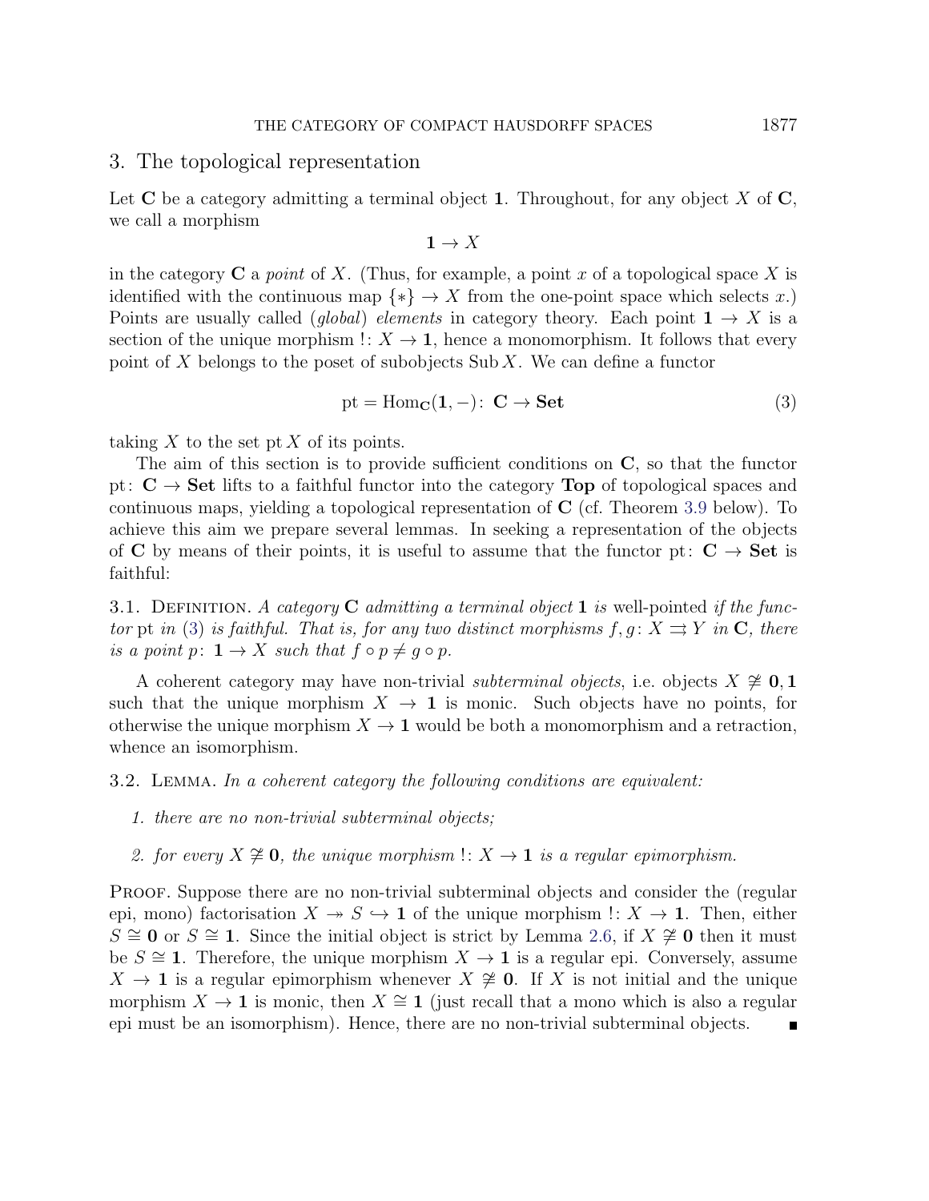## 3. The topological representation

Let $\mathbf{C}$ be a category admitting a terminal object $\mathbf{1}$. Throughout, for any object $X$ of $\mathbf{C}$, we call a morphism

$$\mathbf{1} \to X$$

in the category $\mathbf{C}$ a *point* of $X$. (Thus, for example, a point $x$ of a topological space $X$ is identified with the continuous map $\{*\} \to X$ from the one-point space which selects $x$.) Points are usually called (*global*) *elements* in category theory. Each point $\mathbf{1} \to X$ is a section of the unique morphism $!\colon X \to \mathbf{1}$, hence a monomorphism. It follows that every point of $X$ belongs to the poset of subobjects $\operatorname{Sub} X$. We can define a functor

$$\mathrm{pt} = \mathrm{Hom}_{\mathbf{C}}(\mathbf{1}, -)\colon\ \mathbf{C} \to \mathbf{Set} \tag{3}$$

taking $X$ to the set $\mathrm{pt}\, X$ of its points.

The aim of this section is to provide sufficient conditions on $\mathbf{C}$, so that the functor $\mathrm{pt}\colon\ \mathbf{C} \to \mathbf{Set}$ lifts to a faithful functor into the category $\mathbf{Top}$ of topological spaces and continuous maps, yielding a topological representation of $\mathbf{C}$ (cf. Theorem 3.9 below). To achieve this aim we prepare several lemmas. In seeking a representation of the objects of $\mathbf{C}$ by means of their points, it is useful to assume that the functor $\mathrm{pt}\colon\ \mathbf{C} \to \mathbf{Set}$ is faithful:

3.1. Definition. *A category $\mathbf{C}$ admitting a terminal object $\mathbf{1}$ is* well-pointed *if the functor $\mathrm{pt}$ in (3) is faithful. That is, for any two distinct morphisms $f, g\colon X \rightrightarrows Y$ in $\mathbf{C}$, there is a point $p\colon\ \mathbf{1} \to X$ such that $f \circ p \neq g \circ p$.*

A coherent category may have non-trivial *subterminal objects*, i.e. objects $X \ncong \mathbf{0}, \mathbf{1}$ such that the unique morphism $X \to \mathbf{1}$ is monic. Such objects have no points, for otherwise the unique morphism $X \to \mathbf{1}$ would be both a monomorphism and a retraction, whence an isomorphism.

3.2. Lemma. *In a coherent category the following conditions are equivalent:*

1. *there are no non-trivial subterminal objects;*
2. *for every $X \ncong \mathbf{0}$, the unique morphism $!\colon X \to \mathbf{1}$ is a regular epimorphism.*

Proof. Suppose there are no non-trivial subterminal objects and consider the (regular epi, mono) factorisation $X \twoheadrightarrow S \hookrightarrow \mathbf{1}$ of the unique morphism $!\colon X \to \mathbf{1}$. Then, either $S \cong \mathbf{0}$ or $S \cong \mathbf{1}$. Since the initial object is strict by Lemma 2.6, if $X \ncong \mathbf{0}$ then it must be $S \cong \mathbf{1}$. Therefore, the unique morphism $X \to \mathbf{1}$ is a regular epi. Conversely, assume $X \to \mathbf{1}$ is a regular epimorphism whenever $X \ncong \mathbf{0}$. If $X$ is not initial and the unique morphism $X \to \mathbf{1}$ is monic, then $X \cong \mathbf{1}$ (just recall that a mono which is also a regular epi must be an isomorphism). Hence, there are no non-trivial subterminal objects. ∎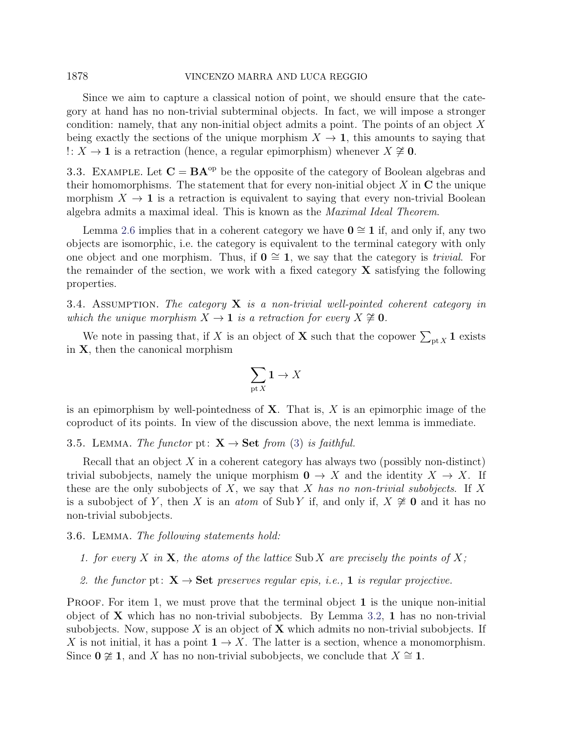Since we aim to capture a classical notion of point, we should ensure that the category at hand has no non-trivial subterminal objects. In fact, we will impose a stronger condition: namely, that any non-initial object admits a point. The points of an object $X$ being exactly the sections of the unique morphism $X \to \mathbf{1}$, this amounts to saying that $!\colon X \to \mathbf{1}$ is a retraction (hence, a regular epimorphism) whenever $X \ncong \mathbf{0}$.

3.3. Example. Let $\mathbf{C} = \mathbf{BA}^{\mathrm{op}}$ be the opposite of the category of Boolean algebras and their homomorphisms. The statement that for every non-initial object $X$ in $\mathbf{C}$ the unique morphism $X \to \mathbf{1}$ is a retraction is equivalent to saying that every non-trivial Boolean algebra admits a maximal ideal. This is known as the *Maximal Ideal Theorem*.

Lemma 2.6 implies that in a coherent category we have $\mathbf{0} \cong \mathbf{1}$ if, and only if, any two objects are isomorphic, i.e. the category is equivalent to the terminal category with only one object and one morphism. Thus, if $\mathbf{0} \cong \mathbf{1}$, we say that the category is *trivial*. For the remainder of the section, we work with a fixed category $\mathbf{X}$ satisfying the following properties.

3.4. Assumption. *The category $\mathbf{X}$ is a non-trivial well-pointed coherent category in which the unique morphism $X \to \mathbf{1}$ is a retraction for every $X \ncong \mathbf{0}$.*

We note in passing that, if $X$ is an object of $\mathbf{X}$ such that the copower $\sum_{\mathrm{pt}\, X} \mathbf{1}$ exists in $\mathbf{X}$, then the canonical morphism

$$\sum_{\mathrm{pt}\, X} \mathbf{1} \to X$$

is an epimorphism by well-pointedness of $\mathbf{X}$. That is, $X$ is an epimorphic image of the coproduct of its points. In view of the discussion above, the next lemma is immediate.

3.5. Lemma. *The functor* $\mathrm{pt}\colon \mathbf{X} \to \mathbf{Set}$ *from* (3) *is faithful.*

Recall that an object $X$ in a coherent category has always two (possibly non-distinct) trivial subobjects, namely the unique morphism $\mathbf{0} \to X$ and the identity $X \to X$. If these are the only subobjects of $X$, we say that $X$ *has no non-trivial subobjects*. If $X$ is a subobject of $Y$, then $X$ is an *atom* of $\mathrm{Sub}\, Y$ if, and only if, $X \ncong \mathbf{0}$ and it has no non-trivial subobjects.

3.6. Lemma. *The following statements hold:*

1. *for every $X$ in $\mathbf{X}$, the atoms of the lattice $\mathrm{Sub}\, X$ are precisely the points of $X$;*
2. *the functor* $\mathrm{pt}\colon \mathbf{X} \to \mathbf{Set}$ *preserves regular epis, i.e., $\mathbf{1}$ is regular projective.*

Proof. For item 1, we must prove that the terminal object $\mathbf{1}$ is the unique non-initial object of $\mathbf{X}$ which has no non-trivial subobjects. By Lemma 3.2, $\mathbf{1}$ has no non-trivial subobjects. Now, suppose $X$ is an object of $\mathbf{X}$ which admits no non-trivial subobjects. If $X$ is not initial, it has a point $\mathbf{1} \to X$. The latter is a section, whence a monomorphism. Since $\mathbf{0} \ncong \mathbf{1}$, and $X$ has no non-trivial subobjects, we conclude that $X \cong \mathbf{1}$.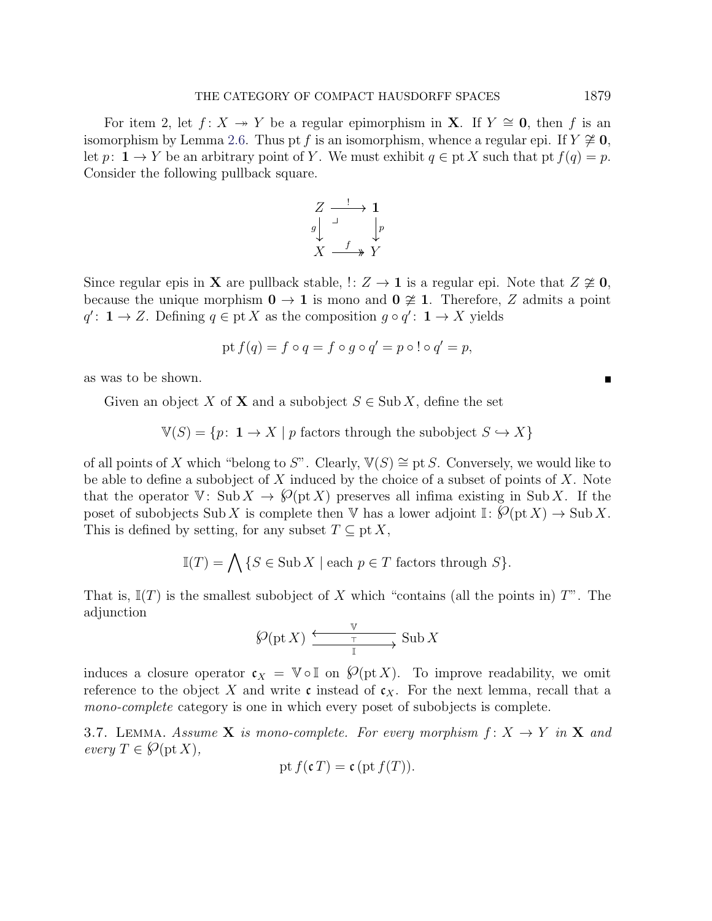For item 2, let $f\colon X \twoheadrightarrow Y$ be a regular epimorphism in $\mathbf{X}$. If $Y \cong \mathbf{0}$, then $f$ is an isomorphism by Lemma 2.6. Thus $\operatorname{pt} f$ is an isomorphism, whence a regular epi. If $Y \not\cong \mathbf{0}$, let $p\colon \mathbf{1} \to Y$ be an arbitrary point of $Y$. We must exhibit $q \in \operatorname{pt} X$ such that $\operatorname{pt} f(q) = p$. Consider the following pullback square.

$$\begin{array}{ccc} Z & \xrightarrow{\;!\;} & \mathbf{1} \\ {\scriptstyle g}\downarrow & \lrcorner & \downarrow{\scriptstyle p} \\ X & \xrightarrow[\;f\;]{} & Y \end{array}$$

Since regular epis in $\mathbf{X}$ are pullback stable, $!\colon Z \to \mathbf{1}$ is a regular epi. Note that $Z \not\cong \mathbf{0}$, because the unique morphism $\mathbf{0} \to \mathbf{1}$ is mono and $\mathbf{0} \not\cong \mathbf{1}$. Therefore, $Z$ admits a point $q'\colon \mathbf{1} \to Z$. Defining $q \in \operatorname{pt} X$ as the composition $g \circ q'\colon \mathbf{1} \to X$ yields

$$\operatorname{pt} f(q) = f \circ q = f \circ g \circ q' = p \circ {!} \circ q' = p,$$

as was to be shown. ∎

Given an object $X$ of $\mathbf{X}$ and a subobject $S \in \operatorname{Sub} X$, define the set

$$\mathbb{V}(S) = \{p\colon \mathbf{1} \to X \mid p \text{ factors through the subobject } S \hookrightarrow X\}$$

of all points of $X$ which "belong to $S$". Clearly, $\mathbb{V}(S) \cong \operatorname{pt} S$. Conversely, we would like to be able to define a subobject of $X$ induced by the choice of a subset of points of $X$. Note that the operator $\mathbb{V}\colon \operatorname{Sub} X \to \wp(\operatorname{pt} X)$ preserves all infima existing in $\operatorname{Sub} X$. If the poset of subobjects $\operatorname{Sub} X$ is complete then $\mathbb{V}$ has a lower adjoint $\mathbb{I}\colon \wp(\operatorname{pt} X) \to \operatorname{Sub} X$. This is defined by setting, for any subset $T \subseteq \operatorname{pt} X$,

$$\mathbb{I}(T) = \bigwedge \{S \in \operatorname{Sub} X \mid \text{each } p \in T \text{ factors through } S\}.$$

That is, $\mathbb{I}(T)$ is the smallest subobject of $X$ which "contains (all the points in) $T$". The adjunction

$$\wp(\operatorname{pt} X) \underset{\mathbb{I}}{\overset{\mathbb{V}}{\underset{\top}{\rightleftarrows}}} \operatorname{Sub} X$$

induces a closure operator $\mathfrak{c}_X = \mathbb{V} \circ \mathbb{I}$ on $\wp(\operatorname{pt} X)$. To improve readability, we omit reference to the object $X$ and write $\mathfrak{c}$ instead of $\mathfrak{c}_X$. For the next lemma, recall that a *mono-complete* category is one in which every poset of subobjects is complete.

3.7. Lemma. *Assume $\mathbf{X}$ is mono-complete. For every morphism $f\colon X \to Y$ in $\mathbf{X}$ and every $T \in \wp(\operatorname{pt} X)$,*

$$\operatorname{pt} f(\mathfrak{c}\, T) = \mathfrak{c}\,(\operatorname{pt} f(T)).$$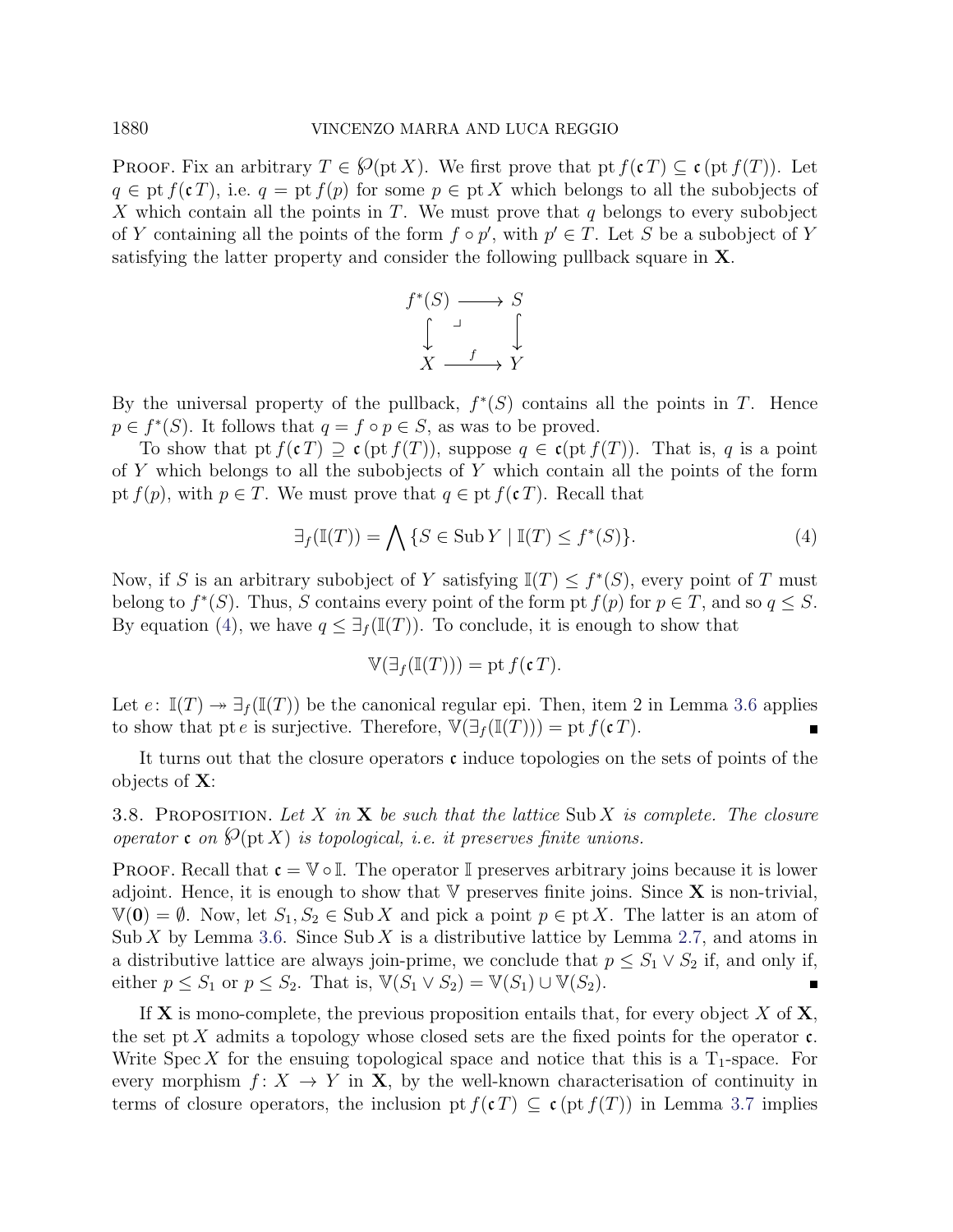**Proof.** Fix an arbitrary $T \in \wp(\mathrm{pt}\, X)$. We first prove that $\mathrm{pt}\, f(\mathfrak{c}\, T) \subseteq \mathfrak{c}\,(\mathrm{pt}\, f(T))$. Let $q \in \mathrm{pt}\, f(\mathfrak{c}\, T)$, i.e. $q = \mathrm{pt}\, f(p)$ for some $p \in \mathrm{pt}\, X$ which belongs to all the subobjects of $X$ which contain all the points in $T$. We must prove that $q$ belongs to every subobject of $Y$ containing all the points of the form $f \circ p'$, with $p' \in T$. Let $S$ be a subobject of $Y$ satisfying the latter property and consider the following pullback square in $\mathbf{X}$.

$$
\begin{array}{ccc}
f^*(S) & \longrightarrow & S \\
\big\downarrow & \lrcorner & \big\downarrow \\
X & \xrightarrow{\ f\ } & Y
\end{array}
$$

By the universal property of the pullback, $f^*(S)$ contains all the points in $T$. Hence $p \in f^*(S)$. It follows that $q = f \circ p \in S$, as was to be proved.

To show that $\mathrm{pt}\, f(\mathfrak{c}\, T) \supseteq \mathfrak{c}\,(\mathrm{pt}\, f(T))$, suppose $q \in \mathfrak{c}(\mathrm{pt}\, f(T))$. That is, $q$ is a point of $Y$ which belongs to all the subobjects of $Y$ which contain all the points of the form $\mathrm{pt}\, f(p)$, with $p \in T$. We must prove that $q \in \mathrm{pt}\, f(\mathfrak{c}\, T)$. Recall that

$$
\exists_f(\mathbb{I}(T)) = \bigwedge \{S \in \mathrm{Sub}\, Y \mid \mathbb{I}(T) \leq f^*(S)\}. \tag{4}
$$

Now, if $S$ is an arbitrary subobject of $Y$ satisfying $\mathbb{I}(T) \leq f^*(S)$, every point of $T$ must belong to $f^*(S)$. Thus, $S$ contains every point of the form $\mathrm{pt}\, f(p)$ for $p \in T$, and so $q \leq S$. By equation (4), we have $q \leq \exists_f(\mathbb{I}(T))$. To conclude, it is enough to show that

$$
\mathbb{V}(\exists_f(\mathbb{I}(T))) = \mathrm{pt}\, f(\mathfrak{c}\, T).
$$

Let $e \colon \mathbb{I}(T) \twoheadrightarrow \exists_f(\mathbb{I}(T))$ be the canonical regular epi. Then, item 2 in Lemma 3.6 applies to show that $\mathrm{pt}\, e$ is surjective. Therefore, $\mathbb{V}(\exists_f(\mathbb{I}(T))) = \mathrm{pt}\, f(\mathfrak{c}\, T)$. ∎

It turns out that the closure operators $\mathfrak{c}$ induce topologies on the sets of points of the objects of $\mathbf{X}$:

**3.8. Proposition.** *Let $X$ in $\mathbf{X}$ be such that the lattice $\mathrm{Sub}\, X$ is complete. The closure operator $\mathfrak{c}$ on $\wp(\mathrm{pt}\, X)$ is topological, i.e. it preserves finite unions.*

**Proof.** Recall that $\mathfrak{c} = \mathbb{V} \circ \mathbb{I}$. The operator $\mathbb{I}$ preserves arbitrary joins because it is lower adjoint. Hence, it is enough to show that $\mathbb{V}$ preserves finite joins. Since $\mathbf{X}$ is non-trivial, $\mathbb{V}(\mathbf{0}) = \emptyset$. Now, let $S_1, S_2 \in \mathrm{Sub}\, X$ and pick a point $p \in \mathrm{pt}\, X$. The latter is an atom of $\mathrm{Sub}\, X$ by Lemma 3.6. Since $\mathrm{Sub}\, X$ is a distributive lattice by Lemma 2.7, and atoms in a distributive lattice are always join-prime, we conclude that $p \leq S_1 \vee S_2$ if, and only if, either $p \leq S_1$ or $p \leq S_2$. That is, $\mathbb{V}(S_1 \vee S_2) = \mathbb{V}(S_1) \cup \mathbb{V}(S_2)$. ∎

If $\mathbf{X}$ is mono-complete, the previous proposition entails that, for every object $X$ of $\mathbf{X}$, the set $\mathrm{pt}\, X$ admits a topology whose closed sets are the fixed points for the operator $\mathfrak{c}$. Write $\mathrm{Spec}\, X$ for the ensuing topological space and notice that this is a $\mathrm{T}_1$-space. For every morphism $f \colon X \to Y$ in $\mathbf{X}$, by the well-known characterisation of continuity in terms of closure operators, the inclusion $\mathrm{pt}\, f(\mathfrak{c}\, T) \subseteq \mathfrak{c}\,(\mathrm{pt}\, f(T))$ in Lemma 3.7 implies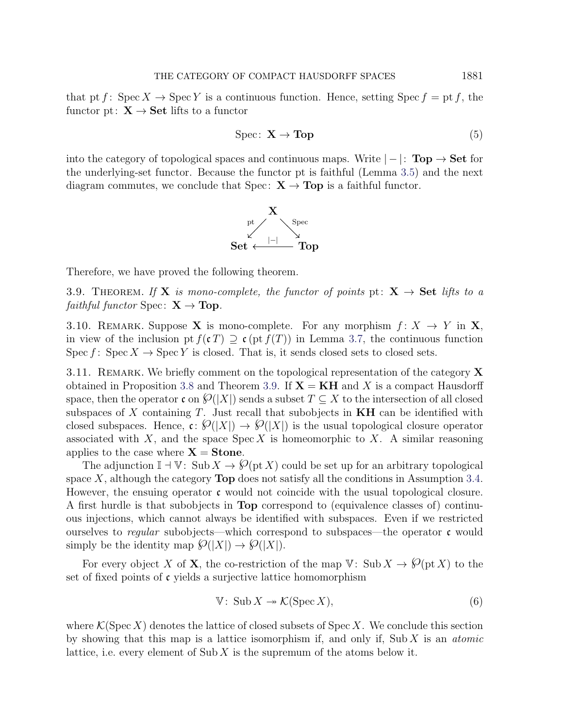that $\mathrm{pt}\, f\colon \mathrm{Spec}\, X \to \mathrm{Spec}\, Y$ is a continuous function. Hence, setting $\mathrm{Spec}\, f = \mathrm{pt}\, f$, the functor $\mathrm{pt}\colon \mathbf{X} \to \mathbf{Set}$ lifts to a functor

$$\mathrm{Spec}\colon \mathbf{X} \to \mathbf{Top} \tag{5}$$

into the category of topological spaces and continuous maps. Write $|-|\colon \mathbf{Top} \to \mathbf{Set}$ for the underlying-set functor. Because the functor pt is faithful (Lemma 3.5) and the next diagram commutes, we conclude that $\mathrm{Spec}\colon \mathbf{X} \to \mathbf{Top}$ is a faithful functor.

$$\begin{array}{ccc} & \mathbf{X} & \\ {}^{\mathrm{pt}}\swarrow & & \searrow^{\mathrm{Spec}} \\ \mathbf{Set} & \xleftarrow{\;|-|\;} & \mathbf{Top} \end{array}$$

Therefore, we have proved the following theorem.

3.9. Theorem. *If $\mathbf{X}$ is mono-complete, the functor of points $\mathrm{pt}\colon \mathbf{X} \to \mathbf{Set}$ lifts to a faithful functor $\mathrm{Spec}\colon \mathbf{X} \to \mathbf{Top}$.*

3.10. Remark. Suppose $\mathbf{X}$ is mono-complete. For any morphism $f\colon X \to Y$ in $\mathbf{X}$, in view of the inclusion $\mathrm{pt}\, f(\mathfrak{c}\, T) \supseteq \mathfrak{c}\,(\mathrm{pt}\, f(T))$ in Lemma 3.7, the continuous function $\mathrm{Spec}\, f\colon \mathrm{Spec}\, X \to \mathrm{Spec}\, Y$ is closed. That is, it sends closed sets to closed sets.

3.11. Remark. We briefly comment on the topological representation of the category $\mathbf{X}$ obtained in Proposition 3.8 and Theorem 3.9. If $\mathbf{X} = \mathbf{KH}$ and $X$ is a compact Hausdorff space, then the operator $\mathfrak{c}$ on $\wp(|X|)$ sends a subset $T \subseteq X$ to the intersection of all closed subspaces of $X$ containing $T$. Just recall that subobjects in $\mathbf{KH}$ can be identified with closed subspaces. Hence, $\mathfrak{c}\colon \wp(|X|) \to \wp(|X|)$ is the usual topological closure operator associated with $X$, and the space $\mathrm{Spec}\, X$ is homeomorphic to $X$. A similar reasoning applies to the case where $\mathbf{X} = \mathbf{Stone}$.

The adjunction $\mathbb{I} \dashv \mathbb{V}\colon \mathrm{Sub}\, X \to \wp(\mathrm{pt}\, X)$ could be set up for an arbitrary topological space $X$, although the category $\mathbf{Top}$ does not satisfy all the conditions in Assumption 3.4. However, the ensuing operator $\mathfrak{c}$ would not coincide with the usual topological closure. A first hurdle is that subobjects in $\mathbf{Top}$ correspond to (equivalence classes of) continuous injections, which cannot always be identified with subspaces. Even if we restricted ourselves to *regular* subobjects—which correspond to subspaces—the operator $\mathfrak{c}$ would simply be the identity map $\wp(|X|) \to \wp(|X|)$.

For every object $X$ of $\mathbf{X}$, the co-restriction of the map $\mathbb{V}\colon \mathrm{Sub}\, X \to \wp(\mathrm{pt}\, X)$ to the set of fixed points of $\mathfrak{c}$ yields a surjective lattice homomorphism

$$\mathbb{V}\colon \mathrm{Sub}\, X \twoheadrightarrow \mathcal{K}(\mathrm{Spec}\, X), \tag{6}$$

where $\mathcal{K}(\mathrm{Spec}\, X)$ denotes the lattice of closed subsets of $\mathrm{Spec}\, X$. We conclude this section by showing that this map is a lattice isomorphism if, and only if, $\mathrm{Sub}\, X$ is an *atomic* lattice, i.e. every element of $\mathrm{Sub}\, X$ is the supremum of the atoms below it.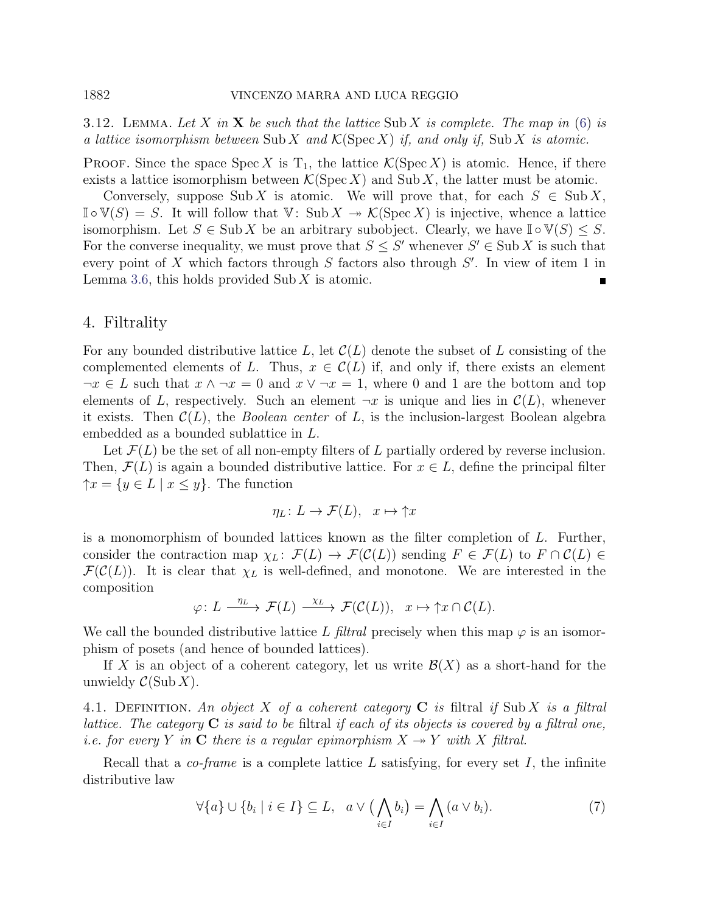**3.12. Lemma.** *Let $X$ in $\mathbf{X}$ be such that the lattice $\operatorname{Sub} X$ is complete. The map in (6) is a lattice isomorphism between $\operatorname{Sub} X$ and $\mathcal{K}(\operatorname{Spec} X)$ if, and only if, $\operatorname{Sub} X$ is atomic.*

Proof. Since the space $\operatorname{Spec} X$ is $\mathrm{T}_1$, the lattice $\mathcal{K}(\operatorname{Spec} X)$ is atomic. Hence, if there exists a lattice isomorphism between $\mathcal{K}(\operatorname{Spec} X)$ and $\operatorname{Sub} X$, the latter must be atomic.

Conversely, suppose $\operatorname{Sub} X$ is atomic. We will prove that, for each $S \in \operatorname{Sub} X$, $\mathbb{I} \circ \mathbb{V}(S) = S$. It will follow that $\mathbb{V} \colon \operatorname{Sub} X \twoheadrightarrow \mathcal{K}(\operatorname{Spec} X)$ is injective, whence a lattice isomorphism. Let $S \in \operatorname{Sub} X$ be an arbitrary subobject. Clearly, we have $\mathbb{I} \circ \mathbb{V}(S) \leq S$. For the converse inequality, we must prove that $S \leq S'$ whenever $S' \in \operatorname{Sub} X$ is such that every point of $X$ which factors through $S$ factors also through $S'$. In view of item 1 in Lemma 3.6, this holds provided $\operatorname{Sub} X$ is atomic. ∎

## 4. Filtrality

For any bounded distributive lattice $L$, let $\mathcal{C}(L)$ denote the subset of $L$ consisting of the complemented elements of $L$. Thus, $x \in \mathcal{C}(L)$ if, and only if, there exists an element $\neg x \in L$ such that $x \wedge \neg x = 0$ and $x \vee \neg x = 1$, where $0$ and $1$ are the bottom and top elements of $L$, respectively. Such an element $\neg x$ is unique and lies in $\mathcal{C}(L)$, whenever it exists. Then $\mathcal{C}(L)$, the *Boolean center* of $L$, is the inclusion-largest Boolean algebra embedded as a bounded sublattice in $L$.

Let $\mathcal{F}(L)$ be the set of all non-empty filters of $L$ partially ordered by reverse inclusion. Then, $\mathcal{F}(L)$ is again a bounded distributive lattice. For $x \in L$, define the principal filter $\uparrow x = \{y \in L \mid x \leq y\}$. The function

$$\eta_L \colon L \to \mathcal{F}(L), \quad x \mapsto \uparrow x$$

is a monomorphism of bounded lattices known as the filter completion of $L$. Further, consider the contraction map $\chi_L \colon \mathcal{F}(L) \to \mathcal{F}(\mathcal{C}(L))$ sending $F \in \mathcal{F}(L)$ to $F \cap \mathcal{C}(L) \in \mathcal{F}(\mathcal{C}(L))$. It is clear that $\chi_L$ is well-defined, and monotone. We are interested in the composition

$$\varphi \colon L \xrightarrow{\eta_L} \mathcal{F}(L) \xrightarrow{\chi_L} \mathcal{F}(\mathcal{C}(L)), \quad x \mapsto \uparrow x \cap \mathcal{C}(L).$$

We call the bounded distributive lattice $L$ *filtral* precisely when this map $\varphi$ is an isomorphism of posets (and hence of bounded lattices).

If $X$ is an object of a coherent category, let us write $\mathcal{B}(X)$ as a short-hand for the unwieldy $\mathcal{C}(\operatorname{Sub} X)$.

**4.1. Definition.** *An object $X$ of a coherent category $\mathbf{C}$ is* filtral *if $\operatorname{Sub} X$ is a filtral lattice. The category $\mathbf{C}$ is said to be* filtral *if each of its objects is covered by a filtral one, i.e. for every $Y$ in $\mathbf{C}$ there is a regular epimorphism $X \twoheadrightarrow Y$ with $X$ filtral.*

Recall that a *co-frame* is a complete lattice $L$ satisfying, for every set $I$, the infinite distributive law

$$\forall \{a\} \cup \{b_i \mid i \in I\} \subseteq L, \quad a \vee \big(\bigwedge_{i \in I} b_i\big) = \bigwedge_{i \in I} (a \vee b_i). \tag{7}$$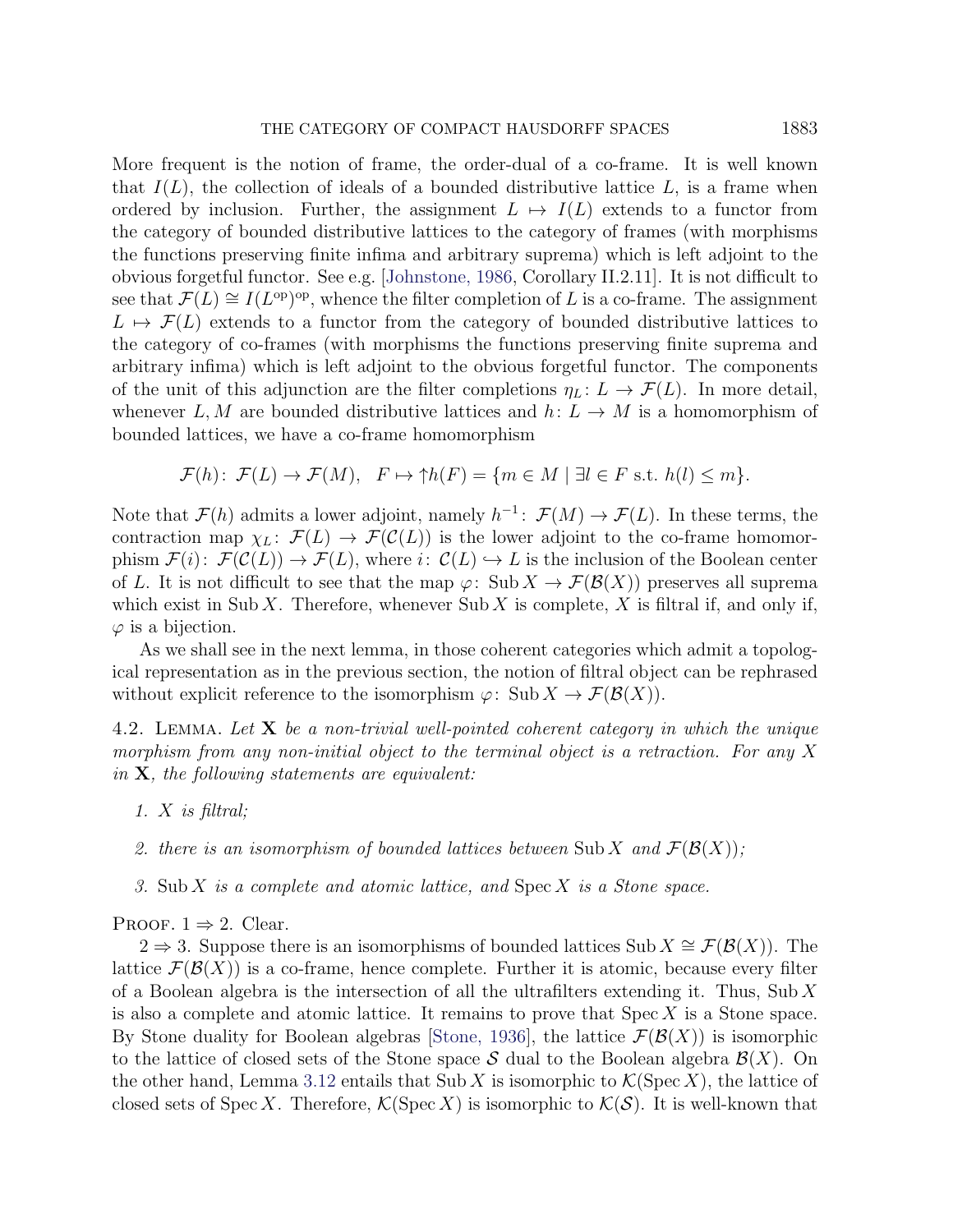More frequent is the notion of frame, the order-dual of a co-frame. It is well known that $I(L)$, the collection of ideals of a bounded distributive lattice $L$, is a frame when ordered by inclusion. Further, the assignment $L \mapsto I(L)$ extends to a functor from the category of bounded distributive lattices to the category of frames (with morphisms the functions preserving finite infima and arbitrary suprema) which is left adjoint to the obvious forgetful functor. See e.g. [Johnstone, 1986, Corollary II.2.11]. It is not difficult to see that $\mathcal{F}(L) \cong I(L^{\mathrm{op}})^{\mathrm{op}}$, whence the filter completion of $L$ is a co-frame. The assignment $L \mapsto \mathcal{F}(L)$ extends to a functor from the category of bounded distributive lattices to the category of co-frames (with morphisms the functions preserving finite suprema and arbitrary infima) which is left adjoint to the obvious forgetful functor. The components of the unit of this adjunction are the filter completions $\eta_L \colon L \to \mathcal{F}(L)$. In more detail, whenever $L, M$ are bounded distributive lattices and $h \colon L \to M$ is a homomorphism of bounded lattices, we have a co-frame homomorphism

$$\mathcal{F}(h) \colon \mathcal{F}(L) \to \mathcal{F}(M), \quad F \mapsto {\uparrow} h(F) = \{m \in M \mid \exists l \in F \text{ s.t. } h(l) \leq m\}.$$

Note that $\mathcal{F}(h)$ admits a lower adjoint, namely $h^{-1} \colon \mathcal{F}(M) \to \mathcal{F}(L)$. In these terms, the contraction map $\chi_L \colon \mathcal{F}(L) \to \mathcal{F}(\mathcal{C}(L))$ is the lower adjoint to the co-frame homomorphism $\mathcal{F}(i) \colon \mathcal{F}(\mathcal{C}(L)) \to \mathcal{F}(L)$, where $i \colon \mathcal{C}(L) \hookrightarrow L$ is the inclusion of the Boolean center of $L$. It is not difficult to see that the map $\varphi \colon \mathrm{Sub}\, X \to \mathcal{F}(\mathcal{B}(X))$ preserves all suprema which exist in $\mathrm{Sub}\, X$. Therefore, whenever $\mathrm{Sub}\, X$ is complete, $X$ is filtral if, and only if, $\varphi$ is a bijection.

As we shall see in the next lemma, in those coherent categories which admit a topological representation as in the previous section, the notion of filtral object can be rephrased without explicit reference to the isomorphism $\varphi \colon \mathrm{Sub}\, X \to \mathcal{F}(\mathcal{B}(X))$.

4.2. Lemma. *Let $\mathbf{X}$ be a non-trivial well-pointed coherent category in which the unique morphism from any non-initial object to the terminal object is a retraction. For any $X$ in $\mathbf{X}$, the following statements are equivalent:*

1. *$X$ is filtral;*
2. *there is an isomorphism of bounded lattices between $\mathrm{Sub}\, X$ and $\mathcal{F}(\mathcal{B}(X))$;*
3. *$\mathrm{Sub}\, X$ is a complete and atomic lattice, and $\mathrm{Spec}\, X$ is a Stone space.*

Proof. $1 \Rightarrow 2$. Clear.

$2 \Rightarrow 3$. Suppose there is an isomorphisms of bounded lattices $\mathrm{Sub}\, X \cong \mathcal{F}(\mathcal{B}(X))$. The lattice $\mathcal{F}(\mathcal{B}(X))$ is a co-frame, hence complete. Further it is atomic, because every filter of a Boolean algebra is the intersection of all the ultrafilters extending it. Thus, $\mathrm{Sub}\, X$ is also a complete and atomic lattice. It remains to prove that $\mathrm{Spec}\, X$ is a Stone space. By Stone duality for Boolean algebras [Stone, 1936], the lattice $\mathcal{F}(\mathcal{B}(X))$ is isomorphic to the lattice of closed sets of the Stone space $\mathcal{S}$ dual to the Boolean algebra $\mathcal{B}(X)$. On the other hand, Lemma 3.12 entails that $\mathrm{Sub}\, X$ is isomorphic to $\mathcal{K}(\mathrm{Spec}\, X)$, the lattice of closed sets of $\mathrm{Spec}\, X$. Therefore, $\mathcal{K}(\mathrm{Spec}\, X)$ is isomorphic to $\mathcal{K}(\mathcal{S})$. It is well-known that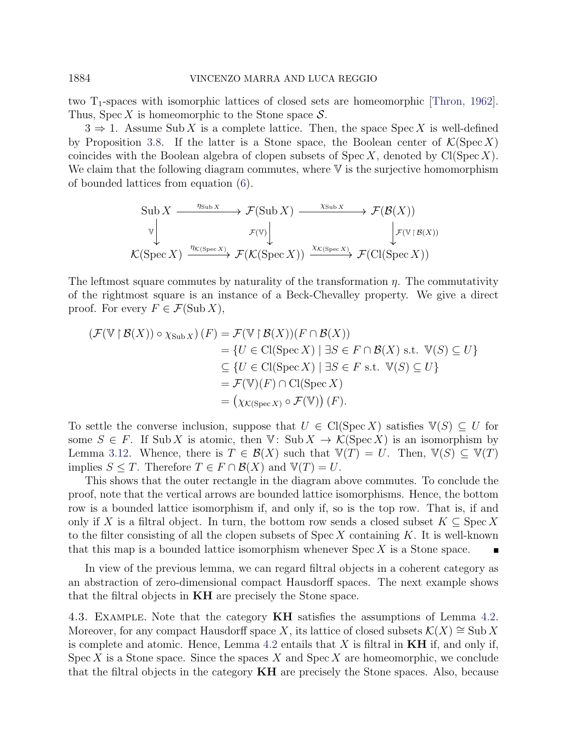two $T_1$-spaces with isomorphic lattices of closed sets are homeomorphic [Thron, 1962]. Thus, $\operatorname{Spec} X$ is homeomorphic to the Stone space $\mathcal{S}$.

$3 \Rightarrow 1$. Assume $\operatorname{Sub} X$ is a complete lattice. Then, the space $\operatorname{Spec} X$ is well-defined by Proposition 3.8. If the latter is a Stone space, the Boolean center of $\mathcal{K}(\operatorname{Spec} X)$ coincides with the Boolean algebra of clopen subsets of $\operatorname{Spec} X$, denoted by $\operatorname{Cl}(\operatorname{Spec} X)$. We claim that the following diagram commutes, where $\mathbb{V}$ is the surjective homomorphism of bounded lattices from equation (6).

$$
\begin{array}{ccccc}
\operatorname{Sub} X & \xrightarrow{\eta_{\operatorname{Sub} X}} & \mathcal{F}(\operatorname{Sub} X) & \xrightarrow{\chi_{\operatorname{Sub} X}} & \mathcal{F}(\mathcal{B}(X)) \\
\downarrow{\scriptstyle \mathbb{V}} & & \downarrow{\scriptstyle \mathcal{F}(\mathbb{V})} & & \downarrow{\scriptstyle \mathcal{F}(\mathbb{V} \restriction \mathcal{B}(X))} \\
\mathcal{K}(\operatorname{Spec} X) & \xrightarrow{\eta_{\mathcal{K}(\operatorname{Spec} X)}} & \mathcal{F}(\mathcal{K}(\operatorname{Spec} X)) & \xrightarrow{\chi_{\mathcal{K}(\operatorname{Spec} X)}} & \mathcal{F}(\operatorname{Cl}(\operatorname{Spec} X))
\end{array}
$$

The leftmost square commutes by naturality of the transformation $\eta$. The commutativity of the rightmost square is an instance of a Beck-Chevalley property. We give a direct proof. For every $F \in \mathcal{F}(\operatorname{Sub} X)$,

$$
\begin{aligned}
\left(\mathcal{F}(\mathbb{V} \restriction \mathcal{B}(X)) \circ \chi_{\operatorname{Sub} X}\right)(F) &= \mathcal{F}(\mathbb{V} \restriction \mathcal{B}(X))(F \cap \mathcal{B}(X)) \\
&= \{U \in \operatorname{Cl}(\operatorname{Spec} X) \mid \exists S \in F \cap \mathcal{B}(X) \text{ s.t. } \mathbb{V}(S) \subseteq U\} \\
&\subseteq \{U \in \operatorname{Cl}(\operatorname{Spec} X) \mid \exists S \in F \text{ s.t. } \mathbb{V}(S) \subseteq U\} \\
&= \mathcal{F}(\mathbb{V})(F) \cap \operatorname{Cl}(\operatorname{Spec} X) \\
&= \left(\chi_{\mathcal{K}(\operatorname{Spec} X)} \circ \mathcal{F}(\mathbb{V})\right)(F).
\end{aligned}
$$

To settle the converse inclusion, suppose that $U \in \operatorname{Cl}(\operatorname{Spec} X)$ satisfies $\mathbb{V}(S) \subseteq U$ for some $S \in F$. If $\operatorname{Sub} X$ is atomic, then $\mathbb{V} \colon \operatorname{Sub} X \to \mathcal{K}(\operatorname{Spec} X)$ is an isomorphism by Lemma 3.12. Whence, there is $T \in \mathcal{B}(X)$ such that $\mathbb{V}(T) = U$. Then, $\mathbb{V}(S) \subseteq \mathbb{V}(T)$ implies $S \leq T$. Therefore $T \in F \cap \mathcal{B}(X)$ and $\mathbb{V}(T) = U$.

This shows that the outer rectangle in the diagram above commutes. To conclude the proof, note that the vertical arrows are bounded lattice isomorphisms. Hence, the bottom row is a bounded lattice isomorphism if, and only if, so is the top row. That is, if and only if $X$ is a filtral object. In turn, the bottom row sends a closed subset $K \subseteq \operatorname{Spec} X$ to the filter consisting of all the clopen subsets of $\operatorname{Spec} X$ containing $K$. It is well-known that this map is a bounded lattice isomorphism whenever $\operatorname{Spec} X$ is a Stone space. ∎

In view of the previous lemma, we can regard filtral objects in a coherent category as an abstraction of zero-dimensional compact Hausdorff spaces. The next example shows that the filtral objects in **KH** are precisely the Stone space.

4.3. Example. Note that the category **KH** satisfies the assumptions of Lemma 4.2. Moreover, for any compact Hausdorff space $X$, its lattice of closed subsets $\mathcal{K}(X) \cong \operatorname{Sub} X$ is complete and atomic. Hence, Lemma 4.2 entails that $X$ is filtral in **KH** if, and only if, $\operatorname{Spec} X$ is a Stone space. Since the spaces $X$ and $\operatorname{Spec} X$ are homeomorphic, we conclude that the filtral objects in the category **KH** are precisely the Stone spaces. Also, because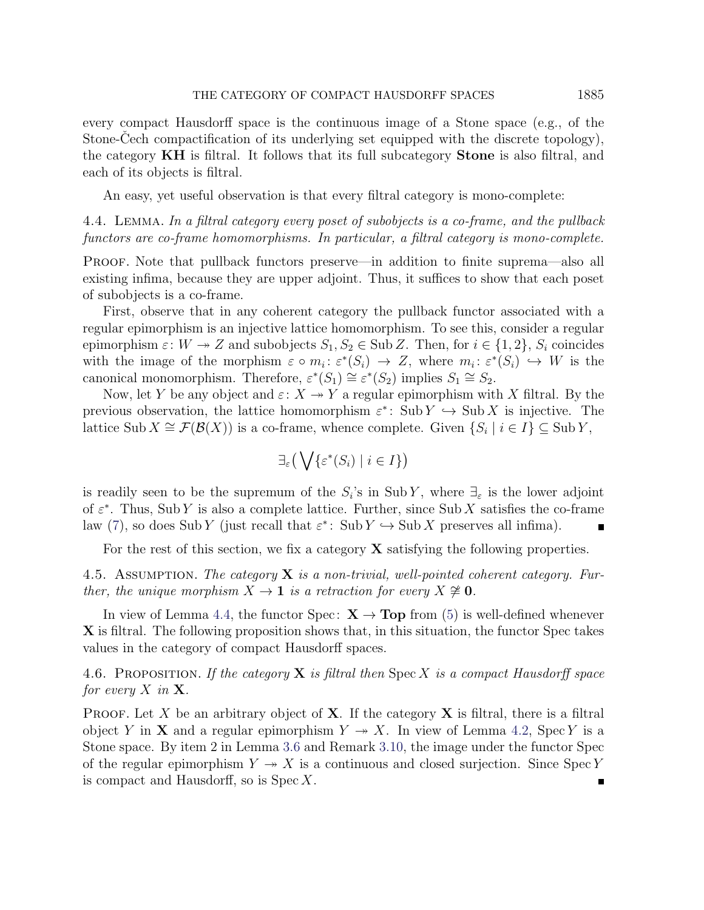every compact Hausdorff space is the continuous image of a Stone space (e.g., of the Stone-Čech compactification of its underlying set equipped with the discrete topology), the category **KH** is filtral. It follows that its full subcategory **Stone** is also filtral, and each of its objects is filtral.

An easy, yet useful observation is that every filtral category is mono-complete:

4.4. Lemma. *In a filtral category every poset of subobjects is a co-frame, and the pullback functors are co-frame homomorphisms. In particular, a filtral category is mono-complete.*

Proof. Note that pullback functors preserve—in addition to finite suprema—also all existing infima, because they are upper adjoint. Thus, it suffices to show that each poset of subobjects is a co-frame.

First, observe that in any coherent category the pullback functor associated with a regular epimorphism is an injective lattice homomorphism. To see this, consider a regular epimorphism $\varepsilon\colon W \twoheadrightarrow Z$ and subobjects $S_1, S_2 \in \operatorname{Sub} Z$. Then, for $i \in \{1, 2\}$, $S_i$ coincides with the image of the morphism $\varepsilon \circ m_i\colon \varepsilon^*(S_i) \to Z$, where $m_i\colon \varepsilon^*(S_i) \hookrightarrow W$ is the canonical monomorphism. Therefore, $\varepsilon^*(S_1) \cong \varepsilon^*(S_2)$ implies $S_1 \cong S_2$.

Now, let $Y$ be any object and $\varepsilon\colon X \twoheadrightarrow Y$ a regular epimorphism with $X$ filtral. By the previous observation, the lattice homomorphism $\varepsilon^*\colon \operatorname{Sub} Y \hookrightarrow \operatorname{Sub} X$ is injective. The lattice $\operatorname{Sub} X \cong \mathcal{F}(\mathcal{B}(X))$ is a co-frame, whence complete. Given $\{S_i \mid i \in I\} \subseteq \operatorname{Sub} Y$,

$$\exists_\varepsilon\big(\bigvee\{\varepsilon^*(S_i) \mid i \in I\}\big)$$

is readily seen to be the supremum of the $S_i$'s in $\operatorname{Sub} Y$, where $\exists_\varepsilon$ is the lower adjoint of $\varepsilon^*$. Thus, $\operatorname{Sub} Y$ is also a complete lattice. Further, since $\operatorname{Sub} X$ satisfies the co-frame law (7), so does $\operatorname{Sub} Y$ (just recall that $\varepsilon^*\colon \operatorname{Sub} Y \hookrightarrow \operatorname{Sub} X$ preserves all infima). ∎

For the rest of this section, we fix a category **X** satisfying the following properties.

4.5. Assumption. *The category* **X** *is a non-trivial, well-pointed coherent category. Further, the unique morphism $X \to \mathbf{1}$ is a retraction for every $X \ncong \mathbf{0}$.*

In view of Lemma 4.4, the functor $\operatorname{Spec}\colon \mathbf{X} \to \mathbf{Top}$ from (5) is well-defined whenever **X** is filtral. The following proposition shows that, in this situation, the functor Spec takes values in the category of compact Hausdorff spaces.

4.6. Proposition. *If the category* **X** *is filtral then* $\operatorname{Spec} X$ *is a compact Hausdorff space for every* $X$ *in* **X**.

Proof. Let $X$ be an arbitrary object of **X**. If the category **X** is filtral, there is a filtral object $Y$ in **X** and a regular epimorphism $Y \twoheadrightarrow X$. In view of Lemma 4.2, $\operatorname{Spec} Y$ is a Stone space. By item 2 in Lemma 3.6 and Remark 3.10, the image under the functor Spec of the regular epimorphism $Y \twoheadrightarrow X$ is a continuous and closed surjection. Since $\operatorname{Spec} Y$ is compact and Hausdorff, so is $\operatorname{Spec} X$. ∎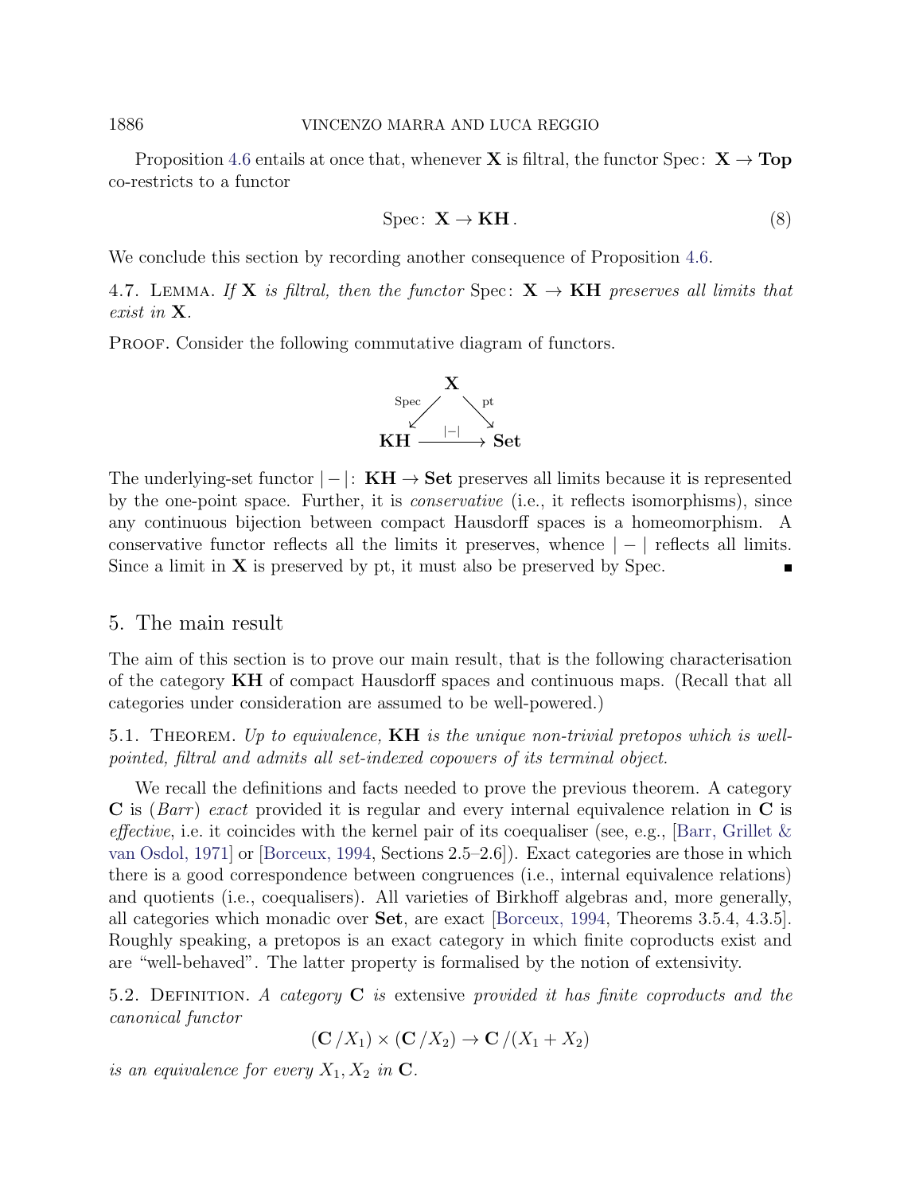Proposition 4.6 entails at once that, whenever $\mathbf{X}$ is filtral, the functor $\mathrm{Spec}\colon \mathbf{X} \to \mathbf{Top}$ co-restricts to a functor

$$\mathrm{Spec}\colon \mathbf{X} \to \mathbf{KH}. \tag{8}$$

We conclude this section by recording another consequence of Proposition 4.6.

4.7. Lemma. *If $\mathbf{X}$ is filtral, then the functor $\mathrm{Spec}\colon \mathbf{X} \to \mathbf{KH}$ preserves all limits that exist in $\mathbf{X}$.*

Proof. Consider the following commutative diagram of functors.

$$\begin{array}{ccc} & \mathbf{X} & \\ {\scriptstyle \mathrm{Spec}} \swarrow & & \searrow {\scriptstyle \mathrm{pt}} \\ \mathbf{KH} & \xrightarrow{\;|-|\;} & \mathbf{Set} \end{array}$$

The underlying-set functor $|-|\colon \mathbf{KH} \to \mathbf{Set}$ preserves all limits because it is represented by the one-point space. Further, it is *conservative* (i.e., it reflects isomorphisms), since any continuous bijection between compact Hausdorff spaces is a homeomorphism. A conservative functor reflects all the limits it preserves, whence $|-|$ reflects all limits. Since a limit in $\mathbf{X}$ is preserved by pt, it must also be preserved by Spec. ∎

## 5. The main result

The aim of this section is to prove our main result, that is the following characterisation of the category $\mathbf{KH}$ of compact Hausdorff spaces and continuous maps. (Recall that all categories under consideration are assumed to be well-powered.)

5.1. Theorem. *Up to equivalence, $\mathbf{KH}$ is the unique non-trivial pretopos which is well-pointed, filtral and admits all set-indexed copowers of its terminal object.*

We recall the definitions and facts needed to prove the previous theorem. A category $\mathbf{C}$ is (*Barr*) *exact* provided it is regular and every internal equivalence relation in $\mathbf{C}$ is *effective*, i.e. it coincides with the kernel pair of its coequaliser (see, e.g., [Barr, Grillet & van Osdol, 1971] or [Borceux, 1994, Sections 2.5–2.6]). Exact categories are those in which there is a good correspondence between congruences (i.e., internal equivalence relations) and quotients (i.e., coequalisers). All varieties of Birkhoff algebras and, more generally, all categories which monadic over $\mathbf{Set}$, are exact [Borceux, 1994, Theorems 3.5.4, 4.3.5]. Roughly speaking, a pretopos is an exact category in which finite coproducts exist and are "well-behaved". The latter property is formalised by the notion of extensivity.

5.2. Definition. *A category $\mathbf{C}$ is* extensive *provided it has finite coproducts and the canonical functor*

$$(\mathbf{C}/X_1) \times (\mathbf{C}/X_2) \to \mathbf{C}/(X_1 + X_2)$$

*is an equivalence for every $X_1, X_2$ in $\mathbf{C}$.*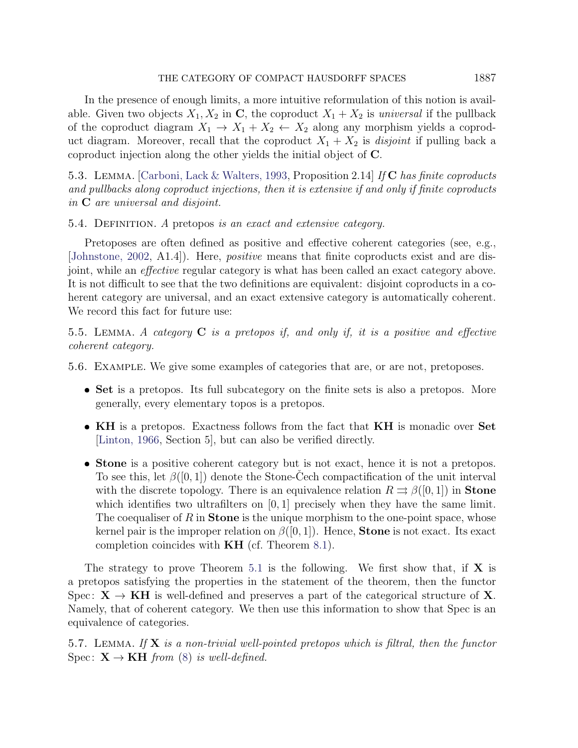In the presence of enough limits, a more intuitive reformulation of this notion is available. Given two objects $X_1, X_2$ in $\mathbf{C}$, the coproduct $X_1 + X_2$ is *universal* if the pullback of the coproduct diagram $X_1 \to X_1 + X_2 \leftarrow X_2$ along any morphism yields a coproduct diagram. Moreover, recall that the coproduct $X_1 + X_2$ is *disjoint* if pulling back a coproduct injection along the other yields the initial object of $\mathbf{C}$.

5.3. Lemma. [Carboni, Lack & Walters, 1993, Proposition 2.14] *If $\mathbf{C}$ has finite coproducts and pullbacks along coproduct injections, then it is extensive if and only if finite coproducts in $\mathbf{C}$ are universal and disjoint.*

5.4. Definition. *A* pretopos *is an exact and extensive category.*

Pretoposes are often defined as positive and effective coherent categories (see, e.g., [Johnstone, 2002, A1.4]). Here, *positive* means that finite coproducts exist and are disjoint, while an *effective* regular category is what has been called an exact category above. It is not difficult to see that the two definitions are equivalent: disjoint coproducts in a coherent category are universal, and an exact extensive category is automatically coherent. We record this fact for future use:

5.5. Lemma. *A category $\mathbf{C}$ is a pretopos if, and only if, it is a positive and effective coherent category.*

5.6. Example. We give some examples of categories that are, or are not, pretoposes.

- **Set** is a pretopos. Its full subcategory on the finite sets is also a pretopos. More generally, every elementary topos is a pretopos.
- **KH** is a pretopos. Exactness follows from the fact that **KH** is monadic over **Set** [Linton, 1966, Section 5], but can also be verified directly.
- **Stone** is a positive coherent category but is not exact, hence it is not a pretopos. To see this, let $\beta([0, 1])$ denote the Stone-Čech compactification of the unit interval with the discrete topology. There is an equivalence relation $R \rightrightarrows \beta([0, 1])$ in **Stone** which identifies two ultrafilters on $[0, 1]$ precisely when they have the same limit. The coequaliser of $R$ in **Stone** is the unique morphism to the one-point space, whose kernel pair is the improper relation on $\beta([0, 1])$. Hence, **Stone** is not exact. Its exact completion coincides with **KH** (cf. Theorem 8.1).

The strategy to prove Theorem 5.1 is the following. We first show that, if $\mathbf{X}$ is a pretopos satisfying the properties in the statement of the theorem, then the functor $\mathrm{Spec}\colon \mathbf{X} \to \mathbf{KH}$ is well-defined and preserves a part of the categorical structure of $\mathbf{X}$. Namely, that of coherent category. We then use this information to show that Spec is an equivalence of categories.

5.7. Lemma. *If $\mathbf{X}$ is a non-trivial well-pointed pretopos which is filtral, then the functor $\mathrm{Spec}\colon \mathbf{X} \to \mathbf{KH}$ from (8) is well-defined.*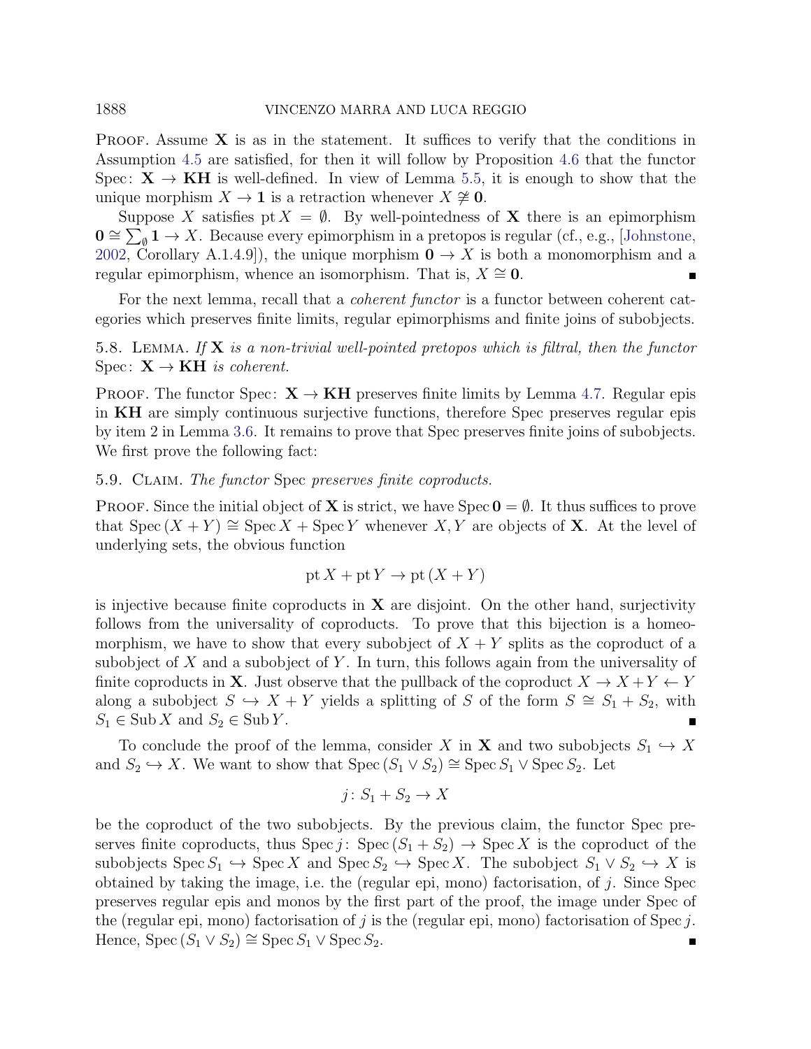Proof. Assume $\mathbf{X}$ is as in the statement. It suffices to verify that the conditions in Assumption 4.5 are satisfied, for then it will follow by Proposition 4.6 that the functor $\mathrm{Spec}\colon \mathbf{X} \to \mathbf{KH}$ is well-defined. In view of Lemma 5.5, it is enough to show that the unique morphism $X \to \mathbf{1}$ is a retraction whenever $X \not\cong \mathbf{0}$.

Suppose $X$ satisfies $\mathrm{pt}\, X = \emptyset$. By well-pointedness of $\mathbf{X}$ there is an epimorphism $\mathbf{0} \cong \sum_{\emptyset} \mathbf{1} \to X$. Because every epimorphism in a pretopos is regular (cf., e.g., [Johnstone, 2002, Corollary A.1.4.9]), the unique morphism $\mathbf{0} \to X$ is both a monomorphism and a regular epimorphism, whence an isomorphism. That is, $X \cong \mathbf{0}$. ∎

For the next lemma, recall that a *coherent functor* is a functor between coherent categories which preserves finite limits, regular epimorphisms and finite joins of subobjects.

5.8. Lemma. *If $\mathbf{X}$ is a non-trivial well-pointed pretopos which is filtral, then the functor* $\mathrm{Spec}\colon \mathbf{X} \to \mathbf{KH}$ *is coherent.*

Proof. The functor $\mathrm{Spec}\colon \mathbf{X} \to \mathbf{KH}$ preserves finite limits by Lemma 4.7. Regular epis in $\mathbf{KH}$ are simply continuous surjective functions, therefore Spec preserves regular epis by item 2 in Lemma 3.6. It remains to prove that Spec preserves finite joins of subobjects. We first prove the following fact:

5.9. Claim. *The functor* Spec *preserves finite coproducts.*

Proof. Since the initial object of $\mathbf{X}$ is strict, we have $\mathrm{Spec}\, \mathbf{0} = \emptyset$. It thus suffices to prove that $\mathrm{Spec}\,(X + Y) \cong \mathrm{Spec}\, X + \mathrm{Spec}\, Y$ whenever $X, Y$ are objects of $\mathbf{X}$. At the level of underlying sets, the obvious function

$$\mathrm{pt}\, X + \mathrm{pt}\, Y \to \mathrm{pt}\,(X + Y)$$

is injective because finite coproducts in $\mathbf{X}$ are disjoint. On the other hand, surjectivity follows from the universality of coproducts. To prove that this bijection is a homeomorphism, we have to show that every subobject of $X + Y$ splits as the coproduct of a subobject of $X$ and a subobject of $Y$. In turn, this follows again from the universality of finite coproducts in $\mathbf{X}$. Just observe that the pullback of the coproduct $X \to X + Y \leftarrow Y$ along a subobject $S \hookrightarrow X + Y$ yields a splitting of $S$ of the form $S \cong S_1 + S_2$, with $S_1 \in \mathrm{Sub}\, X$ and $S_2 \in \mathrm{Sub}\, Y$. ∎

To conclude the proof of the lemma, consider $X$ in $\mathbf{X}$ and two subobjects $S_1 \hookrightarrow X$ and $S_2 \hookrightarrow X$. We want to show that $\mathrm{Spec}\,(S_1 \vee S_2) \cong \mathrm{Spec}\, S_1 \vee \mathrm{Spec}\, S_2$. Let

$$j\colon S_1 + S_2 \to X$$

be the coproduct of the two subobjects. By the previous claim, the functor Spec preserves finite coproducts, thus $\mathrm{Spec}\, j\colon \mathrm{Spec}\,(S_1 + S_2) \to \mathrm{Spec}\, X$ is the coproduct of the subobjects $\mathrm{Spec}\, S_1 \hookrightarrow \mathrm{Spec}\, X$ and $\mathrm{Spec}\, S_2 \hookrightarrow \mathrm{Spec}\, X$. The subobject $S_1 \vee S_2 \hookrightarrow X$ is obtained by taking the image, i.e. the (regular epi, mono) factorisation, of $j$. Since Spec preserves regular epis and monos by the first part of the proof, the image under Spec of the (regular epi, mono) factorisation of $j$ is the (regular epi, mono) factorisation of $\mathrm{Spec}\, j$. Hence, $\mathrm{Spec}\,(S_1 \vee S_2) \cong \mathrm{Spec}\, S_1 \vee \mathrm{Spec}\, S_2$. ∎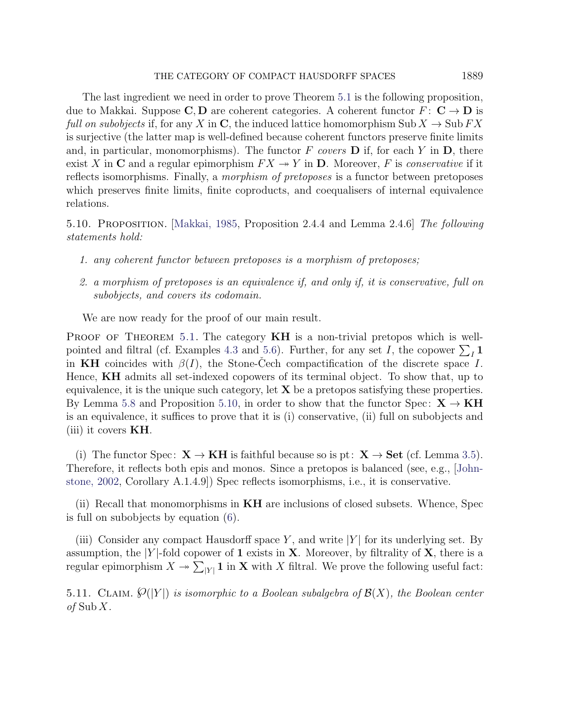The last ingredient we need in order to prove Theorem 5.1 is the following proposition, due to Makkai. Suppose $\mathbf{C}, \mathbf{D}$ are coherent categories. A coherent functor $F\colon \mathbf{C} \to \mathbf{D}$ is *full on subobjects* if, for any $X$ in $\mathbf{C}$, the induced lattice homomorphism $\operatorname{Sub} X \to \operatorname{Sub} FX$ is surjective (the latter map is well-defined because coherent functors preserve finite limits and, in particular, monomorphisms). The functor $F$ *covers* $\mathbf{D}$ if, for each $Y$ in $\mathbf{D}$, there exist $X$ in $\mathbf{C}$ and a regular epimorphism $FX \twoheadrightarrow Y$ in $\mathbf{D}$. Moreover, $F$ is *conservative* if it reflects isomorphisms. Finally, a *morphism of pretoposes* is a functor between pretoposes which preserves finite limits, finite coproducts, and coequalisers of internal equivalence relations.

5.10. Proposition. [Makkai, 1985, Proposition 2.4.4 and Lemma 2.4.6] *The following statements hold:*

1. *any coherent functor between pretoposes is a morphism of pretoposes;*
2. *a morphism of pretoposes is an equivalence if, and only if, it is conservative, full on subobjects, and covers its codomain.*

We are now ready for the proof of our main result.

Proof of Theorem 5.1. The category $\mathbf{KH}$ is a non-trivial pretopos which is well-pointed and filtral (cf. Examples 4.3 and 5.6). Further, for any set $I$, the copower $\sum_I \mathbf{1}$ in $\mathbf{KH}$ coincides with $\beta(I)$, the Stone-Čech compactification of the discrete space $I$. Hence, $\mathbf{KH}$ admits all set-indexed copowers of its terminal object. To show that, up to equivalence, it is the unique such category, let $\mathbf{X}$ be a pretopos satisfying these properties. By Lemma 5.8 and Proposition 5.10, in order to show that the functor $\operatorname{Spec}\colon \mathbf{X} \to \mathbf{KH}$ is an equivalence, it suffices to prove that it is (i) conservative, (ii) full on subobjects and (iii) it covers $\mathbf{KH}$.

(i) The functor $\operatorname{Spec}\colon \mathbf{X} \to \mathbf{KH}$ is faithful because so is $\operatorname{pt}\colon \mathbf{X} \to \mathbf{Set}$ (cf. Lemma 3.5). Therefore, it reflects both epis and monos. Since a pretopos is balanced (see, e.g., [Johnstone, 2002, Corollary A.1.4.9]) Spec reflects isomorphisms, i.e., it is conservative.

(ii) Recall that monomorphisms in $\mathbf{KH}$ are inclusions of closed subsets. Whence, Spec is full on subobjects by equation (6).

(iii) Consider any compact Hausdorff space $Y$, and write $|Y|$ for its underlying set. By assumption, the $|Y|$-fold copower of $\mathbf{1}$ exists in $\mathbf{X}$. Moreover, by filtrality of $\mathbf{X}$, there is a regular epimorphism $X \twoheadrightarrow \sum_{|Y|} \mathbf{1}$ in $\mathbf{X}$ with $X$ filtral. We prove the following useful fact:

5.11. Claim. *$\wp(|Y|)$ is isomorphic to a Boolean subalgebra of $\mathcal{B}(X)$, the Boolean center of $\operatorname{Sub} X$.*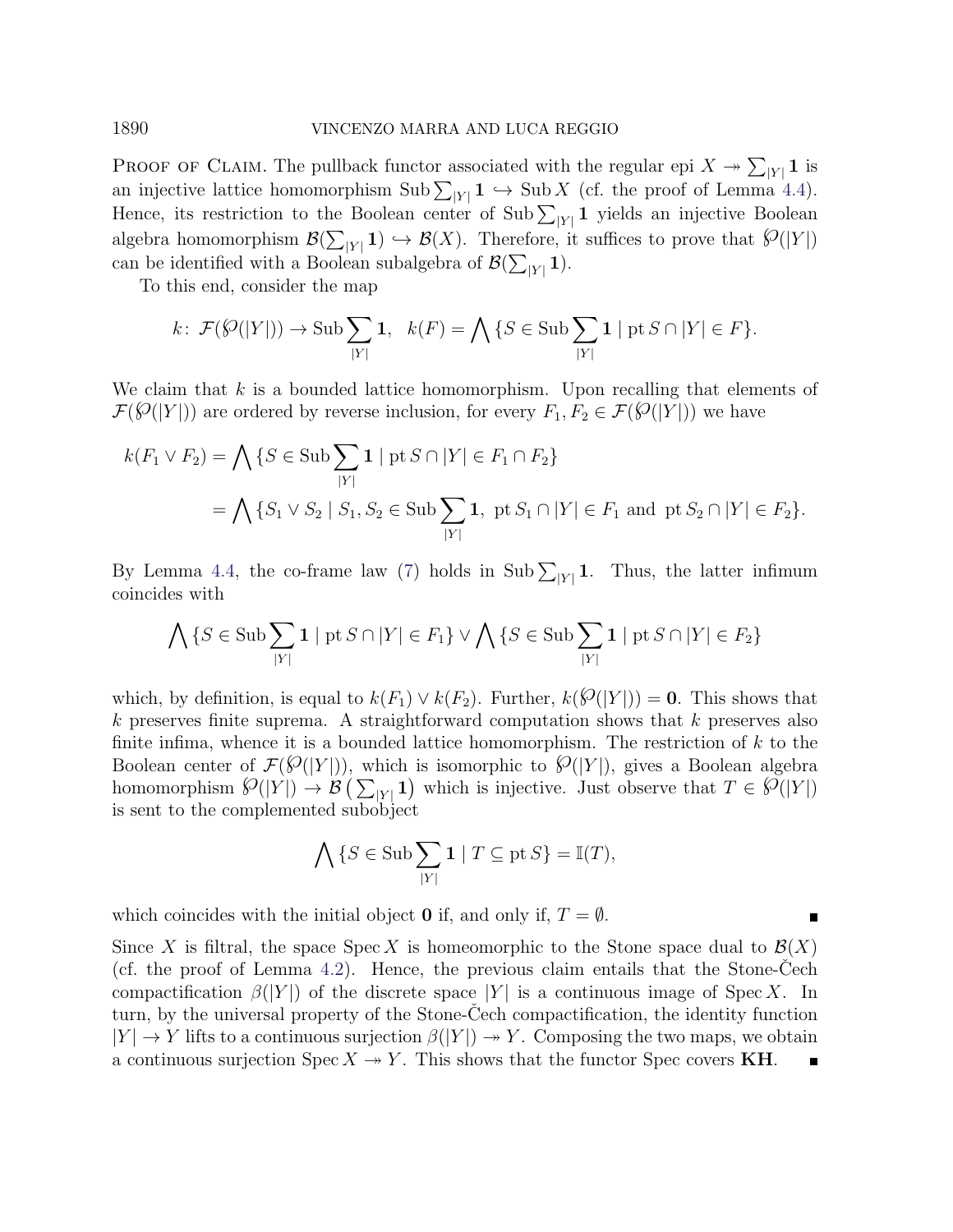Proof of Claim. The pullback functor associated with the regular epi $X \twoheadrightarrow \sum_{|Y|} \mathbf{1}$ is an injective lattice homomorphism $\operatorname{Sub} \sum_{|Y|} \mathbf{1} \hookrightarrow \operatorname{Sub} X$ (cf. the proof of Lemma 4.4). Hence, its restriction to the Boolean center of $\operatorname{Sub} \sum_{|Y|} \mathbf{1}$ yields an injective Boolean algebra homomorphism $\mathcal{B}(\sum_{|Y|} \mathbf{1}) \hookrightarrow \mathcal{B}(X)$. Therefore, it suffices to prove that $\wp(|Y|)$ can be identified with a Boolean subalgebra of $\mathcal{B}(\sum_{|Y|} \mathbf{1})$.

To this end, consider the map

$$k \colon \mathcal{F}(\wp(|Y|)) \to \operatorname{Sub} \sum_{|Y|} \mathbf{1}, \quad k(F) = \bigwedge \{S \in \operatorname{Sub} \sum_{|Y|} \mathbf{1} \mid \operatorname{pt} S \cap |Y| \in F\}.$$

We claim that $k$ is a bounded lattice homomorphism. Upon recalling that elements of $\mathcal{F}(\wp(|Y|))$ are ordered by reverse inclusion, for every $F_1, F_2 \in \mathcal{F}(\wp(|Y|))$ we have

$$\begin{aligned} k(F_1 \vee F_2) &= \bigwedge \{S \in \operatorname{Sub} \sum_{|Y|} \mathbf{1} \mid \operatorname{pt} S \cap |Y| \in F_1 \cap F_2\} \\ &= \bigwedge \{S_1 \vee S_2 \mid S_1, S_2 \in \operatorname{Sub} \sum_{|Y|} \mathbf{1}, \ \operatorname{pt} S_1 \cap |Y| \in F_1 \text{ and } \operatorname{pt} S_2 \cap |Y| \in F_2\}. \end{aligned}$$

By Lemma 4.4, the co-frame law (7) holds in $\operatorname{Sub} \sum_{|Y|} \mathbf{1}$. Thus, the latter infimum coincides with

$$\bigwedge \{S \in \operatorname{Sub} \sum_{|Y|} \mathbf{1} \mid \operatorname{pt} S \cap |Y| \in F_1\} \vee \bigwedge \{S \in \operatorname{Sub} \sum_{|Y|} \mathbf{1} \mid \operatorname{pt} S \cap |Y| \in F_2\}$$

which, by definition, is equal to $k(F_1) \vee k(F_2)$. Further, $k(\wp(|Y|)) = \mathbf{0}$. This shows that $k$ preserves finite suprema. A straightforward computation shows that $k$ preserves also finite infima, whence it is a bounded lattice homomorphism. The restriction of $k$ to the Boolean center of $\mathcal{F}(\wp(|Y|))$, which is isomorphic to $\wp(|Y|)$, gives a Boolean algebra homomorphism $\wp(|Y|) \to \mathcal{B}\left(\sum_{|Y|} \mathbf{1}\right)$ which is injective. Just observe that $T \in \wp(|Y|)$ is sent to the complemented subobject

$$\bigwedge \{S \in \operatorname{Sub} \sum_{|Y|} \mathbf{1} \mid T \subseteq \operatorname{pt} S\} = \mathbb{I}(T),$$

which coincides with the initial object $\mathbf{0}$ if, and only if, $T = \emptyset$. ∎

Since $X$ is filtral, the space $\operatorname{Spec} X$ is homeomorphic to the Stone space dual to $\mathcal{B}(X)$ (cf. the proof of Lemma 4.2). Hence, the previous claim entails that the Stone-Čech compactification $\beta(|Y|)$ of the discrete space $|Y|$ is a continuous image of $\operatorname{Spec} X$. In turn, by the universal property of the Stone-Čech compactification, the identity function $|Y| \to Y$ lifts to a continuous surjection $\beta(|Y|) \twoheadrightarrow Y$. Composing the two maps, we obtain a continuous surjection $\operatorname{Spec} X \twoheadrightarrow Y$. This shows that the functor Spec covers **KH**. ∎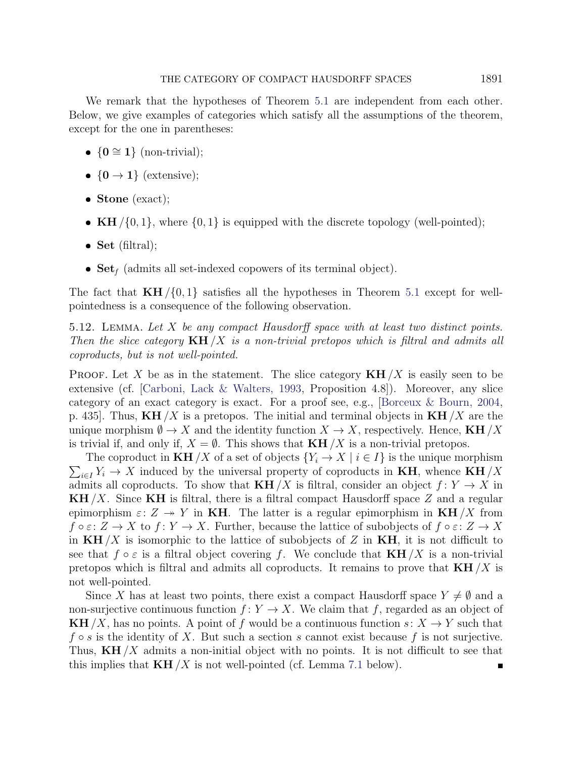We remark that the hypotheses of Theorem 5.1 are independent from each other. Below, we give examples of categories which satisfy all the assumptions of the theorem, except for the one in parentheses:

- $\{\mathbf{0} \cong \mathbf{1}\}$ (non-trivial);
- $\{\mathbf{0} \to \mathbf{1}\}$ (extensive);
- **Stone** (exact);
- $\mathbf{KH}/\{0,1\}$, where $\{0,1\}$ is equipped with the discrete topology (well-pointed);
- **Set** (filtral);
- $\mathbf{Set}_f$ (admits all set-indexed copowers of its terminal object).

The fact that $\mathbf{KH}/\{0,1\}$ satisfies all the hypotheses in Theorem 5.1 except for well-pointedness is a consequence of the following observation.

5.12. Lemma. *Let $X$ be any compact Hausdorff space with at least two distinct points. Then the slice category $\mathbf{KH}/X$ is a non-trivial pretopos which is filtral and admits all coproducts, but is not well-pointed.*

Proof. Let $X$ be as in the statement. The slice category $\mathbf{KH}/X$ is easily seen to be extensive (cf. [Carboni, Lack & Walters, 1993, Proposition 4.8]). Moreover, any slice category of an exact category is exact. For a proof see, e.g., [Borceux & Bourn, 2004, p. 435]. Thus, $\mathbf{KH}/X$ is a pretopos. The initial and terminal objects in $\mathbf{KH}/X$ are the unique morphism $\emptyset \to X$ and the identity function $X \to X$, respectively. Hence, $\mathbf{KH}/X$ is trivial if, and only if, $X = \emptyset$. This shows that $\mathbf{KH}/X$ is a non-trivial pretopos.

The coproduct in $\mathbf{KH}/X$ of a set of objects $\{Y_i \to X \mid i \in I\}$ is the unique morphism $\sum_{i \in I} Y_i \to X$ induced by the universal property of coproducts in $\mathbf{KH}$, whence $\mathbf{KH}/X$ admits all coproducts. To show that $\mathbf{KH}/X$ is filtral, consider an object $f \colon Y \to X$ in $\mathbf{KH}/X$. Since $\mathbf{KH}$ is filtral, there is a filtral compact Hausdorff space $Z$ and a regular epimorphism $\varepsilon \colon Z \twoheadrightarrow Y$ in $\mathbf{KH}$. The latter is a regular epimorphism in $\mathbf{KH}/X$ from $f \circ \varepsilon \colon Z \to X$ to $f \colon Y \to X$. Further, because the lattice of subobjects of $f \circ \varepsilon \colon Z \to X$ in $\mathbf{KH}/X$ is isomorphic to the lattice of subobjects of $Z$ in $\mathbf{KH}$, it is not difficult to see that $f \circ \varepsilon$ is a filtral object covering $f$. We conclude that $\mathbf{KH}/X$ is a non-trivial pretopos which is filtral and admits all coproducts. It remains to prove that $\mathbf{KH}/X$ is not well-pointed.

Since $X$ has at least two points, there exist a compact Hausdorff space $Y \neq \emptyset$ and a non-surjective continuous function $f \colon Y \to X$. We claim that $f$, regarded as an object of $\mathbf{KH}/X$, has no points. A point of $f$ would be a continuous function $s \colon X \to Y$ such that $f \circ s$ is the identity of $X$. But such a section $s$ cannot exist because $f$ is not surjective. Thus, $\mathbf{KH}/X$ admits a non-initial object with no points. It is not difficult to see that this implies that $\mathbf{KH}/X$ is not well-pointed (cf. Lemma 7.1 below). ∎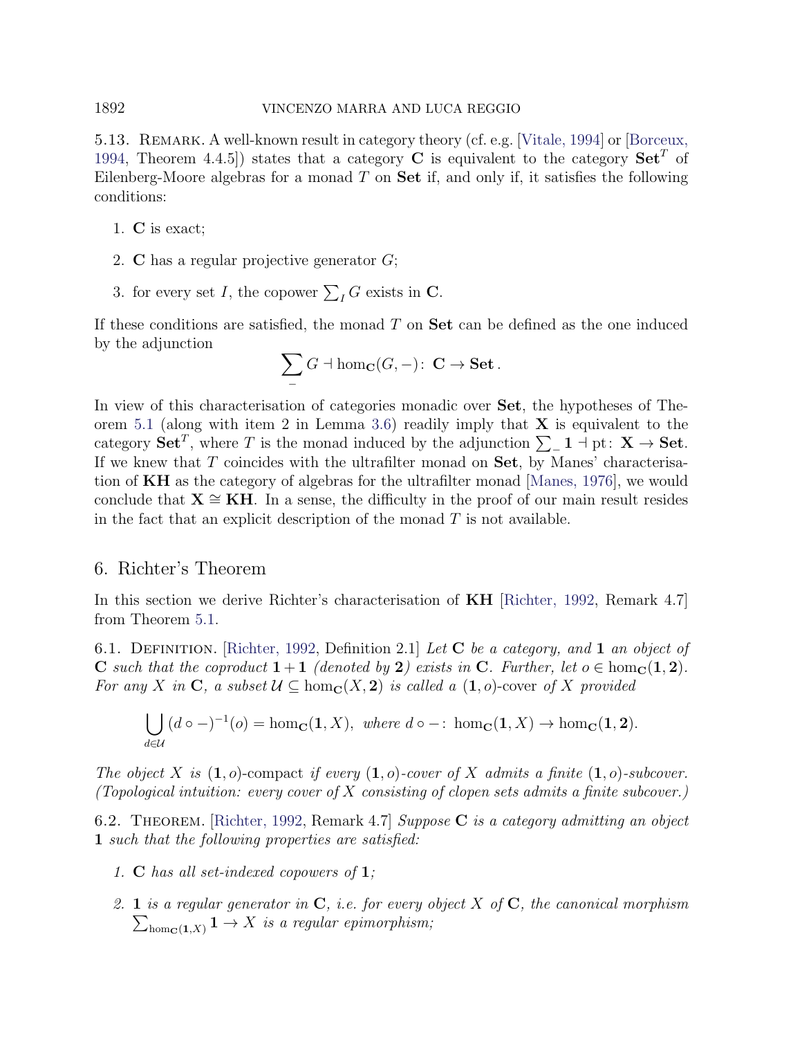5.13. Remark. A well-known result in category theory (cf. e.g. [Vitale, 1994] or [Borceux, 1994, Theorem 4.4.5]) states that a category $\mathbf{C}$ is equivalent to the category $\mathbf{Set}^T$ of Eilenberg-Moore algebras for a monad $T$ on $\mathbf{Set}$ if, and only if, it satisfies the following conditions:

1. $\mathbf{C}$ is exact;
2. $\mathbf{C}$ has a regular projective generator $G$;
3. for every set $I$, the copower $\sum_I G$ exists in $\mathbf{C}$.

If these conditions are satisfied, the monad $T$ on $\mathbf{Set}$ can be defined as the one induced by the adjunction

$$\sum_{-} G \dashv \hom_{\mathbf{C}}(G, -) \colon \mathbf{C} \to \mathbf{Set}\,.$$

In view of this characterisation of categories monadic over $\mathbf{Set}$, the hypotheses of Theorem 5.1 (along with item 2 in Lemma 3.6) readily imply that $\mathbf{X}$ is equivalent to the category $\mathbf{Set}^T$, where $T$ is the monad induced by the adjunction $\sum_{-} \mathbf{1} \dashv \mathrm{pt} \colon \mathbf{X} \to \mathbf{Set}$. If we knew that $T$ coincides with the ultrafilter monad on $\mathbf{Set}$, by Manes' characterisation of $\mathbf{KH}$ as the category of algebras for the ultrafilter monad [Manes, 1976], we would conclude that $\mathbf{X} \cong \mathbf{KH}$. In a sense, the difficulty in the proof of our main result resides in the fact that an explicit description of the monad $T$ is not available.

## 6. Richter's Theorem

In this section we derive Richter's characterisation of $\mathbf{KH}$ [Richter, 1992, Remark 4.7] from Theorem 5.1.

6.1. Definition. [Richter, 1992, Definition 2.1] *Let $\mathbf{C}$ be a category, and $\mathbf{1}$ an object of $\mathbf{C}$ such that the coproduct $\mathbf{1}+\mathbf{1}$ (denoted by $\mathbf{2}$) exists in $\mathbf{C}$. Further, let $o \in \hom_{\mathbf{C}}(\mathbf{1}, \mathbf{2})$. For any $X$ in $\mathbf{C}$, a subset $\mathcal{U} \subseteq \hom_{\mathbf{C}}(X, \mathbf{2})$ is called a* $(\mathbf{1}, o)$-cover *of $X$ provided*

$$\bigcup_{d \in \mathcal{U}} (d \circ -)^{-1}(o) = \hom_{\mathbf{C}}(\mathbf{1}, X), \text{ where } d \circ - \colon \hom_{\mathbf{C}}(\mathbf{1}, X) \to \hom_{\mathbf{C}}(\mathbf{1}, \mathbf{2}).$$

*The object $X$ is* $(\mathbf{1}, o)$-compact *if every $(\mathbf{1}, o)$-cover of $X$ admits a finite $(\mathbf{1}, o)$-subcover. (Topological intuition: every cover of $X$ consisting of clopen sets admits a finite subcover.)*

6.2. Theorem. [Richter, 1992, Remark 4.7] *Suppose $\mathbf{C}$ is a category admitting an object $\mathbf{1}$ such that the following properties are satisfied:*

1. *$\mathbf{C}$ has all set-indexed copowers of $\mathbf{1}$;*
2. *$\mathbf{1}$ is a regular generator in $\mathbf{C}$, i.e. for every object $X$ of $\mathbf{C}$, the canonical morphism $\sum_{\hom_{\mathbf{C}}(\mathbf{1}, X)} \mathbf{1} \to X$ is a regular epimorphism;*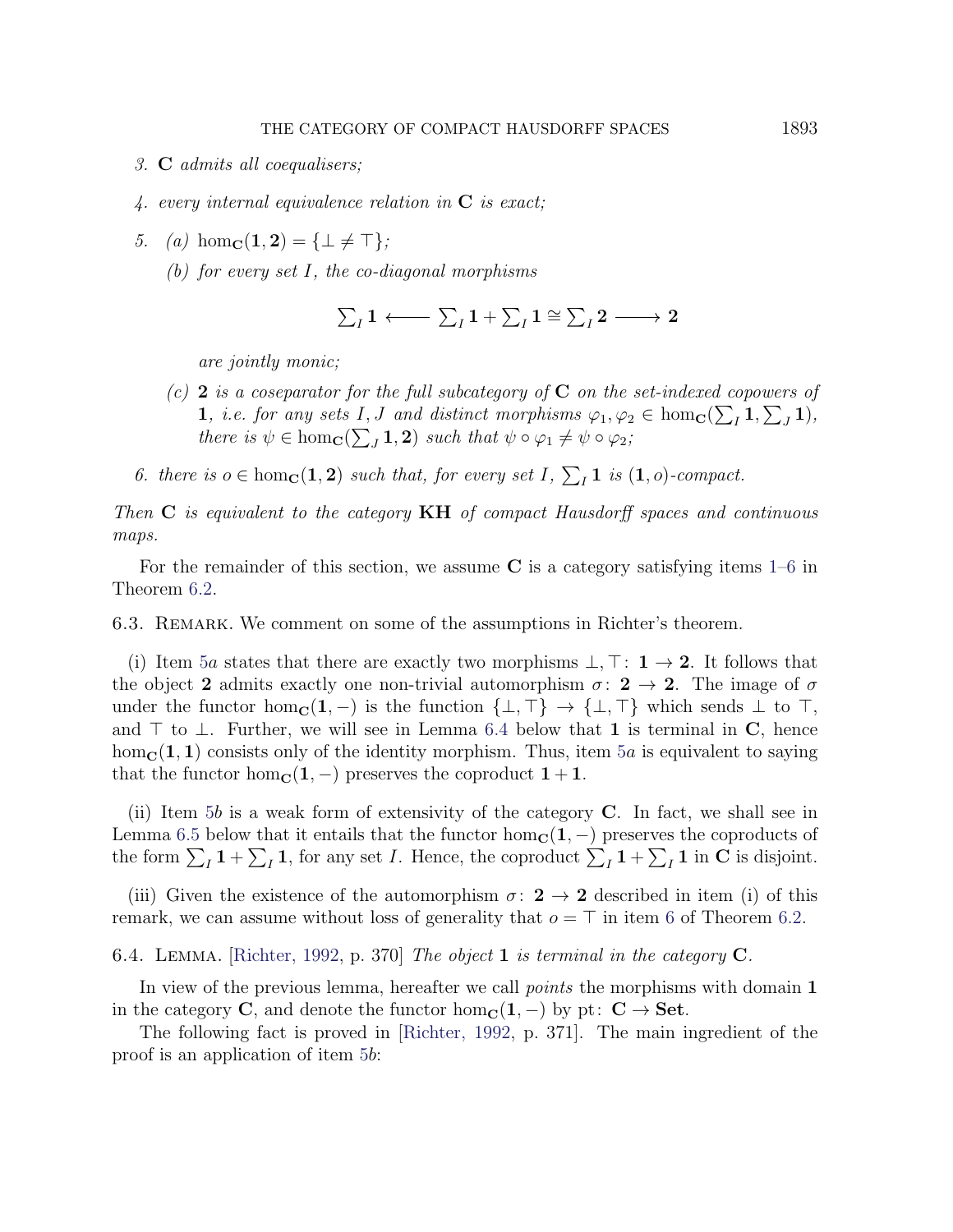3. *$\mathbf{C}$ admits all coequalisers;*

4. *every internal equivalence relation in $\mathbf{C}$ is exact;*

5. (a) $\hom_{\mathbf{C}}(\mathbf{1}, \mathbf{2}) = \{\bot \neq \top\}$*;*

   (b) *for every set $I$, the co-diagonal morphisms*

$$\textstyle\sum_I \mathbf{1} \longleftarrow \sum_I \mathbf{1} + \sum_I \mathbf{1} \cong \sum_I \mathbf{2} \longrightarrow \mathbf{2}$$

   *are jointly monic;*

   (c) *$\mathbf{2}$ is a coseparator for the full subcategory of $\mathbf{C}$ on the set-indexed copowers of $\mathbf{1}$, i.e. for any sets $I, J$ and distinct morphisms $\varphi_1, \varphi_2 \in \hom_{\mathbf{C}}(\sum_I \mathbf{1}, \sum_J \mathbf{1})$, there is $\psi \in \hom_{\mathbf{C}}(\sum_J \mathbf{1}, \mathbf{2})$ such that $\psi \circ \varphi_1 \neq \psi \circ \varphi_2$;*

6. *there is $o \in \hom_{\mathbf{C}}(\mathbf{1}, \mathbf{2})$ such that, for every set $I$, $\sum_I \mathbf{1}$ is $(\mathbf{1}, o)$-compact.*

*Then $\mathbf{C}$ is equivalent to the category $\mathbf{KH}$ of compact Hausdorff spaces and continuous maps.*

For the remainder of this section, we assume $\mathbf{C}$ is a category satisfying items 1–6 in Theorem 6.2.

6.3. Remark. We comment on some of the assumptions in Richter's theorem.

(i) Item 5a states that there are exactly two morphisms $\bot, \top \colon \mathbf{1} \to \mathbf{2}$. It follows that the object $\mathbf{2}$ admits exactly one non-trivial automorphism $\sigma \colon \mathbf{2} \to \mathbf{2}$. The image of $\sigma$ under the functor $\hom_{\mathbf{C}}(\mathbf{1}, -)$ is the function $\{\bot, \top\} \to \{\bot, \top\}$ which sends $\bot$ to $\top$, and $\top$ to $\bot$. Further, we will see in Lemma 6.4 below that $\mathbf{1}$ is terminal in $\mathbf{C}$, hence $\hom_{\mathbf{C}}(\mathbf{1}, \mathbf{1})$ consists only of the identity morphism. Thus, item 5a is equivalent to saying that the functor $\hom_{\mathbf{C}}(\mathbf{1}, -)$ preserves the coproduct $\mathbf{1} + \mathbf{1}$.

(ii) Item 5b is a weak form of extensivity of the category $\mathbf{C}$. In fact, we shall see in Lemma 6.5 below that it entails that the functor $\hom_{\mathbf{C}}(\mathbf{1}, -)$ preserves the coproducts of the form $\sum_I \mathbf{1} + \sum_I \mathbf{1}$, for any set $I$. Hence, the coproduct $\sum_I \mathbf{1} + \sum_I \mathbf{1}$ in $\mathbf{C}$ is disjoint.

(iii) Given the existence of the automorphism $\sigma \colon \mathbf{2} \to \mathbf{2}$ described in item (i) of this remark, we can assume without loss of generality that $o = \top$ in item 6 of Theorem 6.2.

6.4. Lemma. [Richter, 1992, p. 370] *The object $\mathbf{1}$ is terminal in the category $\mathbf{C}$.*

In view of the previous lemma, hereafter we call *points* the morphisms with domain $\mathbf{1}$ in the category $\mathbf{C}$, and denote the functor $\hom_{\mathbf{C}}(\mathbf{1}, -)$ by $\mathrm{pt} \colon \mathbf{C} \to \mathbf{Set}$.

The following fact is proved in [Richter, 1992, p. 371]. The main ingredient of the proof is an application of item 5b: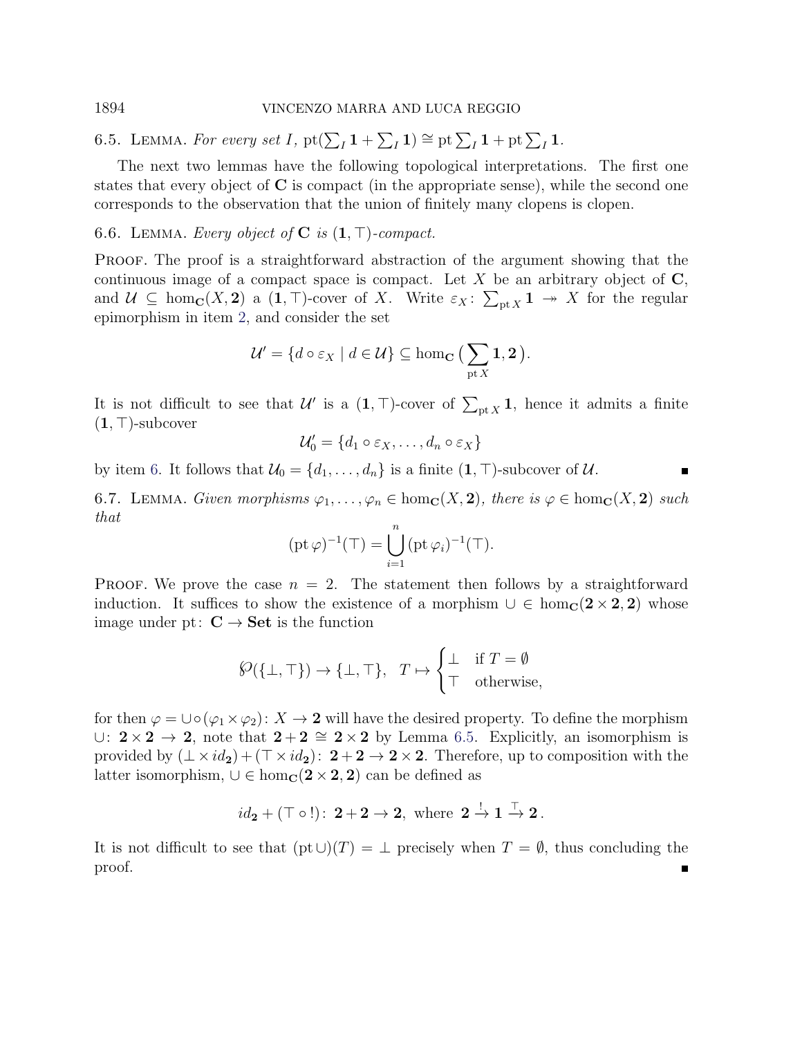**6.5. Lemma.** *For every set $I$, $\mathrm{pt}(\sum_I \mathbf{1} + \sum_I \mathbf{1}) \cong \mathrm{pt} \sum_I \mathbf{1} + \mathrm{pt} \sum_I \mathbf{1}$.*

The next two lemmas have the following topological interpretations. The first one states that every object of $\mathbf{C}$ is compact (in the appropriate sense), while the second one corresponds to the observation that the union of finitely many clopens is clopen.

**6.6. Lemma.** *Every object of $\mathbf{C}$ is $(\mathbf{1}, \top)$-compact.*

**Proof.** The proof is a straightforward abstraction of the argument showing that the continuous image of a compact space is compact. Let $X$ be an arbitrary object of $\mathbf{C}$, and $\mathcal{U} \subseteq \hom_{\mathbf{C}}(X, \mathbf{2})$ a $(\mathbf{1}, \top)$-cover of $X$. Write $\varepsilon_X \colon \sum_{\mathrm{pt}\, X} \mathbf{1} \twoheadrightarrow X$ for the regular epimorphism in item 2, and consider the set

$$\mathcal{U}' = \{d \circ \varepsilon_X \mid d \in \mathcal{U}\} \subseteq \hom_{\mathbf{C}}\big(\sum_{\mathrm{pt}\, X} \mathbf{1}, \mathbf{2}\big).$$

It is not difficult to see that $\mathcal{U}'$ is a $(\mathbf{1}, \top)$-cover of $\sum_{\mathrm{pt}\, X} \mathbf{1}$, hence it admits a finite $(\mathbf{1}, \top)$-subcover

$$\mathcal{U}'_0 = \{d_1 \circ \varepsilon_X, \ldots, d_n \circ \varepsilon_X\}$$

by item 6. It follows that $\mathcal{U}_0 = \{d_1, \ldots, d_n\}$ is a finite $(\mathbf{1}, \top)$-subcover of $\mathcal{U}$. ∎

**6.7. Lemma.** *Given morphisms $\varphi_1, \ldots, \varphi_n \in \hom_{\mathbf{C}}(X, \mathbf{2})$, there is $\varphi \in \hom_{\mathbf{C}}(X, \mathbf{2})$ such that*

$$(\mathrm{pt}\, \varphi)^{-1}(\top) = \bigcup_{i=1}^{n} (\mathrm{pt}\, \varphi_i)^{-1}(\top).$$

**Proof.** We prove the case $n = 2$. The statement then follows by a straightforward induction. It suffices to show the existence of a morphism $\cup \in \hom_{\mathbf{C}}(\mathbf{2} \times \mathbf{2}, \mathbf{2})$ whose image under $\mathrm{pt} \colon \mathbf{C} \to \mathbf{Set}$ is the function

$$\wp(\{\bot, \top\}) \to \{\bot, \top\}, \quad T \mapsto \begin{cases} \bot & \text{if } T = \emptyset \\ \top & \text{otherwise,} \end{cases}$$

for then $\varphi = \cup \circ (\varphi_1 \times \varphi_2) \colon X \to \mathbf{2}$ will have the desired property. To define the morphism $\cup \colon \mathbf{2} \times \mathbf{2} \to \mathbf{2}$, note that $\mathbf{2} + \mathbf{2} \cong \mathbf{2} \times \mathbf{2}$ by Lemma 6.5. Explicitly, an isomorphism is provided by $(\bot \times id_{\mathbf{2}}) + (\top \times id_{\mathbf{2}}) \colon \mathbf{2} + \mathbf{2} \to \mathbf{2} \times \mathbf{2}$. Therefore, up to composition with the latter isomorphism, $\cup \in \hom_{\mathbf{C}}(\mathbf{2} \times \mathbf{2}, \mathbf{2})$ can be defined as

$$id_{\mathbf{2}} + (\top \circ !) \colon \mathbf{2} + \mathbf{2} \to \mathbf{2}, \text{ where } \mathbf{2} \xrightarrow{!} \mathbf{1} \xrightarrow{\top} \mathbf{2}.$$

It is not difficult to see that $(\mathrm{pt} \cup)(T) = \bot$ precisely when $T = \emptyset$, thus concluding the proof. ∎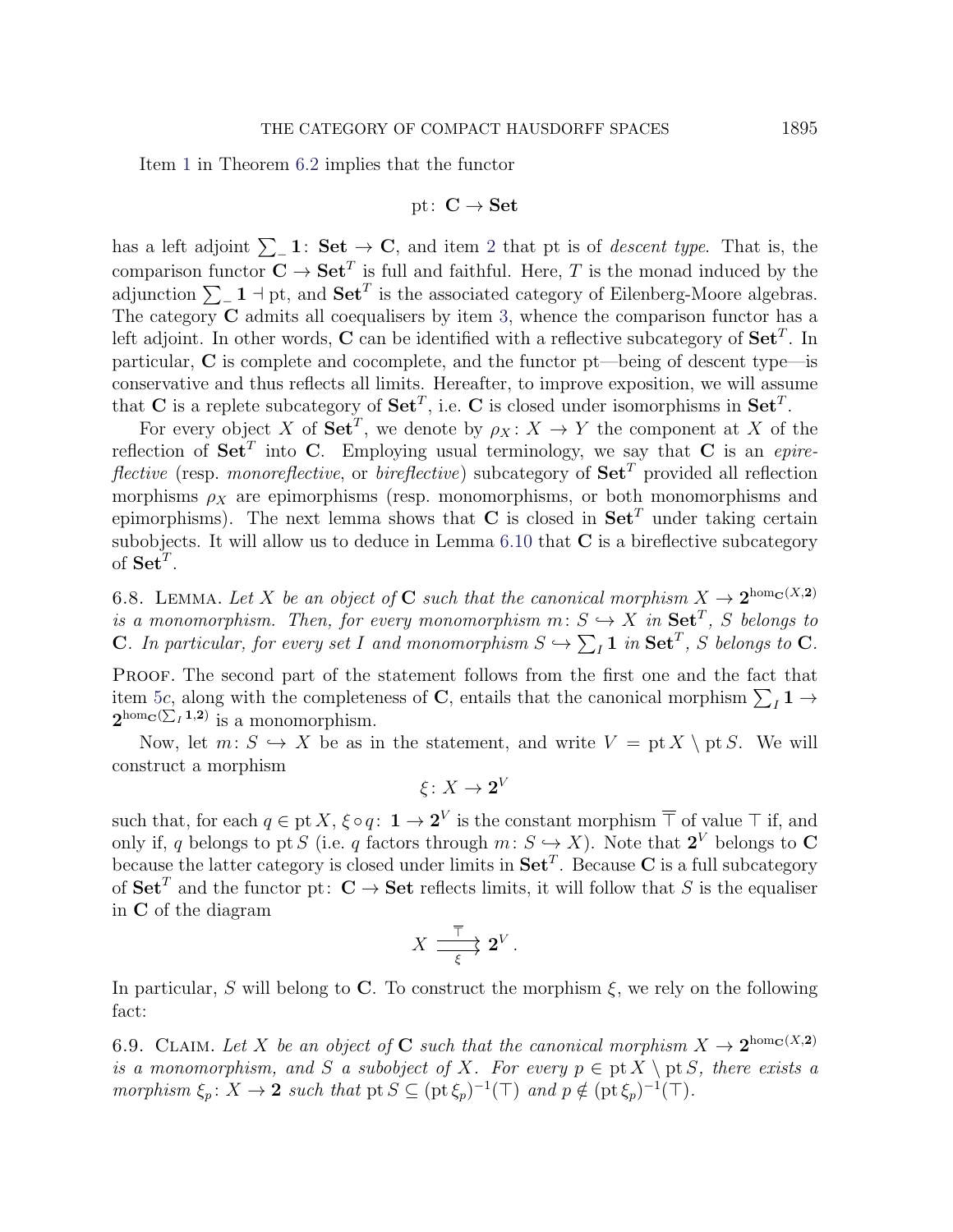Item 1 in Theorem 6.2 implies that the functor

$$\mathrm{pt}\colon \mathbf{C} \to \mathbf{Set}$$

has a left adjoint $\sum_{\_} \mathbf{1}\colon \mathbf{Set} \to \mathbf{C}$, and item 2 that pt is of *descent type*. That is, the comparison functor $\mathbf{C} \to \mathbf{Set}^T$ is full and faithful. Here, $T$ is the monad induced by the adjunction $\sum_{\_} \mathbf{1} \dashv \mathrm{pt}$, and $\mathbf{Set}^T$ is the associated category of Eilenberg-Moore algebras. The category $\mathbf{C}$ admits all coequalisers by item 3, whence the comparison functor has a left adjoint. In other words, $\mathbf{C}$ can be identified with a reflective subcategory of $\mathbf{Set}^T$. In particular, $\mathbf{C}$ is complete and cocomplete, and the functor pt—being of descent type—is conservative and thus reflects all limits. Hereafter, to improve exposition, we will assume that $\mathbf{C}$ is a replete subcategory of $\mathbf{Set}^T$, i.e. $\mathbf{C}$ is closed under isomorphisms in $\mathbf{Set}^T$.

For every object $X$ of $\mathbf{Set}^T$, we denote by $\rho_X\colon X \to Y$ the component at $X$ of the reflection of $\mathbf{Set}^T$ into $\mathbf{C}$. Employing usual terminology, we say that $\mathbf{C}$ is an *epireflective* (resp. *monoreflective*, or *bireflective*) subcategory of $\mathbf{Set}^T$ provided all reflection morphisms $\rho_X$ are epimorphisms (resp. monomorphisms, or both monomorphisms and epimorphisms). The next lemma shows that $\mathbf{C}$ is closed in $\mathbf{Set}^T$ under taking certain subobjects. It will allow us to deduce in Lemma 6.10 that $\mathbf{C}$ is a bireflective subcategory of $\mathbf{Set}^T$.

6.8. Lemma. *Let $X$ be an object of $\mathbf{C}$ such that the canonical morphism $X \to \mathbf{2}^{\hom_{\mathbf{C}}(X,\mathbf{2})}$ is a monomorphism. Then, for every monomorphism $m\colon S \hookrightarrow X$ in $\mathbf{Set}^T$, $S$ belongs to $\mathbf{C}$. In particular, for every set $I$ and monomorphism $S \hookrightarrow \sum_I \mathbf{1}$ in $\mathbf{Set}^T$, $S$ belongs to $\mathbf{C}$.*

Proof. The second part of the statement follows from the first one and the fact that item 5c, along with the completeness of $\mathbf{C}$, entails that the canonical morphism $\sum_I \mathbf{1} \to \mathbf{2}^{\hom_{\mathbf{C}}(\sum_I \mathbf{1},\mathbf{2})}$ is a monomorphism.

Now, let $m\colon S \hookrightarrow X$ be as in the statement, and write $V = \mathrm{pt}\, X \setminus \mathrm{pt}\, S$. We will construct a morphism

$$\xi\colon X \to \mathbf{2}^V$$

such that, for each $q \in \mathrm{pt}\, X$, $\xi \circ q\colon \mathbf{1} \to \mathbf{2}^V$ is the constant morphism $\overline{\top}$ of value $\top$ if, and only if, $q$ belongs to $\mathrm{pt}\, S$ (i.e. $q$ factors through $m\colon S \hookrightarrow X$). Note that $\mathbf{2}^V$ belongs to $\mathbf{C}$ because the latter category is closed under limits in $\mathbf{Set}^T$. Because $\mathbf{C}$ is a full subcategory of $\mathbf{Set}^T$ and the functor $\mathrm{pt}\colon \mathbf{C} \to \mathbf{Set}$ reflects limits, it will follow that $S$ is the equaliser in $\mathbf{C}$ of the diagram

$$X \overset{\overline{\top}}{\underset{\xi}{\rightrightarrows}} \mathbf{2}^V.$$

In particular, $S$ will belong to $\mathbf{C}$. To construct the morphism $\xi$, we rely on the following fact:

6.9. Claim. *Let $X$ be an object of $\mathbf{C}$ such that the canonical morphism $X \to \mathbf{2}^{\hom_{\mathbf{C}}(X,\mathbf{2})}$ is a monomorphism, and $S$ a subobject of $X$. For every $p \in \mathrm{pt}\, X \setminus \mathrm{pt}\, S$, there exists a morphism $\xi_p\colon X \to \mathbf{2}$ such that $\mathrm{pt}\, S \subseteq (\mathrm{pt}\, \xi_p)^{-1}(\top)$ and $p \notin (\mathrm{pt}\, \xi_p)^{-1}(\top)$.*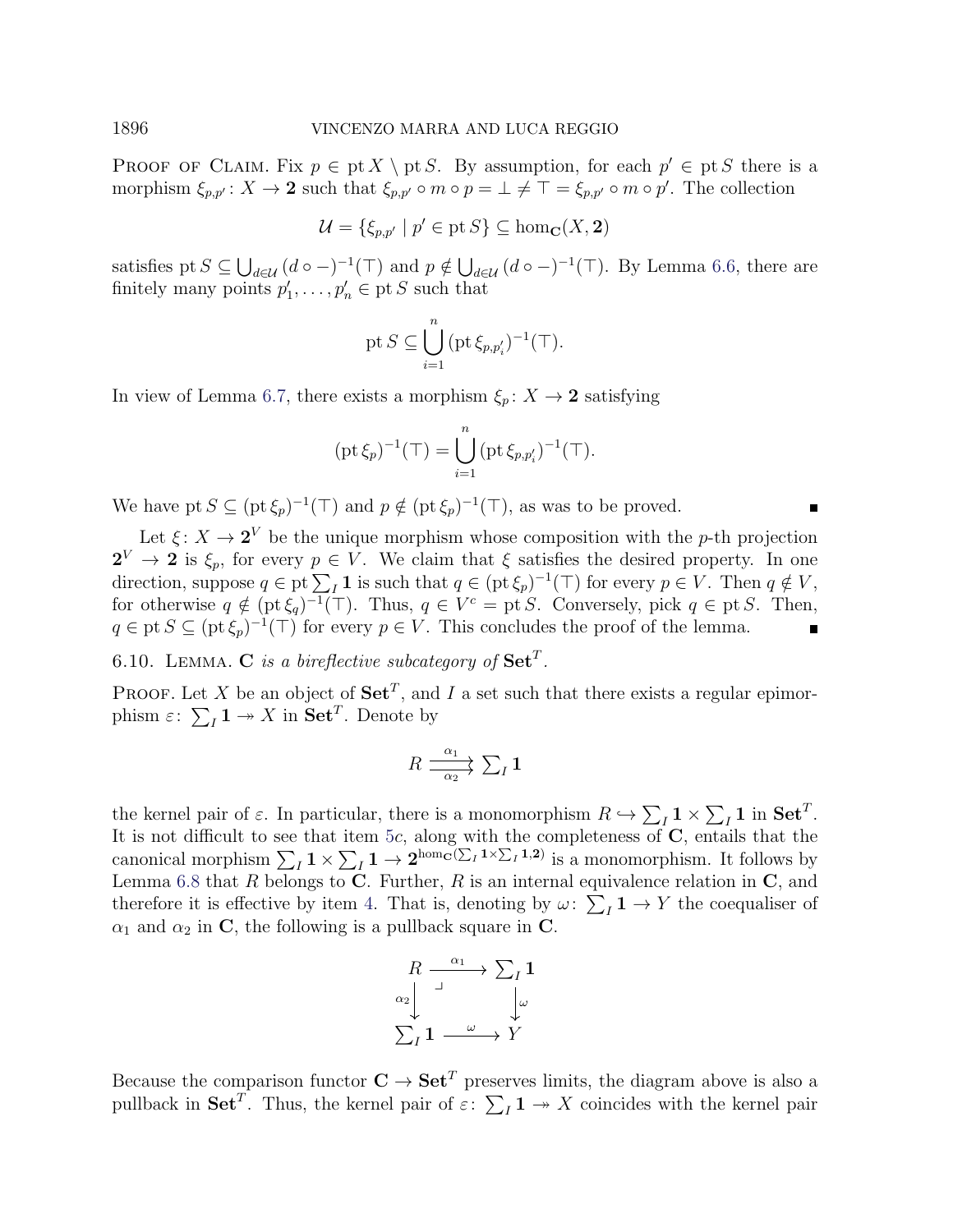Proof of Claim. Fix $p \in \operatorname{pt} X \setminus \operatorname{pt} S$. By assumption, for each $p' \in \operatorname{pt} S$ there is a morphism $\xi_{p,p'} \colon X \to \mathbf{2}$ such that $\xi_{p,p'} \circ m \circ p = \bot \neq \top = \xi_{p,p'} \circ m \circ p'$. The collection

$$\mathcal{U} = \{\xi_{p,p'} \mid p' \in \operatorname{pt} S\} \subseteq \hom_{\mathbf{C}}(X, \mathbf{2})$$

satisfies $\operatorname{pt} S \subseteq \bigcup_{d \in \mathcal{U}} (d \circ -)^{-1}(\top)$ and $p \notin \bigcup_{d \in \mathcal{U}} (d \circ -)^{-1}(\top)$. By Lemma 6.6, there are finitely many points $p'_1, \ldots, p'_n \in \operatorname{pt} S$ such that

$$\operatorname{pt} S \subseteq \bigcup_{i=1}^{n} (\operatorname{pt} \xi_{p,p'_i})^{-1}(\top).$$

In view of Lemma 6.7, there exists a morphism $\xi_p \colon X \to \mathbf{2}$ satisfying

$$(\operatorname{pt} \xi_p)^{-1}(\top) = \bigcup_{i=1}^{n} (\operatorname{pt} \xi_{p,p'_i})^{-1}(\top).$$

We have $\operatorname{pt} S \subseteq (\operatorname{pt} \xi_p)^{-1}(\top)$ and $p \notin (\operatorname{pt} \xi_p)^{-1}(\top)$, as was to be proved. ∎

Let $\xi \colon X \to \mathbf{2}^V$ be the unique morphism whose composition with the $p$-th projection $\mathbf{2}^V \to \mathbf{2}$ is $\xi_p$, for every $p \in V$. We claim that $\xi$ satisfies the desired property. In one direction, suppose $q \in \operatorname{pt} \sum_I \mathbf{1}$ is such that $q \in (\operatorname{pt} \xi_p)^{-1}(\top)$ for every $p \in V$. Then $q \notin V$, for otherwise $q \notin (\operatorname{pt} \xi_q)^{-1}(\top)$. Thus, $q \in V^c = \operatorname{pt} S$. Conversely, pick $q \in \operatorname{pt} S$. Then, $q \in \operatorname{pt} S \subseteq (\operatorname{pt} \xi_p)^{-1}(\top)$ for every $p \in V$. This concludes the proof of the lemma. ∎

6.10. Lemma. *$\mathbf{C}$ is a bireflective subcategory of $\mathbf{Set}^T$.*

Proof. Let $X$ be an object of $\mathbf{Set}^T$, and $I$ a set such that there exists a regular epimorphism $\varepsilon \colon \sum_I \mathbf{1} \twoheadrightarrow X$ in $\mathbf{Set}^T$. Denote by

$$R \overset{\alpha_1}{\underset{\alpha_2}{\rightrightarrows}} \textstyle\sum_I \mathbf{1}$$

the kernel pair of $\varepsilon$. In particular, there is a monomorphism $R \hookrightarrow \sum_I \mathbf{1} \times \sum_I \mathbf{1}$ in $\mathbf{Set}^T$. It is not difficult to see that item 5c, along with the completeness of $\mathbf{C}$, entails that the canonical morphism $\sum_I \mathbf{1} \times \sum_I \mathbf{1} \to \mathbf{2}^{\hom_{\mathbf{C}}(\sum_I \mathbf{1} \times \sum_I \mathbf{1}, \mathbf{2})}$ is a monomorphism. It follows by Lemma 6.8 that $R$ belongs to $\mathbf{C}$. Further, $R$ is an internal equivalence relation in $\mathbf{C}$, and therefore it is effective by item 4. That is, denoting by $\omega \colon \sum_I \mathbf{1} \to Y$ the coequaliser of $\alpha_1$ and $\alpha_2$ in $\mathbf{C}$, the following is a pullback square in $\mathbf{C}$.

$$\begin{array}{ccc} R & \xrightarrow{\alpha_1} & \sum_I \mathbf{1} \\ {\scriptstyle \alpha_2}\downarrow & \lrcorner & \downarrow{\scriptstyle \omega} \\ \sum_I \mathbf{1} & \xrightarrow{\omega} & Y \end{array}$$

Because the comparison functor $\mathbf{C} \to \mathbf{Set}^T$ preserves limits, the diagram above is also a pullback in $\mathbf{Set}^T$. Thus, the kernel pair of $\varepsilon \colon \sum_I \mathbf{1} \twoheadrightarrow X$ coincides with the kernel pair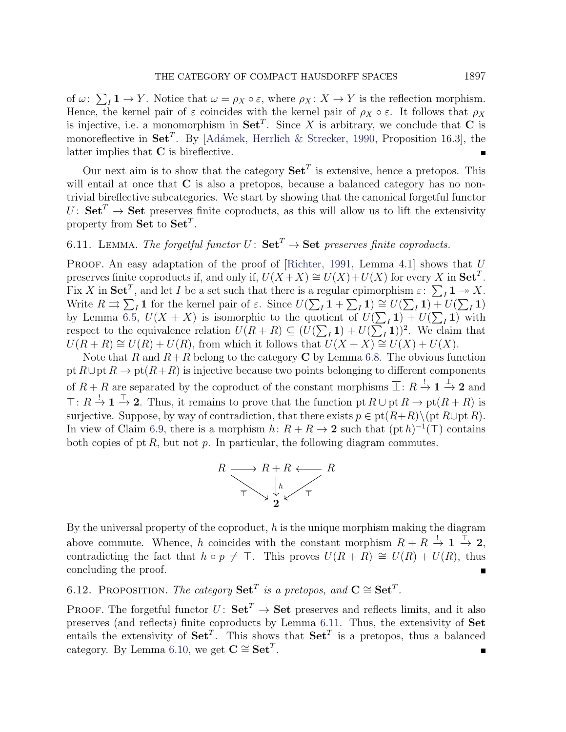of $\omega\colon \sum_I \mathbf{1} \to Y$. Notice that $\omega = \rho_X \circ \varepsilon$, where $\rho_X\colon X \to Y$ is the reflection morphism. Hence, the kernel pair of $\varepsilon$ coincides with the kernel pair of $\rho_X \circ \varepsilon$. It follows that $\rho_X$ is injective, i.e. a monomorphism in $\mathbf{Set}^T$. Since $X$ is arbitrary, we conclude that $\mathbf{C}$ is monoreflective in $\mathbf{Set}^T$. By [Adámek, Herrlich & Strecker, 1990, Proposition 16.3], the latter implies that $\mathbf{C}$ is bireflective. ∎

Our next aim is to show that the category $\mathbf{Set}^T$ is extensive, hence a pretopos. This will entail at once that $\mathbf{C}$ is also a pretopos, because a balanced category has no non-trivial bireflective subcategories. We start by showing that the canonical forgetful functor $U\colon \mathbf{Set}^T \to \mathbf{Set}$ preserves finite coproducts, as this will allow us to lift the extensivity property from $\mathbf{Set}$ to $\mathbf{Set}^T$.

6.11. Lemma. *The forgetful functor $U\colon \mathbf{Set}^T \to \mathbf{Set}$ preserves finite coproducts.*

Proof. An easy adaptation of the proof of [Richter, 1991, Lemma 4.1] shows that $U$ preserves finite coproducts if, and only if, $U(X+X) \cong U(X)+U(X)$ for every $X$ in $\mathbf{Set}^T$. Fix $X$ in $\mathbf{Set}^T$, and let $I$ be a set such that there is a regular epimorphism $\varepsilon\colon \sum_I \mathbf{1} \twoheadrightarrow X$. Write $R \rightrightarrows \sum_I \mathbf{1}$ for the kernel pair of $\varepsilon$. Since $U(\sum_I \mathbf{1} + \sum_I \mathbf{1}) \cong U(\sum_I \mathbf{1}) + U(\sum_I \mathbf{1})$ by Lemma 6.5, $U(X+X)$ is isomorphic to the quotient of $U(\sum_I \mathbf{1}) + U(\sum_I \mathbf{1})$ with respect to the equivalence relation $U(R+R) \subseteq (U(\sum_I \mathbf{1}) + U(\sum_I \mathbf{1}))^2$. We claim that $U(R+R) \cong U(R)+U(R)$, from which it follows that $U(X+X) \cong U(X)+U(X)$.

Note that $R$ and $R+R$ belong to the category $\mathbf{C}$ by Lemma 6.8. The obvious function $\mathrm{pt}\, R \cup \mathrm{pt}\, R \to \mathrm{pt}(R+R)$ is injective because two points belonging to different components of $R+R$ are separated by the coproduct of the constant morphisms $\overline{\bot}\colon R \xrightarrow{!} \mathbf{1} \xrightarrow{\bot} \mathbf{2}$ and $\overline{\top}\colon R \xrightarrow{!} \mathbf{1} \xrightarrow{\top} \mathbf{2}$. Thus, it remains to prove that the function $\mathrm{pt}\, R \cup \mathrm{pt}\, R \to \mathrm{pt}(R+R)$ is surjective. Suppose, by way of contradiction, that there exists $p \in \mathrm{pt}(R+R) \setminus (\mathrm{pt}\, R \cup \mathrm{pt}\, R)$. In view of Claim 6.9, there is a morphism $h\colon R+R \to \mathbf{2}$ such that $(\mathrm{pt}\, h)^{-1}(\top)$ contains both copies of $\mathrm{pt}\, R$, but not $p$. In particular, the following diagram commutes.

$$
\begin{array}{ccccc}
R & \longrightarrow & R+R & \longleftarrow & R \\
 & \searrow^{\overline{\top}} & \downarrow h & \swarrow^{\overline{\top}} & \\
 & & \mathbf{2} & &
\end{array}
$$

By the universal property of the coproduct, $h$ is the unique morphism making the diagram above commute. Whence, $h$ coincides with the constant morphism $R+R \xrightarrow{!} \mathbf{1} \xrightarrow{\top} \mathbf{2}$, contradicting the fact that $h \circ p \neq \top$. This proves $U(R+R) \cong U(R)+U(R)$, thus concluding the proof. ∎

6.12. Proposition. *The category $\mathbf{Set}^T$ is a pretopos, and $\mathbf{C} \cong \mathbf{Set}^T$.*

Proof. The forgetful functor $U\colon \mathbf{Set}^T \to \mathbf{Set}$ preserves and reflects limits, and it also preserves (and reflects) finite coproducts by Lemma 6.11. Thus, the extensivity of $\mathbf{Set}$ entails the extensivity of $\mathbf{Set}^T$. This shows that $\mathbf{Set}^T$ is a pretopos, thus a balanced category. By Lemma 6.10, we get $\mathbf{C} \cong \mathbf{Set}^T$. ∎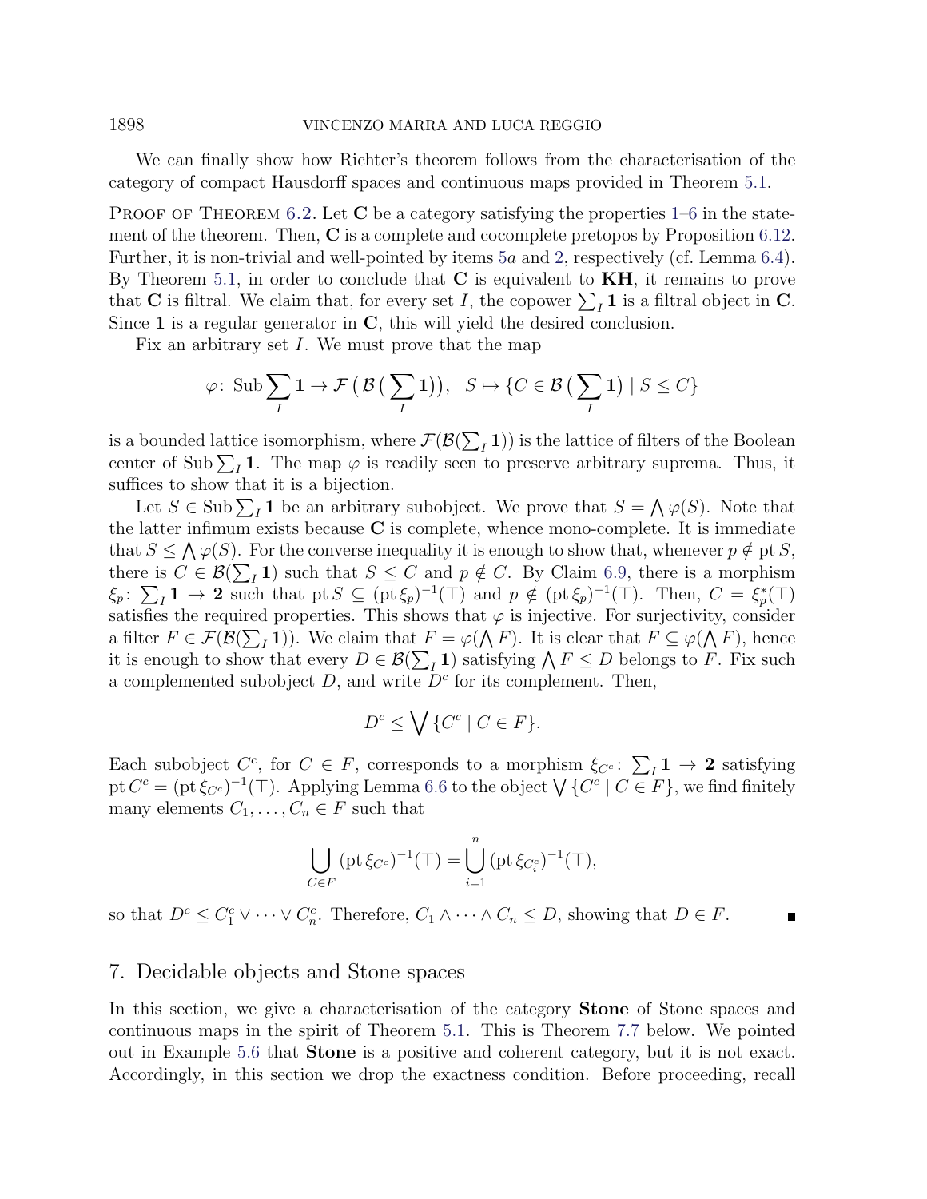We can finally show how Richter's theorem follows from the characterisation of the category of compact Hausdorff spaces and continuous maps provided in Theorem 5.1.

Proof of Theorem 6.2. Let $\mathbf{C}$ be a category satisfying the properties 1–6 in the statement of the theorem. Then, $\mathbf{C}$ is a complete and cocomplete pretopos by Proposition 6.12. Further, it is non-trivial and well-pointed by items 5a and 2, respectively (cf. Lemma 6.4). By Theorem 5.1, in order to conclude that $\mathbf{C}$ is equivalent to $\mathbf{KH}$, it remains to prove that $\mathbf{C}$ is filtral. We claim that, for every set $I$, the copower $\sum_I \mathbf{1}$ is a filtral object in $\mathbf{C}$. Since $\mathbf{1}$ is a regular generator in $\mathbf{C}$, this will yield the desired conclusion.

Fix an arbitrary set $I$. We must prove that the map

$$\varphi\colon \operatorname{Sub}\sum_I \mathbf{1} \to \mathcal{F}\left(\mathcal{B}\left(\sum_I \mathbf{1}\right)\right), \quad S \mapsto \{C \in \mathcal{B}\left(\sum_I \mathbf{1}\right) \mid S \leq C\}$$

is a bounded lattice isomorphism, where $\mathcal{F}(\mathcal{B}(\sum_I \mathbf{1}))$ is the lattice of filters of the Boolean center of $\operatorname{Sub}\sum_I \mathbf{1}$. The map $\varphi$ is readily seen to preserve arbitrary suprema. Thus, it suffices to show that it is a bijection.

Let $S \in \operatorname{Sub}\sum_I \mathbf{1}$ be an arbitrary subobject. We prove that $S = \bigwedge \varphi(S)$. Note that the latter infimum exists because $\mathbf{C}$ is complete, whence mono-complete. It is immediate that $S \leq \bigwedge \varphi(S)$. For the converse inequality it is enough to show that, whenever $p \notin \operatorname{pt} S$, there is $C \in \mathcal{B}(\sum_I \mathbf{1})$ such that $S \leq C$ and $p \notin C$. By Claim 6.9, there is a morphism $\xi_p\colon \sum_I \mathbf{1} \to \mathbf{2}$ such that $\operatorname{pt} S \subseteq (\operatorname{pt} \xi_p)^{-1}(\top)$ and $p \notin (\operatorname{pt} \xi_p)^{-1}(\top)$. Then, $C = \xi_p^*(\top)$ satisfies the required properties. This shows that $\varphi$ is injective. For surjectivity, consider a filter $F \in \mathcal{F}(\mathcal{B}(\sum_I \mathbf{1}))$. We claim that $F = \varphi(\bigwedge F)$. It is clear that $F \subseteq \varphi(\bigwedge F)$, hence it is enough to show that every $D \in \mathcal{B}(\sum_I \mathbf{1})$ satisfying $\bigwedge F \leq D$ belongs to $F$. Fix such a complemented subobject $D$, and write $D^c$ for its complement. Then,

$$D^c \leq \bigvee \{C^c \mid C \in F\}.$$

Each subobject $C^c$, for $C \in F$, corresponds to a morphism $\xi_{C^c}\colon \sum_I \mathbf{1} \to \mathbf{2}$ satisfying $\operatorname{pt} C^c = (\operatorname{pt} \xi_{C^c})^{-1}(\top)$. Applying Lemma 6.6 to the object $\bigvee \{C^c \mid C \in F\}$, we find finitely many elements $C_1, \ldots, C_n \in F$ such that

$$\bigcup_{C \in F} (\operatorname{pt} \xi_{C^c})^{-1}(\top) = \bigcup_{i=1}^{n} (\operatorname{pt} \xi_{C_i^c})^{-1}(\top),$$

so that $D^c \leq C_1^c \vee \cdots \vee C_n^c$. Therefore, $C_1 \wedge \cdots \wedge C_n \leq D$, showing that $D \in F$. ∎

## 7. Decidable objects and Stone spaces

In this section, we give a characterisation of the category **Stone** of Stone spaces and continuous maps in the spirit of Theorem 5.1. This is Theorem 7.7 below. We pointed out in Example 5.6 that **Stone** is a positive and coherent category, but it is not exact. Accordingly, in this section we drop the exactness condition. Before proceeding, recall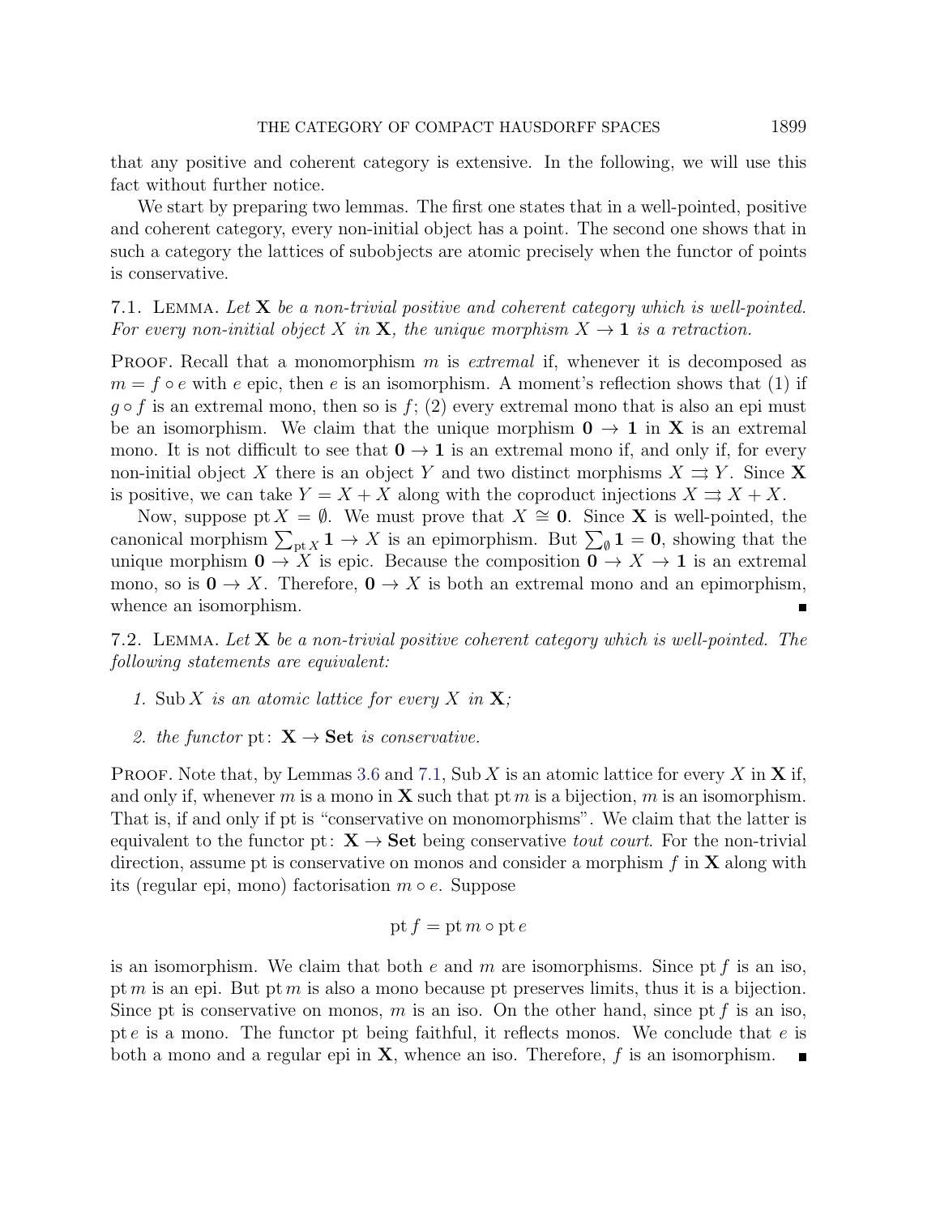that any positive and coherent category is extensive. In the following, we will use this fact without further notice.

We start by preparing two lemmas. The first one states that in a well-pointed, positive and coherent category, every non-initial object has a point. The second one shows that in such a category the lattices of subobjects are atomic precisely when the functor of points is conservative.

7.1. Lemma. *Let $\mathbf{X}$ be a non-trivial positive and coherent category which is well-pointed. For every non-initial object $X$ in $\mathbf{X}$, the unique morphism $X \to \mathbf{1}$ is a retraction.*

Proof. Recall that a monomorphism $m$ is *extremal* if, whenever it is decomposed as $m = f \circ e$ with $e$ epic, then $e$ is an isomorphism. A moment's reflection shows that (1) if $g \circ f$ is an extremal mono, then so is $f$; (2) every extremal mono that is also an epi must be an isomorphism. We claim that the unique morphism $\mathbf{0} \to \mathbf{1}$ in $\mathbf{X}$ is an extremal mono. It is not difficult to see that $\mathbf{0} \to \mathbf{1}$ is an extremal mono if, and only if, for every non-initial object $X$ there is an object $Y$ and two distinct morphisms $X \rightrightarrows Y$. Since $\mathbf{X}$ is positive, we can take $Y = X + X$ along with the coproduct injections $X \rightrightarrows X + X$.

Now, suppose $\operatorname{pt} X = \emptyset$. We must prove that $X \cong \mathbf{0}$. Since $\mathbf{X}$ is well-pointed, the canonical morphism $\sum_{\operatorname{pt} X} \mathbf{1} \to X$ is an epimorphism. But $\sum_{\emptyset} \mathbf{1} = \mathbf{0}$, showing that the unique morphism $\mathbf{0} \to X$ is epic. Because the composition $\mathbf{0} \to X \to \mathbf{1}$ is an extremal mono, so is $\mathbf{0} \to X$. Therefore, $\mathbf{0} \to X$ is both an extremal mono and an epimorphism, whence an isomorphism. ∎

7.2. Lemma. *Let $\mathbf{X}$ be a non-trivial positive coherent category which is well-pointed. The following statements are equivalent:*

1. *$\operatorname{Sub} X$ is an atomic lattice for every $X$ in $\mathbf{X}$;*
2. *the functor $\operatorname{pt}\colon \mathbf{X} \to \mathbf{Set}$ is conservative.*

Proof. Note that, by Lemmas 3.6 and 7.1, $\operatorname{Sub} X$ is an atomic lattice for every $X$ in $\mathbf{X}$ if, and only if, whenever $m$ is a mono in $\mathbf{X}$ such that $\operatorname{pt} m$ is a bijection, $m$ is an isomorphism. That is, if and only if pt is "conservative on monomorphisms". We claim that the latter is equivalent to the functor $\operatorname{pt}\colon \mathbf{X} \to \mathbf{Set}$ being conservative *tout court*. For the non-trivial direction, assume pt is conservative on monos and consider a morphism $f$ in $\mathbf{X}$ along with its (regular epi, mono) factorisation $m \circ e$. Suppose

$$\operatorname{pt} f = \operatorname{pt} m \circ \operatorname{pt} e$$

is an isomorphism. We claim that both $e$ and $m$ are isomorphisms. Since $\operatorname{pt} f$ is an iso, $\operatorname{pt} m$ is an epi. But $\operatorname{pt} m$ is also a mono because pt preserves limits, thus it is a bijection. Since pt is conservative on monos, $m$ is an iso. On the other hand, since $\operatorname{pt} f$ is an iso, $\operatorname{pt} e$ is a mono. The functor pt being faithful, it reflects monos. We conclude that $e$ is both a mono and a regular epi in $\mathbf{X}$, whence an iso. Therefore, $f$ is an isomorphism. ∎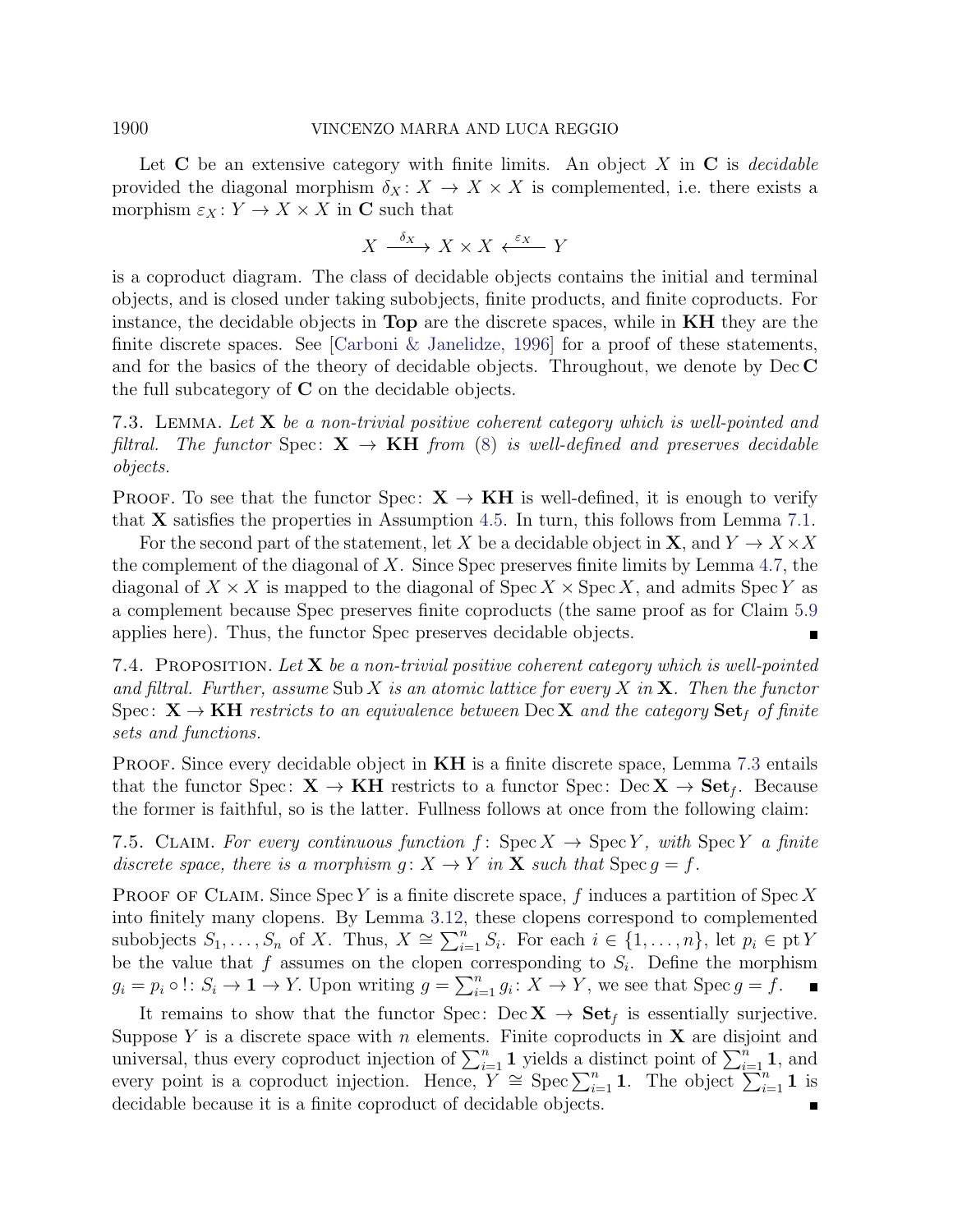Let $\mathbf{C}$ be an extensive category with finite limits. An object $X$ in $\mathbf{C}$ is *decidable* provided the diagonal morphism $\delta_X \colon X \to X \times X$ is complemented, i.e. there exists a morphism $\varepsilon_X \colon Y \to X \times X$ in $\mathbf{C}$ such that

$$X \xrightarrow{\delta_X} X \times X \xleftarrow{\varepsilon_X} Y$$

is a coproduct diagram. The class of decidable objects contains the initial and terminal objects, and is closed under taking subobjects, finite products, and finite coproducts. For instance, the decidable objects in **Top** are the discrete spaces, while in **KH** they are the finite discrete spaces. See [Carboni & Janelidze, 1996] for a proof of these statements, and for the basics of the theory of decidable objects. Throughout, we denote by $\mathrm{Dec}\,\mathbf{C}$ the full subcategory of $\mathbf{C}$ on the decidable objects.

7.3. Lemma. *Let $\mathbf{X}$ be a non-trivial positive coherent category which is well-pointed and filtral. The functor $\mathrm{Spec}\colon \mathbf{X} \to \mathbf{KH}$ from (8) is well-defined and preserves decidable objects.*

Proof. To see that the functor $\mathrm{Spec}\colon \mathbf{X} \to \mathbf{KH}$ is well-defined, it is enough to verify that $\mathbf{X}$ satisfies the properties in Assumption 4.5. In turn, this follows from Lemma 7.1.

For the second part of the statement, let $X$ be a decidable object in $\mathbf{X}$, and $Y \to X \times X$ the complement of the diagonal of $X$. Since Spec preserves finite limits by Lemma 4.7, the diagonal of $X \times X$ is mapped to the diagonal of $\mathrm{Spec}\,X \times \mathrm{Spec}\,X$, and admits $\mathrm{Spec}\,Y$ as a complement because Spec preserves finite coproducts (the same proof as for Claim 5.9 applies here). Thus, the functor Spec preserves decidable objects. ∎

7.4. Proposition. *Let $\mathbf{X}$ be a non-trivial positive coherent category which is well-pointed and filtral. Further, assume $\mathrm{Sub}\,X$ is an atomic lattice for every $X$ in $\mathbf{X}$. Then the functor $\mathrm{Spec}\colon \mathbf{X} \to \mathbf{KH}$ restricts to an equivalence between $\mathrm{Dec}\,\mathbf{X}$ and the category $\mathbf{Set}_f$ of finite sets and functions.*

Proof. Since every decidable object in **KH** is a finite discrete space, Lemma 7.3 entails that the functor $\mathrm{Spec}\colon \mathbf{X} \to \mathbf{KH}$ restricts to a functor $\mathrm{Spec}\colon \mathrm{Dec}\,\mathbf{X} \to \mathbf{Set}_f$. Because the former is faithful, so is the latter. Fullness follows at once from the following claim:

7.5. Claim. *For every continuous function $f\colon \mathrm{Spec}\,X \to \mathrm{Spec}\,Y$, with $\mathrm{Spec}\,Y$ a finite discrete space, there is a morphism $g\colon X \to Y$ in $\mathbf{X}$ such that $\mathrm{Spec}\,g = f$.*

Proof of Claim. Since $\mathrm{Spec}\,Y$ is a finite discrete space, $f$ induces a partition of $\mathrm{Spec}\,X$ into finitely many clopens. By Lemma 3.12, these clopens correspond to complemented subobjects $S_1, \ldots, S_n$ of $X$. Thus, $X \cong \sum_{i=1}^{n} S_i$. For each $i \in \{1, \ldots, n\}$, let $p_i \in \mathrm{pt}\,Y$ be the value that $f$ assumes on the clopen corresponding to $S_i$. Define the morphism $g_i = p_i \circ {!} \colon S_i \to \mathbf{1} \to Y$. Upon writing $g = \sum_{i=1}^{n} g_i \colon X \to Y$, we see that $\mathrm{Spec}\,g = f$. ∎

It remains to show that the functor $\mathrm{Spec}\colon \mathrm{Dec}\,\mathbf{X} \to \mathbf{Set}_f$ is essentially surjective. Suppose $Y$ is a discrete space with $n$ elements. Finite coproducts in $\mathbf{X}$ are disjoint and universal, thus every coproduct injection of $\sum_{i=1}^{n} \mathbf{1}$ yields a distinct point of $\sum_{i=1}^{n} \mathbf{1}$, and every point is a coproduct injection. Hence, $Y \cong \mathrm{Spec} \sum_{i=1}^{n} \mathbf{1}$. The object $\sum_{i=1}^{n} \mathbf{1}$ is decidable because it is a finite coproduct of decidable objects. ∎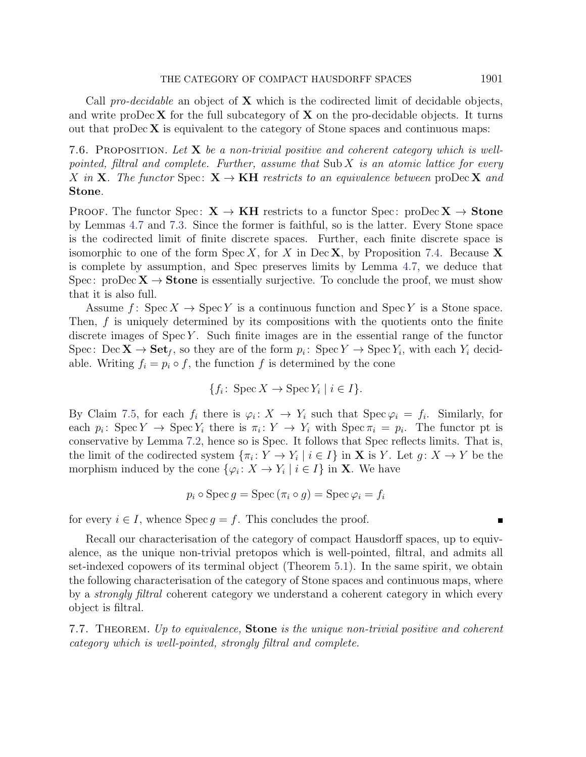Call *pro-decidable* an object of $\mathbf{X}$ which is the codirected limit of decidable objects, and write $\mathrm{proDec}\,\mathbf{X}$ for the full subcategory of $\mathbf{X}$ on the pro-decidable objects. It turns out that $\mathrm{proDec}\,\mathbf{X}$ is equivalent to the category of Stone spaces and continuous maps:

7.6. PROPOSITION. *Let $\mathbf{X}$ be a non-trivial positive and coherent category which is well-pointed, filtral and complete. Further, assume that $\mathrm{Sub}\,X$ is an atomic lattice for every $X$ in $\mathbf{X}$. The functor $\mathrm{Spec}\colon \mathbf{X} \to \mathbf{KH}$ restricts to an equivalence between $\mathrm{proDec}\,\mathbf{X}$ and* **Stone**.

PROOF. The functor $\mathrm{Spec}\colon \mathbf{X} \to \mathbf{KH}$ restricts to a functor $\mathrm{Spec}\colon \mathrm{proDec}\,\mathbf{X} \to \mathbf{Stone}$ by Lemmas 4.7 and 7.3. Since the former is faithful, so is the latter. Every Stone space is the codirected limit of finite discrete spaces. Further, each finite discrete space is isomorphic to one of the form $\mathrm{Spec}\,X$, for $X$ in $\mathrm{Dec}\,\mathbf{X}$, by Proposition 7.4. Because $\mathbf{X}$ is complete by assumption, and Spec preserves limits by Lemma 4.7, we deduce that $\mathrm{Spec}\colon \mathrm{proDec}\,\mathbf{X} \to \mathbf{Stone}$ is essentially surjective. To conclude the proof, we must show that it is also full.

Assume $f\colon \mathrm{Spec}\,X \to \mathrm{Spec}\,Y$ is a continuous function and $\mathrm{Spec}\,Y$ is a Stone space. Then, $f$ is uniquely determined by its compositions with the quotients onto the finite discrete images of $\mathrm{Spec}\,Y$. Such finite images are in the essential range of the functor $\mathrm{Spec}\colon \mathrm{Dec}\,\mathbf{X} \to \mathbf{Set}_f$, so they are of the form $p_i\colon \mathrm{Spec}\,Y \to \mathrm{Spec}\,Y_i$, with each $Y_i$ decidable. Writing $f_i = p_i \circ f$, the function $f$ is determined by the cone

$$\{f_i\colon \mathrm{Spec}\,X \to \mathrm{Spec}\,Y_i \mid i \in I\}.$$

By Claim 7.5, for each $f_i$ there is $\varphi_i\colon X \to Y_i$ such that $\mathrm{Spec}\,\varphi_i = f_i$. Similarly, for each $p_i\colon \mathrm{Spec}\,Y \to \mathrm{Spec}\,Y_i$ there is $\pi_i\colon Y \to Y_i$ with $\mathrm{Spec}\,\pi_i = p_i$. The functor pt is conservative by Lemma 7.2, hence so is Spec. It follows that Spec reflects limits. That is, the limit of the codirected system $\{\pi_i\colon Y \to Y_i \mid i \in I\}$ in $\mathbf{X}$ is $Y$. Let $g\colon X \to Y$ be the morphism induced by the cone $\{\varphi_i\colon X \to Y_i \mid i \in I\}$ in $\mathbf{X}$. We have

$$p_i \circ \mathrm{Spec}\,g = \mathrm{Spec}\,(\pi_i \circ g) = \mathrm{Spec}\,\varphi_i = f_i$$

for every $i \in I$, whence $\mathrm{Spec}\,g = f$. This concludes the proof. ∎

Recall our characterisation of the category of compact Hausdorff spaces, up to equivalence, as the unique non-trivial pretopos which is well-pointed, filtral, and admits all set-indexed copowers of its terminal object (Theorem 5.1). In the same spirit, we obtain the following characterisation of the category of Stone spaces and continuous maps, where by a *strongly filtral* coherent category we understand a coherent category in which every object is filtral.

7.7. THEOREM. *Up to equivalence,* **Stone** *is the unique non-trivial positive and coherent category which is well-pointed, strongly filtral and complete.*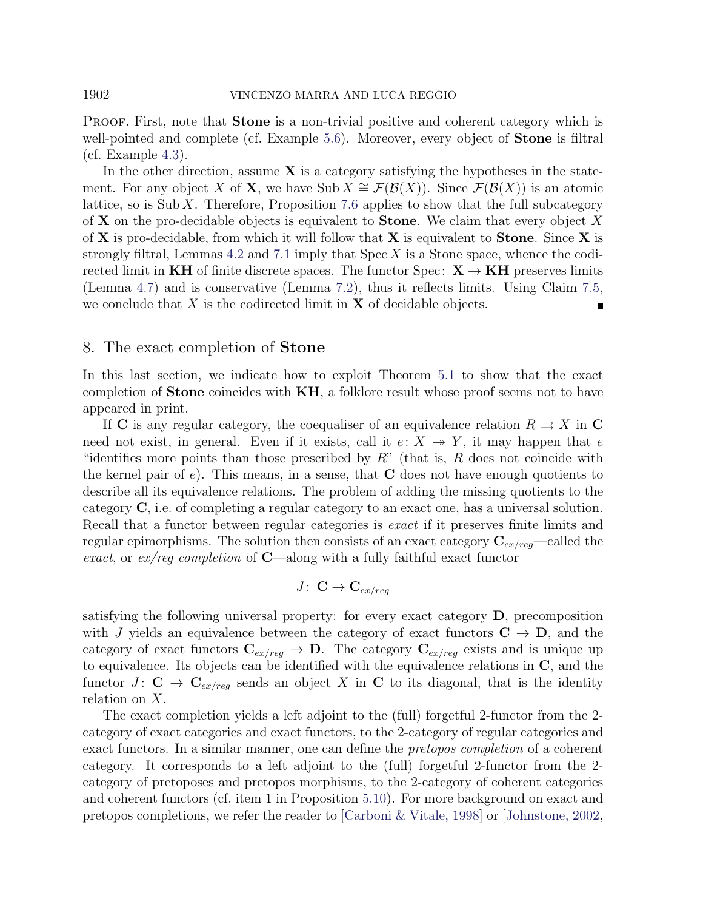Proof. First, note that **Stone** is a non-trivial positive and coherent category which is well-pointed and complete (cf. Example 5.6). Moreover, every object of **Stone** is filtral (cf. Example 4.3).

In the other direction, assume $\mathbf{X}$ is a category satisfying the hypotheses in the statement. For any object $X$ of $\mathbf{X}$, we have $\operatorname{Sub} X \cong \mathcal{F}(\mathcal{B}(X))$. Since $\mathcal{F}(\mathcal{B}(X))$ is an atomic lattice, so is $\operatorname{Sub} X$. Therefore, Proposition 7.6 applies to show that the full subcategory of $\mathbf{X}$ on the pro-decidable objects is equivalent to **Stone**. We claim that every object $X$ of $\mathbf{X}$ is pro-decidable, from which it will follow that $\mathbf{X}$ is equivalent to **Stone**. Since $\mathbf{X}$ is strongly filtral, Lemmas 4.2 and 7.1 imply that $\operatorname{Spec} X$ is a Stone space, whence the codirected limit in **KH** of finite discrete spaces. The functor $\operatorname{Spec}\colon \mathbf{X} \to \mathbf{KH}$ preserves limits (Lemma 4.7) and is conservative (Lemma 7.2), thus it reflects limits. Using Claim 7.5, we conclude that $X$ is the codirected limit in $\mathbf{X}$ of decidable objects. ∎

## 8. The exact completion of Stone

In this last section, we indicate how to exploit Theorem 5.1 to show that the exact completion of **Stone** coincides with **KH**, a folklore result whose proof seems not to have appeared in print.

If $\mathbf{C}$ is any regular category, the coequaliser of an equivalence relation $R \rightrightarrows X$ in $\mathbf{C}$ need not exist, in general. Even if it exists, call it $e\colon X \twoheadrightarrow Y$, it may happen that $e$ "identifies more points than those prescribed by $R$" (that is, $R$ does not coincide with the kernel pair of $e$). This means, in a sense, that $\mathbf{C}$ does not have enough quotients to describe all its equivalence relations. The problem of adding the missing quotients to the category $\mathbf{C}$, i.e. of completing a regular category to an exact one, has a universal solution. Recall that a functor between regular categories is *exact* if it preserves finite limits and regular epimorphisms. The solution then consists of an exact category $\mathbf{C}_{ex/reg}$—called the *exact*, or *ex/reg completion* of $\mathbf{C}$—along with a fully faithful exact functor

$$J\colon \mathbf{C} \to \mathbf{C}_{ex/reg}$$

satisfying the following universal property: for every exact category $\mathbf{D}$, precomposition with $J$ yields an equivalence between the category of exact functors $\mathbf{C} \to \mathbf{D}$, and the category of exact functors $\mathbf{C}_{ex/reg} \to \mathbf{D}$. The category $\mathbf{C}_{ex/reg}$ exists and is unique up to equivalence. Its objects can be identified with the equivalence relations in $\mathbf{C}$, and the functor $J\colon \mathbf{C} \to \mathbf{C}_{ex/reg}$ sends an object $X$ in $\mathbf{C}$ to its diagonal, that is the identity relation on $X$.

The exact completion yields a left adjoint to the (full) forgetful 2-functor from the 2-category of exact categories and exact functors, to the 2-category of regular categories and exact functors. In a similar manner, one can define the *pretopos completion* of a coherent category. It corresponds to a left adjoint to the (full) forgetful 2-functor from the 2-category of pretoposes and pretopos morphisms, to the 2-category of coherent categories and coherent functors (cf. item 1 in Proposition 5.10). For more background on exact and pretopos completions, we refer the reader to [Carboni & Vitale, 1998] or [Johnstone, 2002,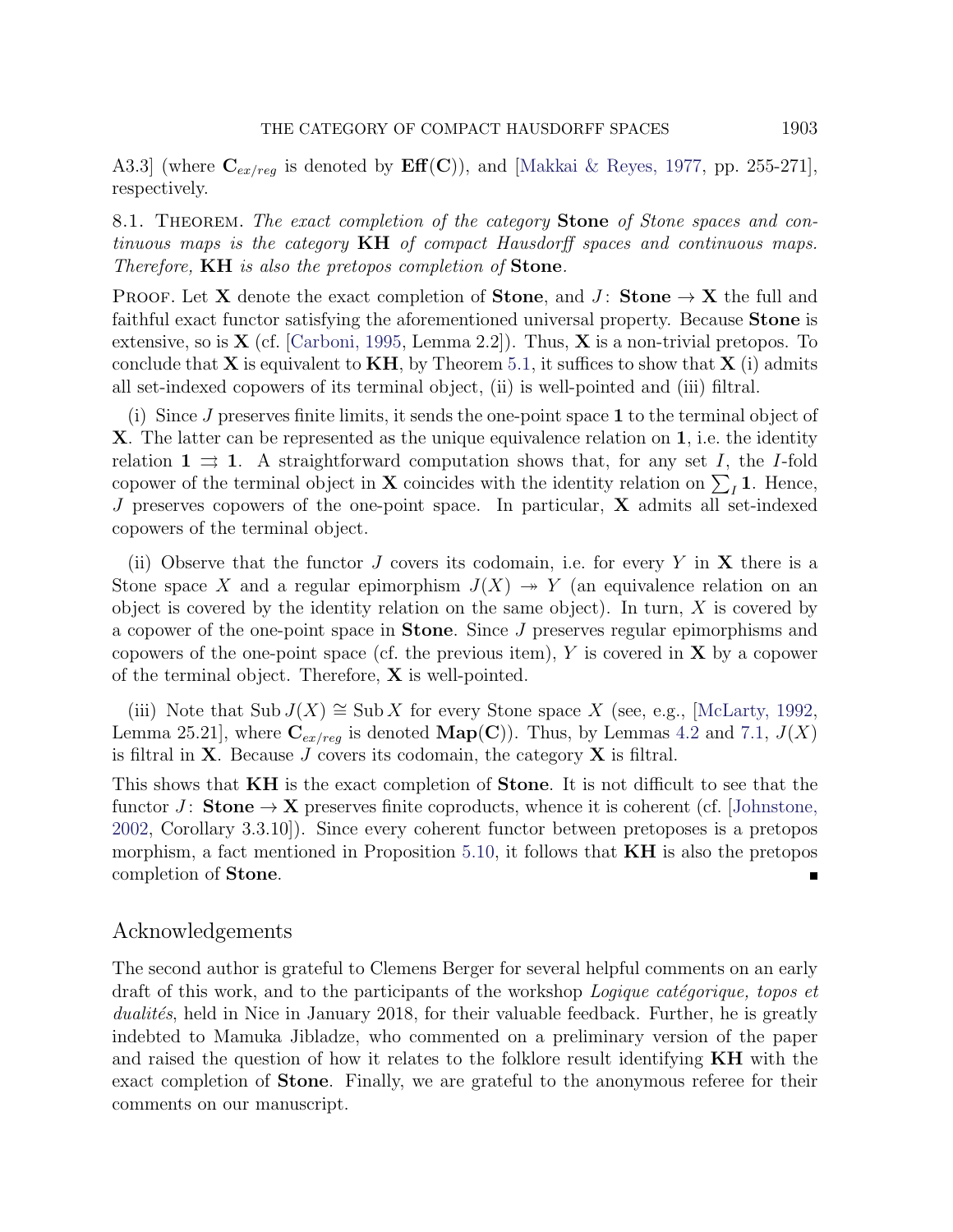A3.3] (where $\mathbf{C}_{ex/reg}$ is denoted by $\mathbf{Eff}(\mathbf{C})$), and [Makkai & Reyes, 1977, pp. 255-271], respectively.

8.1. Theorem. *The exact completion of the category* **Stone** *of Stone spaces and continuous maps is the category* **KH** *of compact Hausdorff spaces and continuous maps. Therefore,* **KH** *is also the pretopos completion of* **Stone***.*

Proof. Let $\mathbf{X}$ denote the exact completion of **Stone**, and $J\colon \mathbf{Stone} \to \mathbf{X}$ the full and faithful exact functor satisfying the aforementioned universal property. Because **Stone** is extensive, so is $\mathbf{X}$ (cf. [Carboni, 1995, Lemma 2.2]). Thus, $\mathbf{X}$ is a non-trivial pretopos. To conclude that $\mathbf{X}$ is equivalent to **KH**, by Theorem 5.1, it suffices to show that $\mathbf{X}$ (i) admits all set-indexed copowers of its terminal object, (ii) is well-pointed and (iii) filtral.

(i) Since $J$ preserves finite limits, it sends the one-point space $\mathbf{1}$ to the terminal object of $\mathbf{X}$. The latter can be represented as the unique equivalence relation on $\mathbf{1}$, i.e. the identity relation $\mathbf{1} \rightrightarrows \mathbf{1}$. A straightforward computation shows that, for any set $I$, the $I$-fold copower of the terminal object in $\mathbf{X}$ coincides with the identity relation on $\sum_I \mathbf{1}$. Hence, $J$ preserves copowers of the one-point space. In particular, $\mathbf{X}$ admits all set-indexed copowers of the terminal object.

(ii) Observe that the functor $J$ covers its codomain, i.e. for every $Y$ in $\mathbf{X}$ there is a Stone space $X$ and a regular epimorphism $J(X) \twoheadrightarrow Y$ (an equivalence relation on an object is covered by the identity relation on the same object). In turn, $X$ is covered by a copower of the one-point space in **Stone**. Since $J$ preserves regular epimorphisms and copowers of the one-point space (cf. the previous item), $Y$ is covered in $\mathbf{X}$ by a copower of the terminal object. Therefore, $\mathbf{X}$ is well-pointed.

(iii) Note that $\operatorname{Sub} J(X) \cong \operatorname{Sub} X$ for every Stone space $X$ (see, e.g., [McLarty, 1992, Lemma 25.21], where $\mathbf{C}_{ex/reg}$ is denoted $\mathbf{Map}(\mathbf{C})$). Thus, by Lemmas 4.2 and 7.1, $J(X)$ is filtral in $\mathbf{X}$. Because $J$ covers its codomain, the category $\mathbf{X}$ is filtral.

This shows that **KH** is the exact completion of **Stone**. It is not difficult to see that the functor $J\colon \mathbf{Stone} \to \mathbf{X}$ preserves finite coproducts, whence it is coherent (cf. [Johnstone, 2002, Corollary 3.3.10]). Since every coherent functor between pretoposes is a pretopos morphism, a fact mentioned in Proposition 5.10, it follows that **KH** is also the pretopos completion of **Stone**. ∎

## Acknowledgements

The second author is grateful to Clemens Berger for several helpful comments on an early draft of this work, and to the participants of the workshop *Logique catégorique, topos et dualités*, held in Nice in January 2018, for their valuable feedback. Further, he is greatly indebted to Mamuka Jibladze, who commented on a preliminary version of the paper and raised the question of how it relates to the folklore result identifying **KH** with the exact completion of **Stone**. Finally, we are grateful to the anonymous referee for their comments on our manuscript.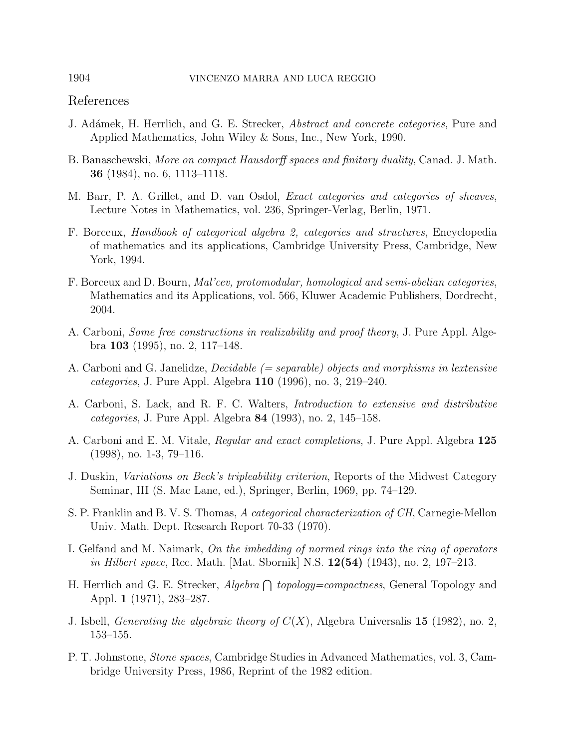## References

J. Adámek, H. Herrlich, and G. E. Strecker, *Abstract and concrete categories*, Pure and Applied Mathematics, John Wiley & Sons, Inc., New York, 1990.

B. Banaschewski, *More on compact Hausdorff spaces and finitary duality*, Canad. J. Math. **36** (1984), no. 6, 1113–1118.

M. Barr, P. A. Grillet, and D. van Osdol, *Exact categories and categories of sheaves*, Lecture Notes in Mathematics, vol. 236, Springer-Verlag, Berlin, 1971.

F. Borceux, *Handbook of categorical algebra 2, categories and structures*, Encyclopedia of mathematics and its applications, Cambridge University Press, Cambridge, New York, 1994.

F. Borceux and D. Bourn, *Mal'cev, protomodular, homological and semi-abelian categories*, Mathematics and its Applications, vol. 566, Kluwer Academic Publishers, Dordrecht, 2004.

A. Carboni, *Some free constructions in realizability and proof theory*, J. Pure Appl. Algebra **103** (1995), no. 2, 117–148.

A. Carboni and G. Janelidze, *Decidable (= separable) objects and morphisms in lextensive categories*, J. Pure Appl. Algebra **110** (1996), no. 3, 219–240.

A. Carboni, S. Lack, and R. F. C. Walters, *Introduction to extensive and distributive categories*, J. Pure Appl. Algebra **84** (1993), no. 2, 145–158.

A. Carboni and E. M. Vitale, *Regular and exact completions*, J. Pure Appl. Algebra **125** (1998), no. 1-3, 79–116.

J. Duskin, *Variations on Beck's tripleability criterion*, Reports of the Midwest Category Seminar, III (S. Mac Lane, ed.), Springer, Berlin, 1969, pp. 74–129.

S. P. Franklin and B. V. S. Thomas, *A categorical characterization of CH*, Carnegie-Mellon Univ. Math. Dept. Research Report 70-33 (1970).

I. Gelfand and M. Naimark, *On the imbedding of normed rings into the ring of operators in Hilbert space*, Rec. Math. [Mat. Sbornik] N.S. **12(54)** (1943), no. 2, 197–213.

H. Herrlich and G. E. Strecker, *Algebra $\bigcap$ topology=compactness*, General Topology and Appl. **1** (1971), 283–287.

J. Isbell, *Generating the algebraic theory of $C(X)$*, Algebra Universalis **15** (1982), no. 2, 153–155.

P. T. Johnstone, *Stone spaces*, Cambridge Studies in Advanced Mathematics, vol. 3, Cambridge University Press, 1986, Reprint of the 1982 edition.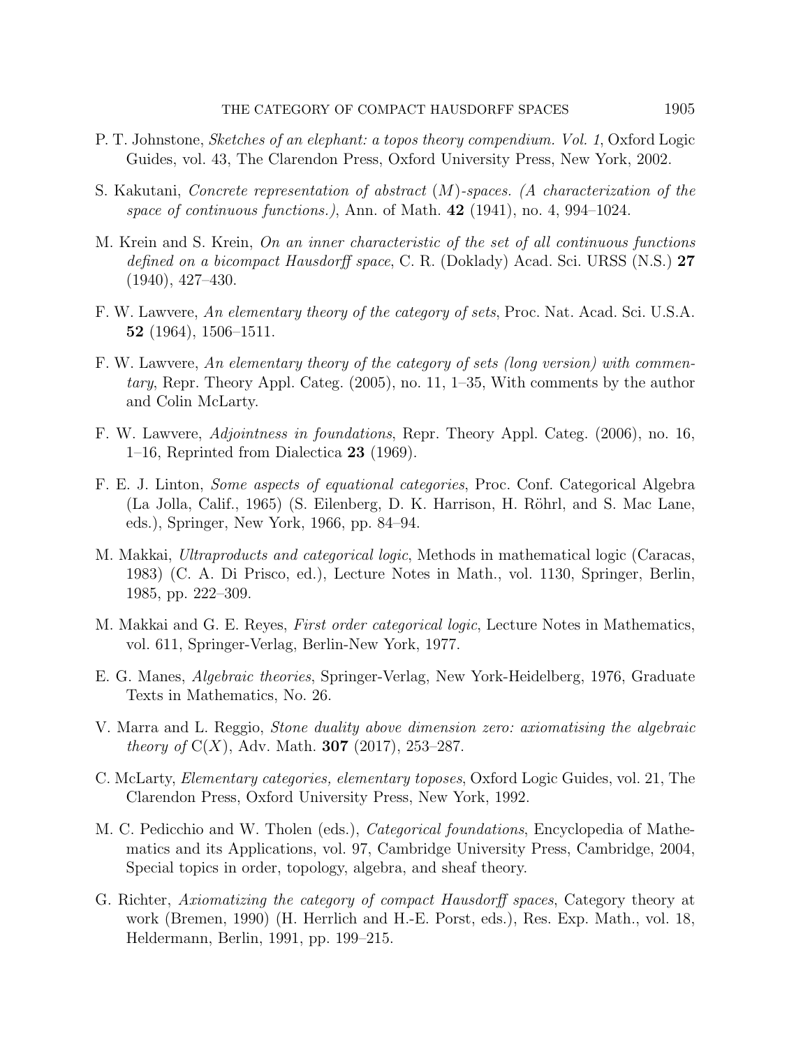P. T. Johnstone, *Sketches of an elephant: a topos theory compendium. Vol. 1*, Oxford Logic Guides, vol. 43, The Clarendon Press, Oxford University Press, New York, 2002.

S. Kakutani, *Concrete representation of abstract $(M)$-spaces. (A characterization of the space of continuous functions.)*, Ann. of Math. **42** (1941), no. 4, 994–1024.

M. Krein and S. Krein, *On an inner characteristic of the set of all continuous functions defined on a bicompact Hausdorff space*, C. R. (Doklady) Acad. Sci. URSS (N.S.) **27** (1940), 427–430.

F. W. Lawvere, *An elementary theory of the category of sets*, Proc. Nat. Acad. Sci. U.S.A. **52** (1964), 1506–1511.

F. W. Lawvere, *An elementary theory of the category of sets (long version) with commentary*, Repr. Theory Appl. Categ. (2005), no. 11, 1–35, With comments by the author and Colin McLarty.

F. W. Lawvere, *Adjointness in foundations*, Repr. Theory Appl. Categ. (2006), no. 16, 1–16, Reprinted from Dialectica **23** (1969).

F. E. J. Linton, *Some aspects of equational categories*, Proc. Conf. Categorical Algebra (La Jolla, Calif., 1965) (S. Eilenberg, D. K. Harrison, H. Röhrl, and S. Mac Lane, eds.), Springer, New York, 1966, pp. 84–94.

M. Makkai, *Ultraproducts and categorical logic*, Methods in mathematical logic (Caracas, 1983) (C. A. Di Prisco, ed.), Lecture Notes in Math., vol. 1130, Springer, Berlin, 1985, pp. 222–309.

M. Makkai and G. E. Reyes, *First order categorical logic*, Lecture Notes in Mathematics, vol. 611, Springer-Verlag, Berlin-New York, 1977.

E. G. Manes, *Algebraic theories*, Springer-Verlag, New York-Heidelberg, 1976, Graduate Texts in Mathematics, No. 26.

V. Marra and L. Reggio, *Stone duality above dimension zero: axiomatising the algebraic theory of* $\mathrm{C}(X)$, Adv. Math. **307** (2017), 253–287.

C. McLarty, *Elementary categories, elementary toposes*, Oxford Logic Guides, vol. 21, The Clarendon Press, Oxford University Press, New York, 1992.

M. C. Pedicchio and W. Tholen (eds.), *Categorical foundations*, Encyclopedia of Mathematics and its Applications, vol. 97, Cambridge University Press, Cambridge, 2004, Special topics in order, topology, algebra, and sheaf theory.

G. Richter, *Axiomatizing the category of compact Hausdorff spaces*, Category theory at work (Bremen, 1990) (H. Herrlich and H.-E. Porst, eds.), Res. Exp. Math., vol. 18, Heldermann, Berlin, 1991, pp. 199–215.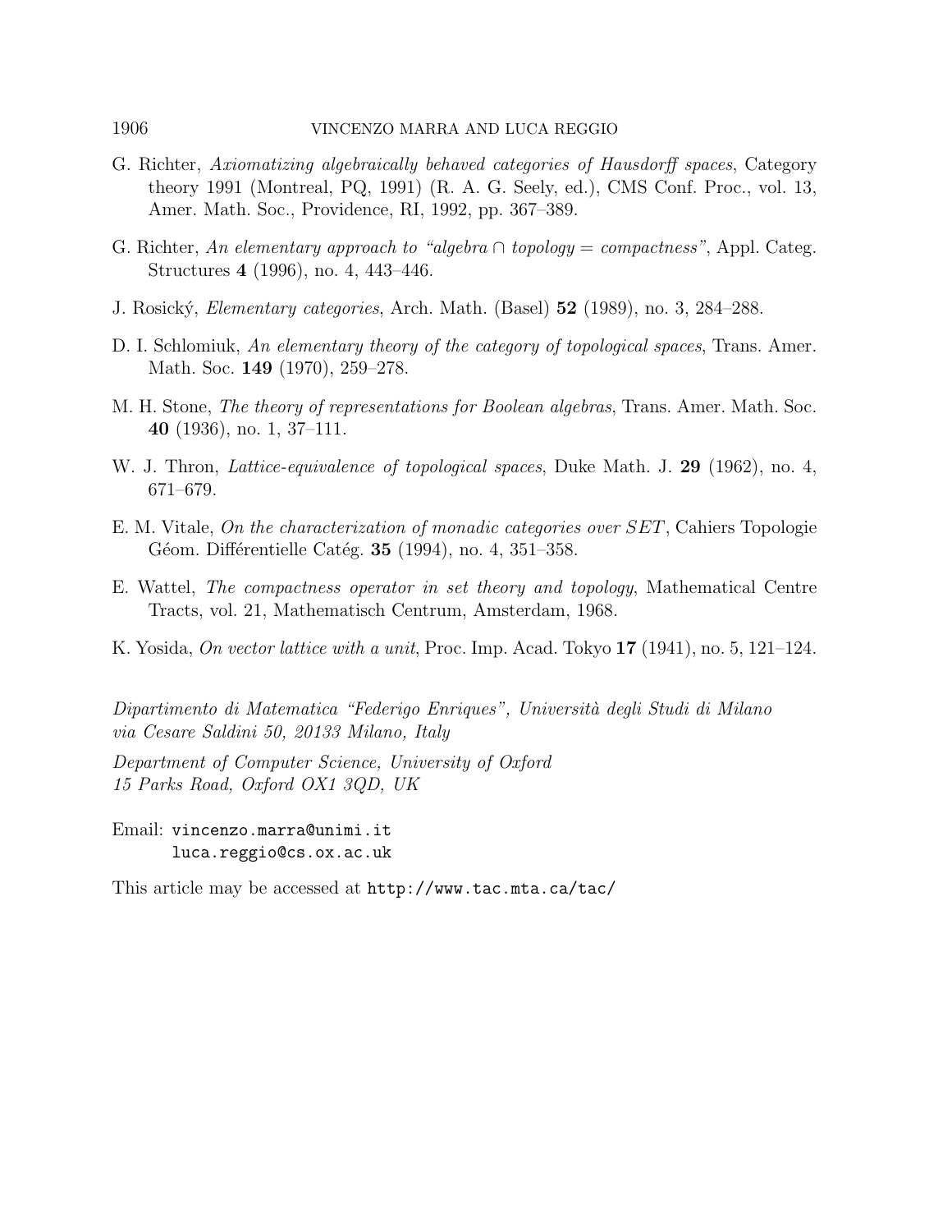G. Richter, *Axiomatizing algebraically behaved categories of Hausdorff spaces*, Category theory 1991 (Montreal, PQ, 1991) (R. A. G. Seely, ed.), CMS Conf. Proc., vol. 13, Amer. Math. Soc., Providence, RI, 1992, pp. 367–389.

G. Richter, *An elementary approach to "algebra $\cap$ topology = compactness"*, Appl. Categ. Structures **4** (1996), no. 4, 443–446.

J. Rosický, *Elementary categories*, Arch. Math. (Basel) **52** (1989), no. 3, 284–288.

D. I. Schlomiuk, *An elementary theory of the category of topological spaces*, Trans. Amer. Math. Soc. **149** (1970), 259–278.

M. H. Stone, *The theory of representations for Boolean algebras*, Trans. Amer. Math. Soc. **40** (1936), no. 1, 37–111.

W. J. Thron, *Lattice-equivalence of topological spaces*, Duke Math. J. **29** (1962), no. 4, 671–679.

E. M. Vitale, *On the characterization of monadic categories over SET*, Cahiers Topologie Géom. Différentielle Catég. **35** (1994), no. 4, 351–358.

E. Wattel, *The compactness operator in set theory and topology*, Mathematical Centre Tracts, vol. 21, Mathematisch Centrum, Amsterdam, 1968.

K. Yosida, *On vector lattice with a unit*, Proc. Imp. Acad. Tokyo **17** (1941), no. 5, 121–124.

*Dipartimento di Matematica "Federigo Enriques", Università degli Studi di Milano*
*via Cesare Saldini 50, 20133 Milano, Italy*

*Department of Computer Science, University of Oxford*
*15 Parks Road, Oxford OX1 3QD, UK*

Email: `vincenzo.marra@unimi.it`
`luca.reggio@cs.ox.ac.uk`

This article may be accessed at `http://www.tac.mta.ca/tac/`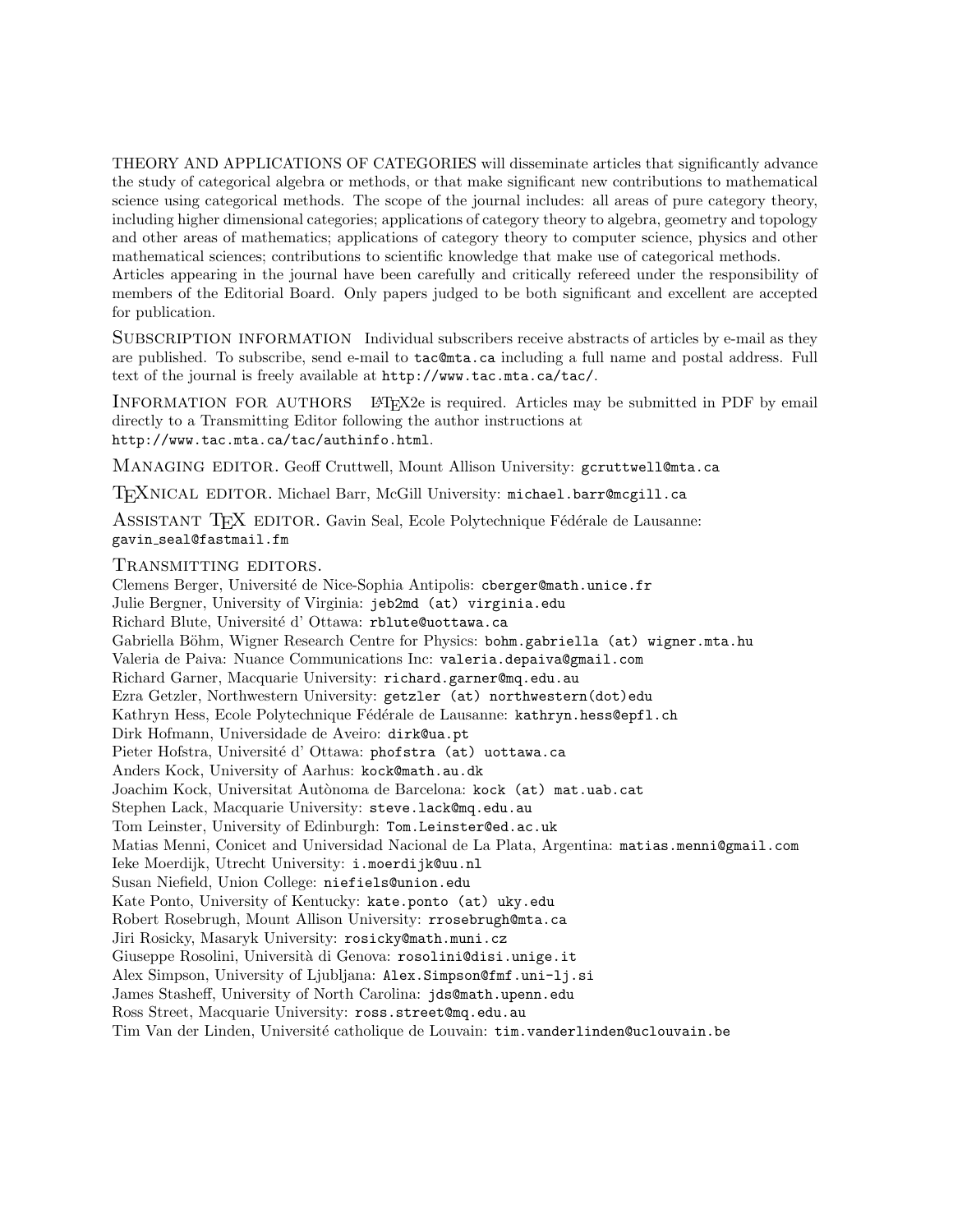THEORY AND APPLICATIONS OF CATEGORIES will disseminate articles that significantly advance the study of categorical algebra or methods, or that make significant new contributions to mathematical science using categorical methods. The scope of the journal includes: all areas of pure category theory, including higher dimensional categories; applications of category theory to algebra, geometry and topology and other areas of mathematics; applications of category theory to computer science, physics and other mathematical sciences; contributions to scientific knowledge that make use of categorical methods.
Articles appearing in the journal have been carefully and critically refereed under the responsibility of members of the Editorial Board. Only papers judged to be both significant and excellent are accepted for publication.

Subscription information Individual subscribers receive abstracts of articles by e-mail as they are published. To subscribe, send e-mail to tac@mta.ca including a full name and postal address. Full text of the journal is freely available at http://www.tac.mta.ca/tac/.

Information for authors LaTeX2e is required. Articles may be submitted in PDF by email directly to a Transmitting Editor following the author instructions at
http://www.tac.mta.ca/tac/authinfo.html.

Managing editor. Geoff Cruttwell, Mount Allison University: gcruttwell@mta.ca

TEXnical editor. Michael Barr, McGill University: michael.barr@mcgill.ca

Assistant TEX editor. Gavin Seal, Ecole Polytechnique Fédérale de Lausanne:
gavin_seal@fastmail.fm

Transmitting editors.
Clemens Berger, Université de Nice-Sophia Antipolis: cberger@math.unice.fr
Julie Bergner, University of Virginia: jeb2md (at) virginia.edu
Richard Blute, Université d' Ottawa: rblute@uottawa.ca
Gabriella Böhm, Wigner Research Centre for Physics: bohm.gabriella (at) wigner.mta.hu
Valeria de Paiva: Nuance Communications Inc: valeria.depaiva@gmail.com
Richard Garner, Macquarie University: richard.garner@mq.edu.au
Ezra Getzler, Northwestern University: getzler (at) northwestern(dot)edu
Kathryn Hess, Ecole Polytechnique Fédérale de Lausanne: kathryn.hess@epfl.ch
Dirk Hofmann, Universidade de Aveiro: dirk@ua.pt
Pieter Hofstra, Université d' Ottawa: phofstra (at) uottawa.ca
Anders Kock, University of Aarhus: kock@math.au.dk
Joachim Kock, Universitat Autònoma de Barcelona: kock (at) mat.uab.cat
Stephen Lack, Macquarie University: steve.lack@mq.edu.au
Tom Leinster, University of Edinburgh: Tom.Leinster@ed.ac.uk
Matias Menni, Conicet and Universidad Nacional de La Plata, Argentina: matias.menni@gmail.com
Ieke Moerdijk, Utrecht University: i.moerdijk@uu.nl
Susan Niefield, Union College: niefiels@union.edu
Kate Ponto, University of Kentucky: kate.ponto (at) uky.edu
Robert Rosebrugh, Mount Allison University: rrosebrugh@mta.ca
Jiri Rosicky, Masaryk University: rosicky@math.muni.cz
Giuseppe Rosolini, Università di Genova: rosolini@disi.unige.it
Alex Simpson, University of Ljubljana: Alex.Simpson@fmf.uni-lj.si
James Stasheff, University of North Carolina: jds@math.upenn.edu
Ross Street, Macquarie University: ross.street@mq.edu.au
Tim Van der Linden, Université catholique de Louvain: tim.vanderlinden@uclouvain.be